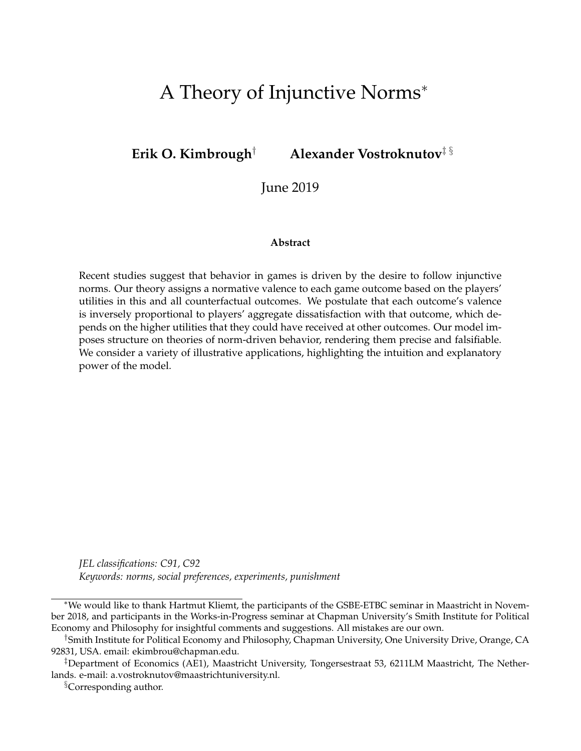# A Theory of Injunctive Norms*

**Erik O. Kimbrough**[†] **Alexander Vostroknutov**[‡ §]

June 2019

**Abstract**

Recent studies suggest that behavior in games is driven by the desire to follow injunctive norms. Our theory assigns a normative valence to each game outcome based on the players' utilities in this and all counterfactual outcomes. We postulate that each outcome's valence is inversely proportional to players' aggregate dissatisfaction with that outcome, which depends on the higher utilities that they could have received at other outcomes. Our model imposes structure on theories of norm-driven behavior, rendering them precise and falsifiable. We consider a variety of illustrative applications, highlighting the intuition and explanatory power of the model.

*JEL classifications: C91, C92*
*Keywords: norms, social preferences, experiments, punishment*

---

*We would like to thank Hartmut Kliemt, the participants of the GSBE-ETBC seminar in Maastricht in November 2018, and participants in the Works-in-Progress seminar at Chapman University's Smith Institute for Political Economy and Philosophy for insightful comments and suggestions. All mistakes are our own.

[†]Smith Institute for Political Economy and Philosophy, Chapman University, One University Drive, Orange, CA 92831, USA. email: ekimbrou@chapman.edu.

[‡]Department of Economics (AE1), Maastricht University, Tongersestraat 53, 6211LM Maastricht, The Netherlands. e-mail: a.vostroknutov@maastrichtuniversity.nl.

[§]Corresponding author.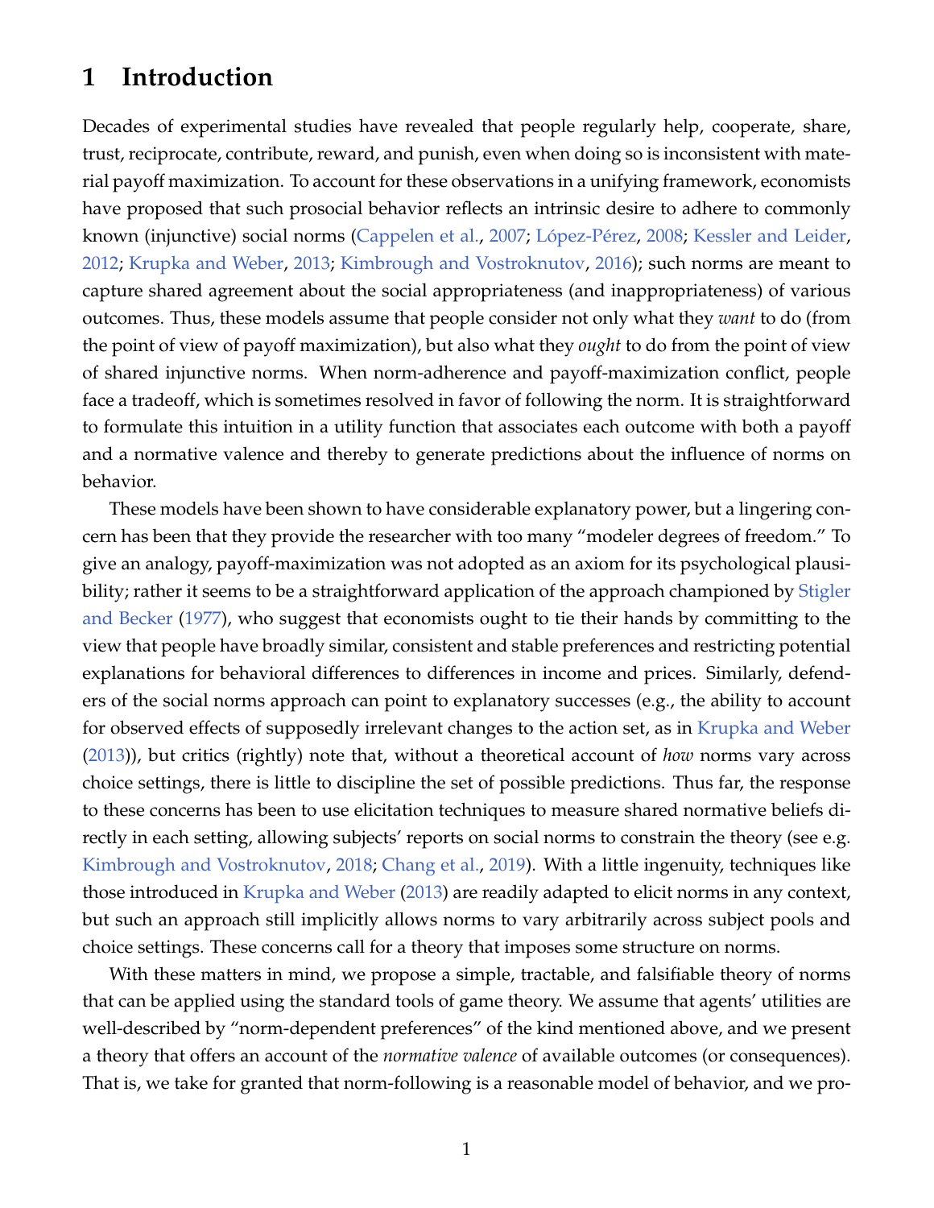# 1 Introduction

Decades of experimental studies have revealed that people regularly help, cooperate, share, trust, reciprocate, contribute, reward, and punish, even when doing so is inconsistent with material payoff maximization. To account for these observations in a unifying framework, economists have proposed that such prosocial behavior reflects an intrinsic desire to adhere to commonly known (injunctive) social norms (Cappelen et al., 2007; López-Pérez, 2008; Kessler and Leider, 2012; Krupka and Weber, 2013; Kimbrough and Vostroknutov, 2016); such norms are meant to capture shared agreement about the social appropriateness (and inappropriateness) of various outcomes. Thus, these models assume that people consider not only what they *want* to do (from the point of view of payoff maximization), but also what they *ought* to do from the point of view of shared injunctive norms. When norm-adherence and payoff-maximization conflict, people face a tradeoff, which is sometimes resolved in favor of following the norm. It is straightforward to formulate this intuition in a utility function that associates each outcome with both a payoff and a normative valence and thereby to generate predictions about the influence of norms on behavior.

These models have been shown to have considerable explanatory power, but a lingering concern has been that they provide the researcher with too many "modeler degrees of freedom." To give an analogy, payoff-maximization was not adopted as an axiom for its psychological plausibility; rather it seems to be a straightforward application of the approach championed by Stigler and Becker (1977), who suggest that economists ought to tie their hands by committing to the view that people have broadly similar, consistent and stable preferences and restricting potential explanations for behavioral differences to differences in income and prices. Similarly, defenders of the social norms approach can point to explanatory successes (e.g., the ability to account for observed effects of supposedly irrelevant changes to the action set, as in Krupka and Weber (2013)), but critics (rightly) note that, without a theoretical account of *how* norms vary across choice settings, there is little to discipline the set of possible predictions. Thus far, the response to these concerns has been to use elicitation techniques to measure shared normative beliefs directly in each setting, allowing subjects' reports on social norms to constrain the theory (see e.g. Kimbrough and Vostroknutov, 2018; Chang et al., 2019). With a little ingenuity, techniques like those introduced in Krupka and Weber (2013) are readily adapted to elicit norms in any context, but such an approach still implicitly allows norms to vary arbitrarily across subject pools and choice settings. These concerns call for a theory that imposes some structure on norms.

With these matters in mind, we propose a simple, tractable, and falsifiable theory of norms that can be applied using the standard tools of game theory. We assume that agents' utilities are well-described by "norm-dependent preferences" of the kind mentioned above, and we present a theory that offers an account of the *normative valence* of available outcomes (or consequences). That is, we take for granted that norm-following is a reasonable model of behavior, and we pro-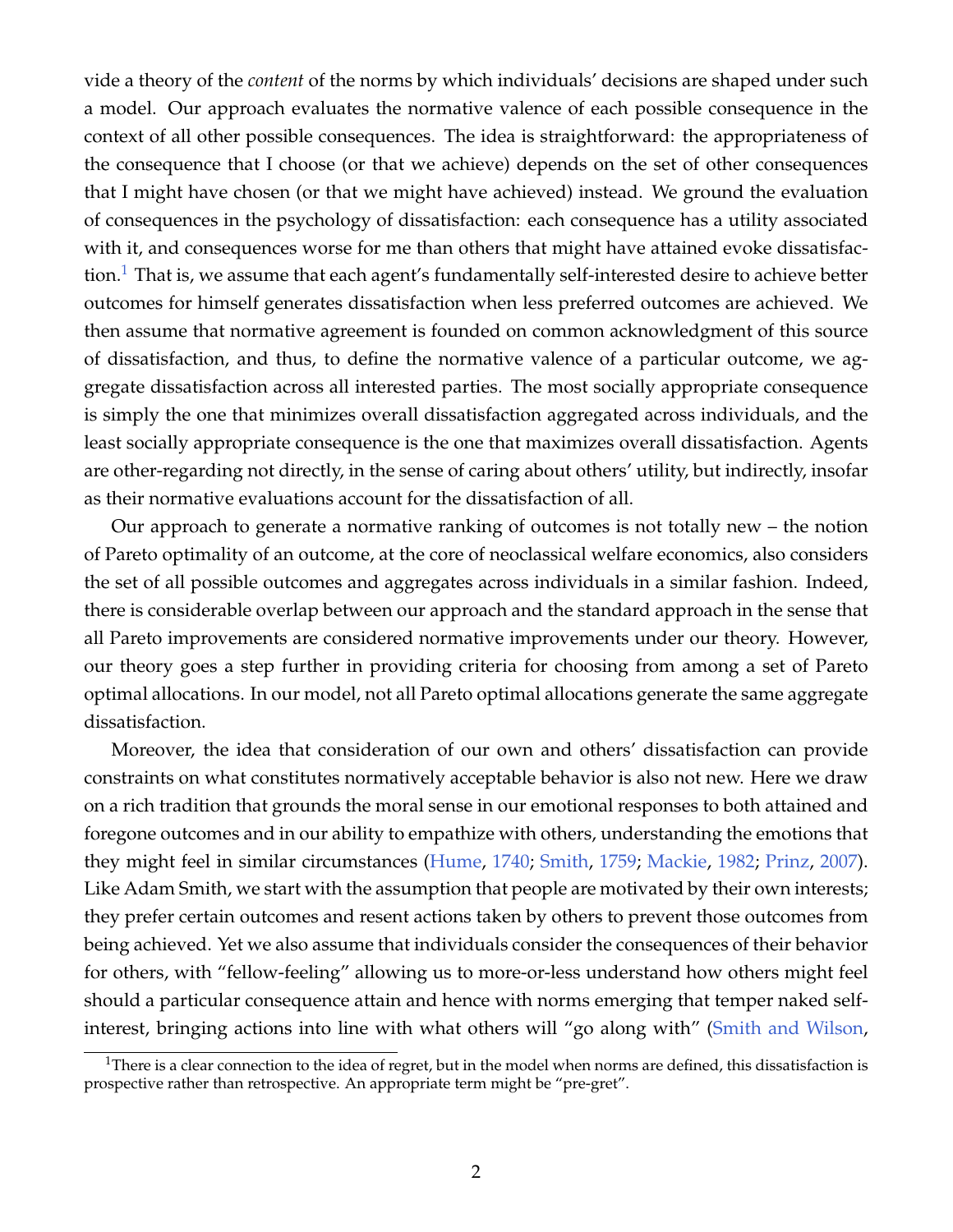vide a theory of the *content* of the norms by which individuals' decisions are shaped under such a model. Our approach evaluates the normative valence of each possible consequence in the context of all other possible consequences. The idea is straightforward: the appropriateness of the consequence that I choose (or that we achieve) depends on the set of other consequences that I might have chosen (or that we might have achieved) instead. We ground the evaluation of consequences in the psychology of dissatisfaction: each consequence has a utility associated with it, and consequences worse for me than others that might have attained evoke dissatisfaction.[1] That is, we assume that each agent's fundamentally self-interested desire to achieve better outcomes for himself generates dissatisfaction when less preferred outcomes are achieved. We then assume that normative agreement is founded on common acknowledgment of this source of dissatisfaction, and thus, to define the normative valence of a particular outcome, we aggregate dissatisfaction across all interested parties. The most socially appropriate consequence is simply the one that minimizes overall dissatisfaction aggregated across individuals, and the least socially appropriate consequence is the one that maximizes overall dissatisfaction. Agents are other-regarding not directly, in the sense of caring about others' utility, but indirectly, insofar as their normative evaluations account for the dissatisfaction of all.

Our approach to generate a normative ranking of outcomes is not totally new – the notion of Pareto optimality of an outcome, at the core of neoclassical welfare economics, also considers the set of all possible outcomes and aggregates across individuals in a similar fashion. Indeed, there is considerable overlap between our approach and the standard approach in the sense that all Pareto improvements are considered normative improvements under our theory. However, our theory goes a step further in providing criteria for choosing from among a set of Pareto optimal allocations. In our model, not all Pareto optimal allocations generate the same aggregate dissatisfaction.

Moreover, the idea that consideration of our own and others' dissatisfaction can provide constraints on what constitutes normatively acceptable behavior is also not new. Here we draw on a rich tradition that grounds the moral sense in our emotional responses to both attained and foregone outcomes and in our ability to empathize with others, understanding the emotions that they might feel in similar circumstances (Hume, 1740; Smith, 1759; Mackie, 1982; Prinz, 2007). Like Adam Smith, we start with the assumption that people are motivated by their own interests; they prefer certain outcomes and resent actions taken by others to prevent those outcomes from being achieved. Yet we also assume that individuals consider the consequences of their behavior for others, with "fellow-feeling" allowing us to more-or-less understand how others might feel should a particular consequence attain and hence with norms emerging that temper naked self-interest, bringing actions into line with what others will "go along with" (Smith and Wilson,

[1] There is a clear connection to the idea of regret, but in the model when norms are defined, this dissatisfaction is prospective rather than retrospective. An appropriate term might be "pre-gret".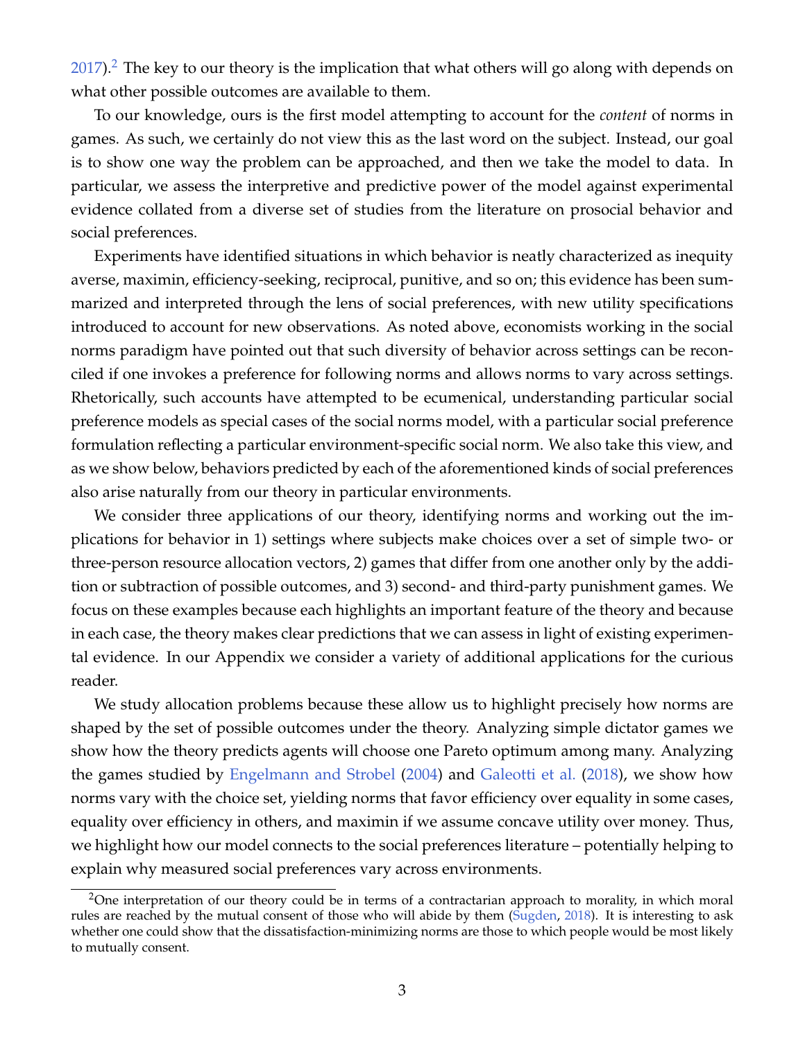2017).[2] The key to our theory is the implication that what others will go along with depends on what other possible outcomes are available to them.

To our knowledge, ours is the first model attempting to account for the *content* of norms in games. As such, we certainly do not view this as the last word on the subject. Instead, our goal is to show one way the problem can be approached, and then we take the model to data. In particular, we assess the interpretive and predictive power of the model against experimental evidence collated from a diverse set of studies from the literature on prosocial behavior and social preferences.

Experiments have identified situations in which behavior is neatly characterized as inequity averse, maximin, efficiency-seeking, reciprocal, punitive, and so on; this evidence has been summarized and interpreted through the lens of social preferences, with new utility specifications introduced to account for new observations. As noted above, economists working in the social norms paradigm have pointed out that such diversity of behavior across settings can be reconciled if one invokes a preference for following norms and allows norms to vary across settings. Rhetorically, such accounts have attempted to be ecumenical, understanding particular social preference models as special cases of the social norms model, with a particular social preference formulation reflecting a particular environment-specific social norm. We also take this view, and as we show below, behaviors predicted by each of the aforementioned kinds of social preferences also arise naturally from our theory in particular environments.

We consider three applications of our theory, identifying norms and working out the implications for behavior in 1) settings where subjects make choices over a set of simple two- or three-person resource allocation vectors, 2) games that differ from one another only by the addition or subtraction of possible outcomes, and 3) second- and third-party punishment games. We focus on these examples because each highlights an important feature of the theory and because in each case, the theory makes clear predictions that we can assess in light of existing experimental evidence. In our Appendix we consider a variety of additional applications for the curious reader.

We study allocation problems because these allow us to highlight precisely how norms are shaped by the set of possible outcomes under the theory. Analyzing simple dictator games we show how the theory predicts agents will choose one Pareto optimum among many. Analyzing the games studied by Engelmann and Strobel (2004) and Galeotti et al. (2018), we show how norms vary with the choice set, yielding norms that favor efficiency over equality in some cases, equality over efficiency in others, and maximin if we assume concave utility over money. Thus, we highlight how our model connects to the social preferences literature – potentially helping to explain why measured social preferences vary across environments.

[2] One interpretation of our theory could be in terms of a contractarian approach to morality, in which moral rules are reached by the mutual consent of those who will abide by them (Sugden, 2018). It is interesting to ask whether one could show that the dissatisfaction-minimizing norms are those to which people would be most likely to mutually consent.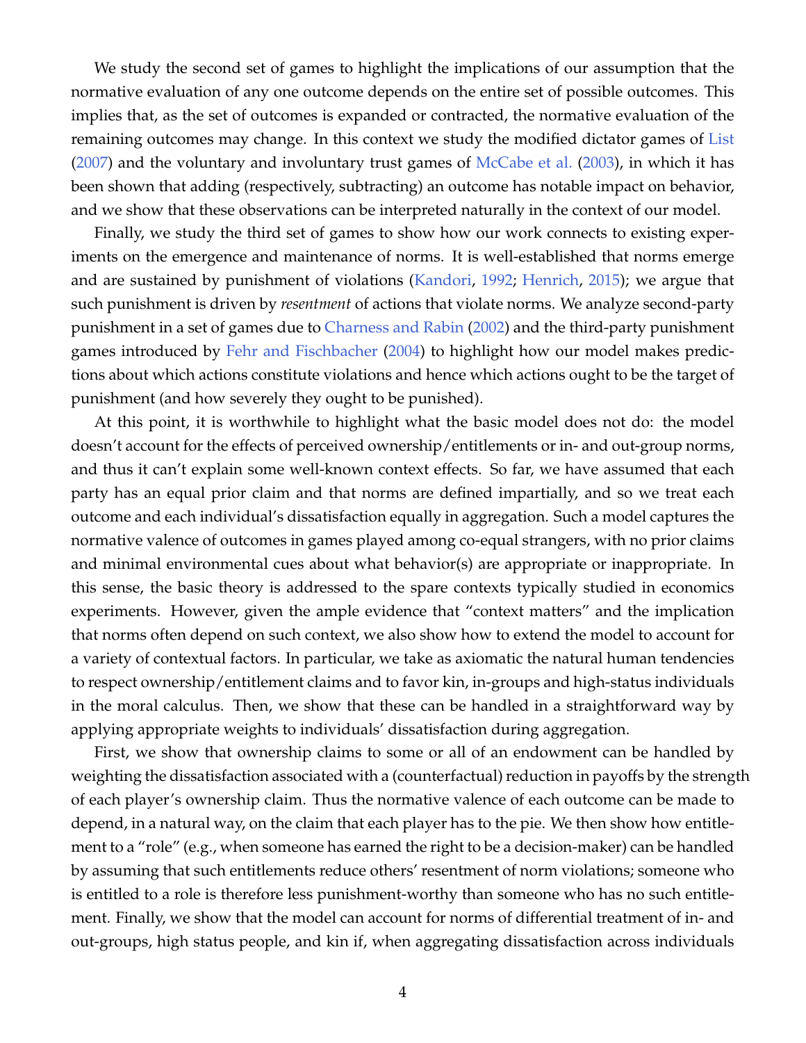We study the second set of games to highlight the implications of our assumption that the normative evaluation of any one outcome depends on the entire set of possible outcomes. This implies that, as the set of outcomes is expanded or contracted, the normative evaluation of the remaining outcomes may change. In this context we study the modified dictator games of List (2007) and the voluntary and involuntary trust games of McCabe et al. (2003), in which it has been shown that adding (respectively, subtracting) an outcome has notable impact on behavior, and we show that these observations can be interpreted naturally in the context of our model.

Finally, we study the third set of games to show how our work connects to existing experiments on the emergence and maintenance of norms. It is well-established that norms emerge and are sustained by punishment of violations (Kandori, 1992; Henrich, 2015); we argue that such punishment is driven by *resentment* of actions that violate norms. We analyze second-party punishment in a set of games due to Charness and Rabin (2002) and the third-party punishment games introduced by Fehr and Fischbacher (2004) to highlight how our model makes predictions about which actions constitute violations and hence which actions ought to be the target of punishment (and how severely they ought to be punished).

At this point, it is worthwhile to highlight what the basic model does not do: the model doesn't account for the effects of perceived ownership/entitlements or in- and out-group norms, and thus it can't explain some well-known context effects. So far, we have assumed that each party has an equal prior claim and that norms are defined impartially, and so we treat each outcome and each individual's dissatisfaction equally in aggregation. Such a model captures the normative valence of outcomes in games played among co-equal strangers, with no prior claims and minimal environmental cues about what behavior(s) are appropriate or inappropriate. In this sense, the basic theory is addressed to the spare contexts typically studied in economics experiments. However, given the ample evidence that "context matters" and the implication that norms often depend on such context, we also show how to extend the model to account for a variety of contextual factors. In particular, we take as axiomatic the natural human tendencies to respect ownership/entitlement claims and to favor kin, in-groups and high-status individuals in the moral calculus. Then, we show that these can be handled in a straightforward way by applying appropriate weights to individuals' dissatisfaction during aggregation.

First, we show that ownership claims to some or all of an endowment can be handled by weighting the dissatisfaction associated with a (counterfactual) reduction in payoffs by the strength of each player's ownership claim. Thus the normative valence of each outcome can be made to depend, in a natural way, on the claim that each player has to the pie. We then show how entitlement to a "role" (e.g., when someone has earned the right to be a decision-maker) can be handled by assuming that such entitlements reduce others' resentment of norm violations; someone who is entitled to a role is therefore less punishment-worthy than someone who has no such entitlement. Finally, we show that the model can account for norms of differential treatment of in- and out-groups, high status people, and kin if, when aggregating dissatisfaction across individuals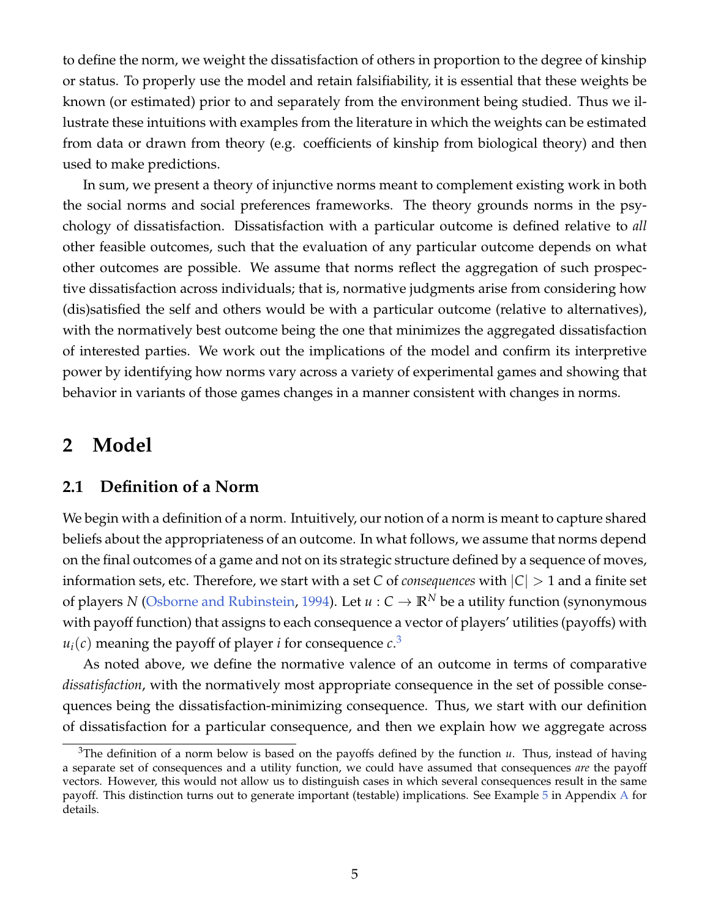to define the norm, we weight the dissatisfaction of others in proportion to the degree of kinship or status. To properly use the model and retain falsifiability, it is essential that these weights be known (or estimated) prior to and separately from the environment being studied. Thus we illustrate these intuitions with examples from the literature in which the weights can be estimated from data or drawn from theory (e.g. coefficients of kinship from biological theory) and then used to make predictions.

In sum, we present a theory of injunctive norms meant to complement existing work in both the social norms and social preferences frameworks. The theory grounds norms in the psychology of dissatisfaction. Dissatisfaction with a particular outcome is defined relative to *all* other feasible outcomes, such that the evaluation of any particular outcome depends on what other outcomes are possible. We assume that norms reflect the aggregation of such prospective dissatisfaction across individuals; that is, normative judgments arise from considering how (dis)satisfied the self and others would be with a particular outcome (relative to alternatives), with the normatively best outcome being the one that minimizes the aggregated dissatisfaction of interested parties. We work out the implications of the model and confirm its interpretive power by identifying how norms vary across a variety of experimental games and showing that behavior in variants of those games changes in a manner consistent with changes in norms.

## 2 Model

### 2.1 Definition of a Norm

We begin with a definition of a norm. Intuitively, our notion of a norm is meant to capture shared beliefs about the appropriateness of an outcome. In what follows, we assume that norms depend on the final outcomes of a game and not on its strategic structure defined by a sequence of moves, information sets, etc. Therefore, we start with a set $C$ of *consequences* with $|C| > 1$ and a finite set of players $N$ (Osborne and Rubinstein, 1994). Let $u : C \to \mathbb{R}^N$ be a utility function (synonymous with payoff function) that assigns to each consequence a vector of players' utilities (payoffs) with $u_i(c)$ meaning the payoff of player $i$ for consequence $c$.[3]

As noted above, we define the normative valence of an outcome in terms of comparative *dissatisfaction*, with the normatively most appropriate consequence in the set of possible consequences being the dissatisfaction-minimizing consequence. Thus, we start with our definition of dissatisfaction for a particular consequence, and then we explain how we aggregate across

[3] The definition of a norm below is based on the payoffs defined by the function $u$. Thus, instead of having a separate set of consequences and a utility function, we could have assumed that consequences *are* the payoff vectors. However, this would not allow us to distinguish cases in which several consequences result in the same payoff. This distinction turns out to generate important (testable) implications. See Example 5 in Appendix A for details.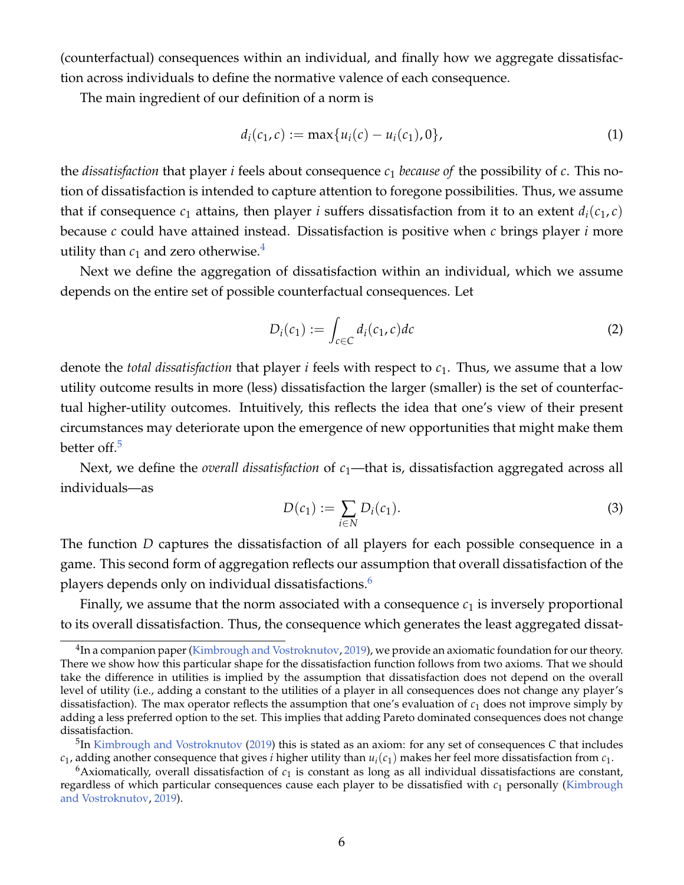(counterfactual) consequences within an individual, and finally how we aggregate dissatisfaction across individuals to define the normative valence of each consequence.

The main ingredient of our definition of a norm is

$$d_i(c_1, c) := \max\{u_i(c) - u_i(c_1), 0\}, \tag{1}$$

the *dissatisfaction* that player $i$ feels about consequence $c_1$ *because of* the possibility of $c$. This notion of dissatisfaction is intended to capture attention to foregone possibilities. Thus, we assume that if consequence $c_1$ attains, then player $i$ suffers dissatisfaction from it to an extent $d_i(c_1, c)$ because $c$ could have attained instead. Dissatisfaction is positive when $c$ brings player $i$ more utility than $c_1$ and zero otherwise.[4]

Next we define the aggregation of dissatisfaction within an individual, which we assume depends on the entire set of possible counterfactual consequences. Let

$$D_i(c_1) := \int_{c \in C} d_i(c_1, c) dc \tag{2}$$

denote the *total dissatisfaction* that player $i$ feels with respect to $c_1$. Thus, we assume that a low utility outcome results in more (less) dissatisfaction the larger (smaller) is the set of counterfactual higher-utility outcomes. Intuitively, this reflects the idea that one's view of their present circumstances may deteriorate upon the emergence of new opportunities that might make them better off.[5]

Next, we define the *overall dissatisfaction* of $c_1$—that is, dissatisfaction aggregated across all individuals—as

$$D(c_1) := \sum_{i \in N} D_i(c_1). \tag{3}$$

The function $D$ captures the dissatisfaction of all players for each possible consequence in a game. This second form of aggregation reflects our assumption that overall dissatisfaction of the players depends only on individual dissatisfactions.[6]

Finally, we assume that the norm associated with a consequence $c_1$ is inversely proportional to its overall dissatisfaction. Thus, the consequence which generates the least aggregated dissat-

---

[4] In a companion paper (Kimbrough and Vostroknutov, 2019), we provide an axiomatic foundation for our theory. There we show how this particular shape for the dissatisfaction function follows from two axioms. That we should take the difference in utilities is implied by the assumption that dissatisfaction does not depend on the overall level of utility (i.e., adding a constant to the utilities of a player in all consequences does not change any player's dissatisfaction). The max operator reflects the assumption that one's evaluation of $c_1$ does not improve simply by adding a less preferred option to the set. This implies that adding Pareto dominated consequences does not change dissatisfaction.

[5] In Kimbrough and Vostroknutov (2019) this is stated as an axiom: for any set of consequences $C$ that includes $c_1$, adding another consequence that gives $i$ higher utility than $u_i(c_1)$ makes her feel more dissatisfaction from $c_1$.

[6] Axiomatically, overall dissatisfaction of $c_1$ is constant as long as all individual dissatisfactions are constant, regardless of which particular consequences cause each player to be dissatisfied with $c_1$ personally (Kimbrough and Vostroknutov, 2019).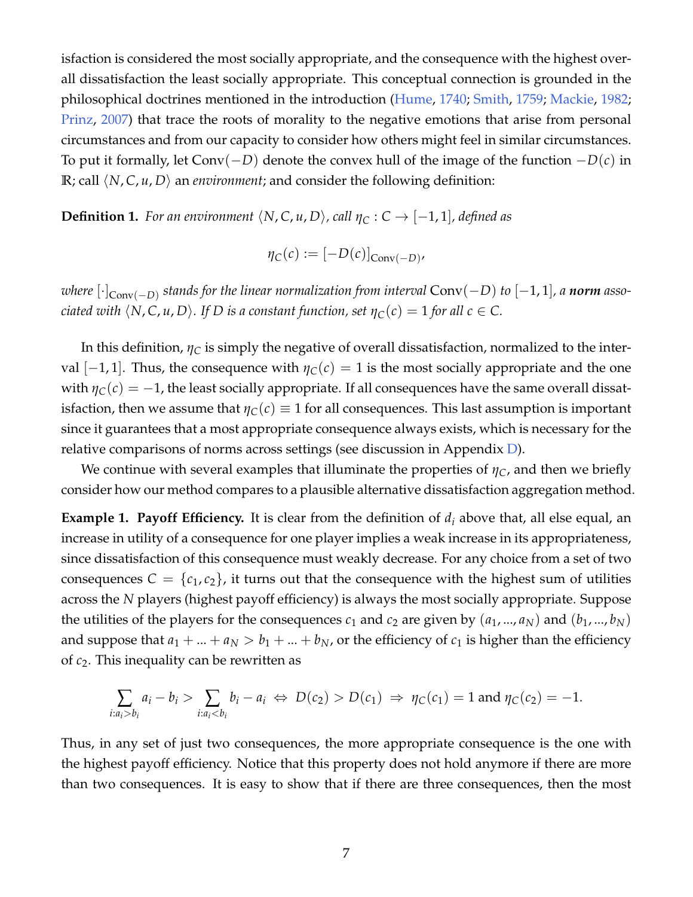isfaction is considered the most socially appropriate, and the consequence with the highest overall dissatisfaction the least socially appropriate. This conceptual connection is grounded in the philosophical doctrines mentioned in the introduction (Hume, 1740; Smith, 1759; Mackie, 1982; Prinz, 2007) that trace the roots of morality to the negative emotions that arise from personal circumstances and from our capacity to consider how others might feel in similar circumstances. To put it formally, let $\text{Conv}(-D)$ denote the convex hull of the image of the function $-D(c)$ in $\mathbb{R}$; call $\langle N, C, u, D\rangle$ an *environment*; and consider the following definition:

**Definition 1.** *For an environment $\langle N, C, u, D\rangle$, call $\eta_C : C \to [-1, 1]$, defined as*

$$\eta_C(c) := [-D(c)]_{\text{Conv}(-D)},$$

*where $[\cdot]_{\text{Conv}(-D)}$ stands for the linear normalization from interval $\text{Conv}(-D)$ to $[-1, 1]$, a **norm** associated with $\langle N, C, u, D\rangle$. If $D$ is a constant function, set $\eta_C(c) = 1$ for all $c \in C$.*

In this definition, $\eta_C$ is simply the negative of overall dissatisfaction, normalized to the interval $[-1, 1]$. Thus, the consequence with $\eta_C(c) = 1$ is the most socially appropriate and the one with $\eta_C(c) = -1$, the least socially appropriate. If all consequences have the same overall dissatisfaction, then we assume that $\eta_C(c) \equiv 1$ for all consequences. This last assumption is important since it guarantees that a most appropriate consequence always exists, which is necessary for the relative comparisons of norms across settings (see discussion in Appendix D).

We continue with several examples that illuminate the properties of $\eta_C$, and then we briefly consider how our method compares to a plausible alternative dissatisfaction aggregation method.

**Example 1. Payoff Efficiency.** It is clear from the definition of $d_i$ above that, all else equal, an increase in utility of a consequence for one player implies a weak increase in its appropriateness, since dissatisfaction of this consequence must weakly decrease. For any choice from a set of two consequences $C = \{c_1, c_2\}$, it turns out that the consequence with the highest sum of utilities across the $N$ players (highest payoff efficiency) is always the most socially appropriate. Suppose the utilities of the players for the consequences $c_1$ and $c_2$ are given by $(a_1, ..., a_N)$ and $(b_1, ..., b_N)$ and suppose that $a_1 + ... + a_N > b_1 + ... + b_N$, or the efficiency of $c_1$ is higher than the efficiency of $c_2$. This inequality can be rewritten as

$$\sum_{i: a_i > b_i} a_i - b_i > \sum_{i: a_i < b_i} b_i - a_i \iff D(c_2) > D(c_1) \Rightarrow \eta_C(c_1) = 1 \text{ and } \eta_C(c_2) = -1.$$

Thus, in any set of just two consequences, the more appropriate consequence is the one with the highest payoff efficiency. Notice that this property does not hold anymore if there are more than two consequences. It is easy to show that if there are three consequences, then the most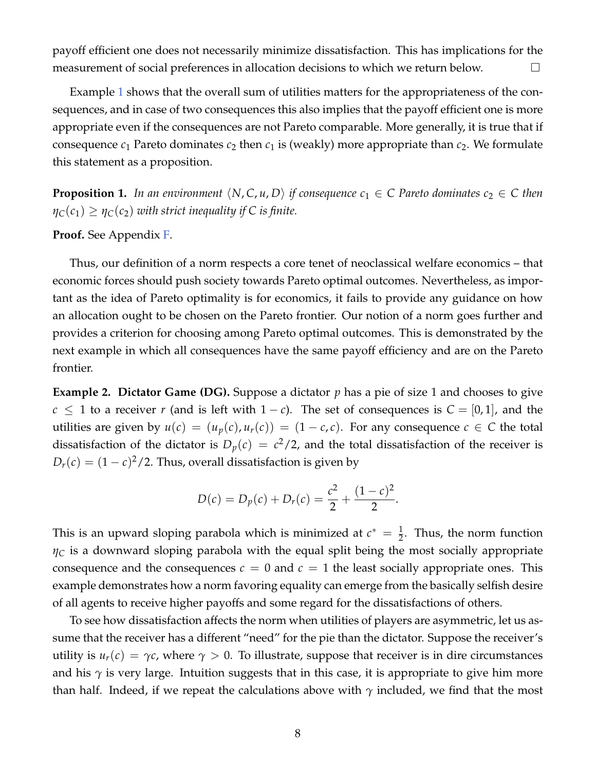payoff efficient one does not necessarily minimize dissatisfaction. This has implications for the measurement of social preferences in allocation decisions to which we return below. □

Example 1 shows that the overall sum of utilities matters for the appropriateness of the consequences, and in case of two consequences this also implies that the payoff efficient one is more appropriate even if the consequences are not Pareto comparable. More generally, it is true that if consequence $c_1$ Pareto dominates $c_2$ then $c_1$ is (weakly) more appropriate than $c_2$. We formulate this statement as a proposition.

**Proposition 1.** *In an environment $\langle N, C, u, D \rangle$ if consequence $c_1 \in C$ Pareto dominates $c_2 \in C$ then $\eta_C(c_1) \geq \eta_C(c_2)$ with strict inequality if $C$ is finite.*

**Proof.** See Appendix F.

Thus, our definition of a norm respects a core tenet of neoclassical welfare economics – that economic forces should push society towards Pareto optimal outcomes. Nevertheless, as important as the idea of Pareto optimality is for economics, it fails to provide any guidance on how an allocation ought to be chosen on the Pareto frontier. Our notion of a norm goes further and provides a criterion for choosing among Pareto optimal outcomes. This is demonstrated by the next example in which all consequences have the same payoff efficiency and are on the Pareto frontier.

**Example 2. Dictator Game (DG).** Suppose a dictator $p$ has a pie of size 1 and chooses to give $c \leq 1$ to a receiver $r$ (and is left with $1-c$). The set of consequences is $C = [0, 1]$, and the utilities are given by $u(c) = (u_p(c), u_r(c)) = (1-c, c)$. For any consequence $c \in C$ the total dissatisfaction of the dictator is $D_p(c) = c^2/2$, and the total dissatisfaction of the receiver is $D_r(c) = (1-c)^2/2$. Thus, overall dissatisfaction is given by

$$D(c) = D_p(c) + D_r(c) = \frac{c^2}{2} + \frac{(1-c)^2}{2}.$$

This is an upward sloping parabola which is minimized at $c^* = \frac{1}{2}$. Thus, the norm function $\eta_C$ is a downward sloping parabola with the equal split being the most socially appropriate consequence and the consequences $c = 0$ and $c = 1$ the least socially appropriate ones. This example demonstrates how a norm favoring equality can emerge from the basically selfish desire of all agents to receive higher payoffs and some regard for the dissatisfactions of others.

To see how dissatisfaction affects the norm when utilities of players are asymmetric, let us assume that the receiver has a different "need" for the pie than the dictator. Suppose the receiver's utility is $u_r(c) = \gamma c$, where $\gamma > 0$. To illustrate, suppose that receiver is in dire circumstances and his $\gamma$ is very large. Intuition suggests that in this case, it is appropriate to give him more than half. Indeed, if we repeat the calculations above with $\gamma$ included, we find that the most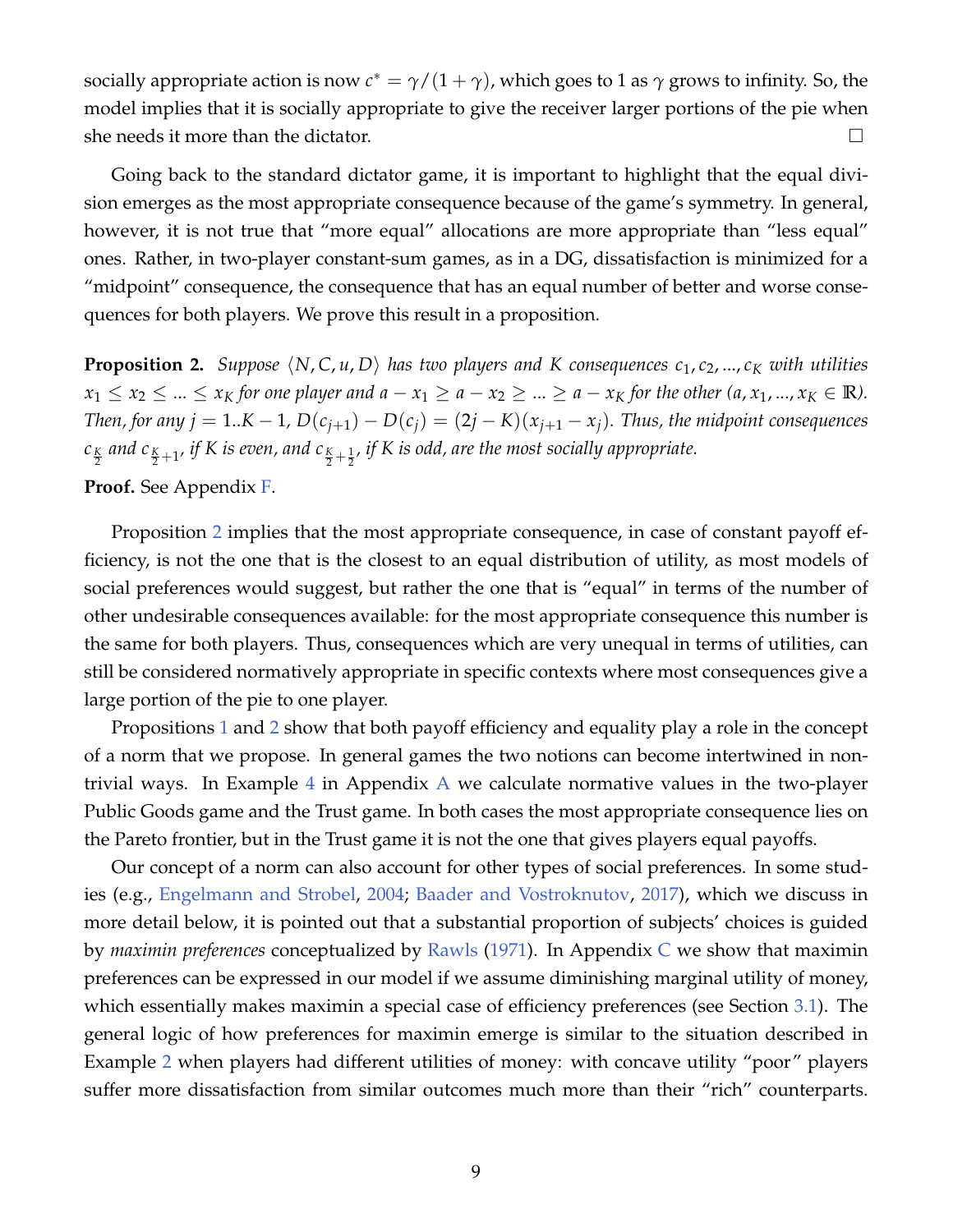socially appropriate action is now $c^* = \gamma/(1+\gamma)$, which goes to 1 as $\gamma$ grows to infinity. So, the model implies that it is socially appropriate to give the receiver larger portions of the pie when she needs it more than the dictator. □

Going back to the standard dictator game, it is important to highlight that the equal division emerges as the most appropriate consequence because of the game's symmetry. In general, however, it is not true that "more equal" allocations are more appropriate than "less equal" ones. Rather, in two-player constant-sum games, as in a DG, dissatisfaction is minimized for a "midpoint" consequence, the consequence that has an equal number of better and worse consequences for both players. We prove this result in a proposition.

**Proposition 2.** *Suppose $\langle N, C, u, D \rangle$ has two players and $K$ consequences $c_1, c_2, ..., c_K$ with utilities $x_1 \leq x_2 \leq ... \leq x_K$ for one player and $a - x_1 \geq a - x_2 \geq ... \geq a - x_K$ for the other ($a, x_1, ..., x_K \in \mathbb{R}$). Then, for any $j = 1..K-1$, $D(c_{j+1}) - D(c_j) = (2j - K)(x_{j+1} - x_j)$. Thus, the midpoint consequences $c_{\frac{K}{2}}$ and $c_{\frac{K}{2}+1}$, if $K$ is even, and $c_{\frac{K}{2}+\frac{1}{2}}$, if $K$ is odd, are the most socially appropriate.*

**Proof.** See Appendix F.

Proposition 2 implies that the most appropriate consequence, in case of constant payoff efficiency, is not the one that is the closest to an equal distribution of utility, as most models of social preferences would suggest, but rather the one that is "equal" in terms of the number of other undesirable consequences available: for the most appropriate consequence this number is the same for both players. Thus, consequences which are very unequal in terms of utilities, can still be considered normatively appropriate in specific contexts where most consequences give a large portion of the pie to one player.

Propositions 1 and 2 show that both payoff efficiency and equality play a role in the concept of a norm that we propose. In general games the two notions can become intertwined in non-trivial ways. In Example 4 in Appendix A we calculate normative values in the two-player Public Goods game and the Trust game. In both cases the most appropriate consequence lies on the Pareto frontier, but in the Trust game it is not the one that gives players equal payoffs.

Our concept of a norm can also account for other types of social preferences. In some studies (e.g., Engelmann and Strobel, 2004; Baader and Vostroknutov, 2017), which we discuss in more detail below, it is pointed out that a substantial proportion of subjects' choices is guided by *maximin preferences* conceptualized by Rawls (1971). In Appendix C we show that maximin preferences can be expressed in our model if we assume diminishing marginal utility of money, which essentially makes maximin a special case of efficiency preferences (see Section 3.1). The general logic of how preferences for maximin emerge is similar to the situation described in Example 2 when players had different utilities of money: with concave utility "poor" players suffer more dissatisfaction from similar outcomes much more than their "rich" counterparts.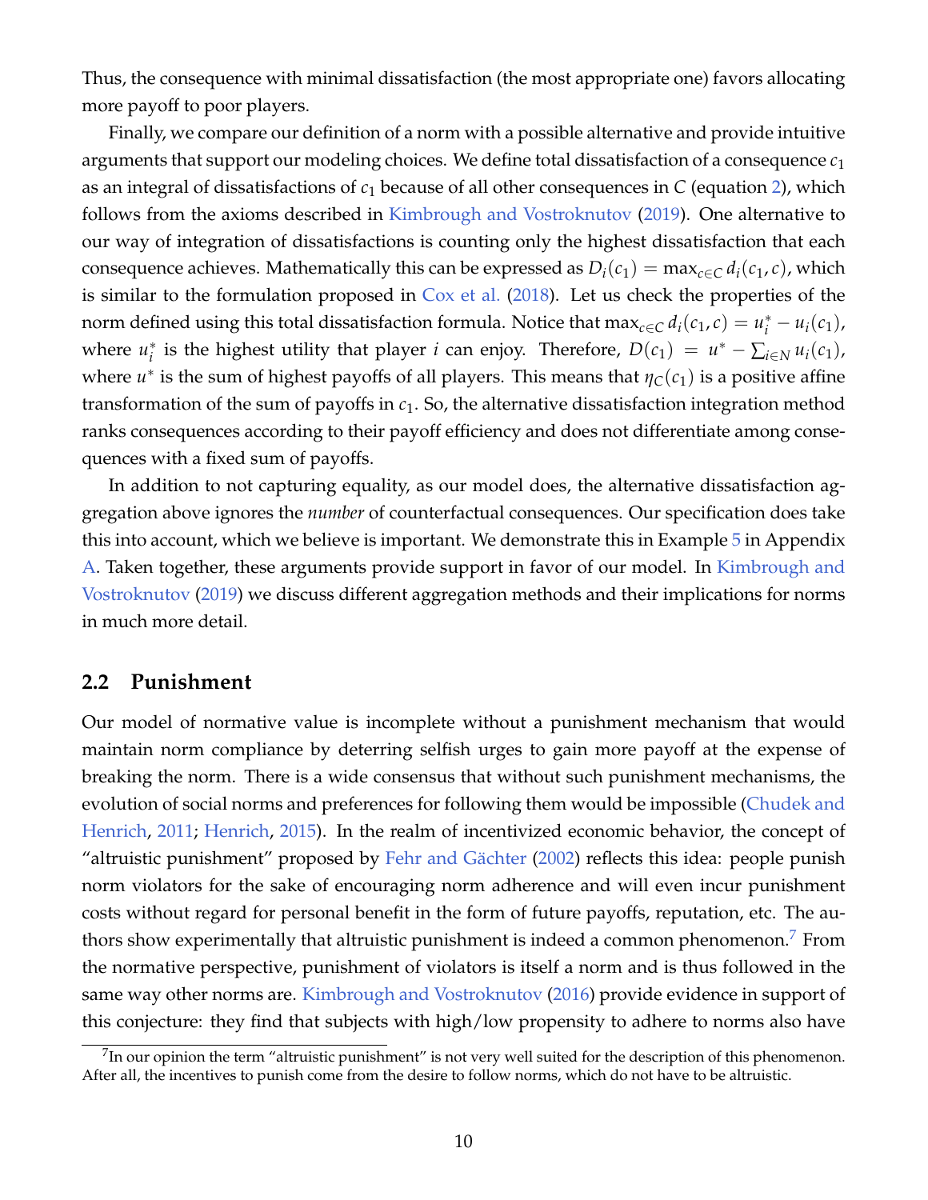Thus, the consequence with minimal dissatisfaction (the most appropriate one) favors allocating more payoff to poor players.

Finally, we compare our definition of a norm with a possible alternative and provide intuitive arguments that support our modeling choices. We define total dissatisfaction of a consequence $c_1$ as an integral of dissatisfactions of $c_1$ because of all other consequences in $C$ (equation 2), which follows from the axioms described in Kimbrough and Vostroknutov (2019). One alternative to our way of integration of dissatisfactions is counting only the highest dissatisfaction that each consequence achieves. Mathematically this can be expressed as $D_i(c_1) = \max_{c \in C} d_i(c_1, c)$, which is similar to the formulation proposed in Cox et al. (2018). Let us check the properties of the norm defined using this total dissatisfaction formula. Notice that $\max_{c \in C} d_i(c_1, c) = u_i^* - u_i(c_1)$, where $u_i^*$ is the highest utility that player $i$ can enjoy. Therefore, $D(c_1) = u^* - \sum_{i \in N} u_i(c_1)$, where $u^*$ is the sum of highest payoffs of all players. This means that $\eta_C(c_1)$ is a positive affine transformation of the sum of payoffs in $c_1$. So, the alternative dissatisfaction integration method ranks consequences according to their payoff efficiency and does not differentiate among consequences with a fixed sum of payoffs.

In addition to not capturing equality, as our model does, the alternative dissatisfaction aggregation above ignores the *number* of counterfactual consequences. Our specification does take this into account, which we believe is important. We demonstrate this in Example 5 in Appendix A. Taken together, these arguments provide support in favor of our model. In Kimbrough and Vostroknutov (2019) we discuss different aggregation methods and their implications for norms in much more detail.

## 2.2 Punishment

Our model of normative value is incomplete without a punishment mechanism that would maintain norm compliance by deterring selfish urges to gain more payoff at the expense of breaking the norm. There is a wide consensus that without such punishment mechanisms, the evolution of social norms and preferences for following them would be impossible (Chudek and Henrich, 2011; Henrich, 2015). In the realm of incentivized economic behavior, the concept of "altruistic punishment" proposed by Fehr and Gächter (2002) reflects this idea: people punish norm violators for the sake of encouraging norm adherence and will even incur punishment costs without regard for personal benefit in the form of future payoffs, reputation, etc. The authors show experimentally that altruistic punishment is indeed a common phenomenon.[7] From the normative perspective, punishment of violators is itself a norm and is thus followed in the same way other norms are. Kimbrough and Vostroknutov (2016) provide evidence in support of this conjecture: they find that subjects with high/low propensity to adhere to norms also have

[7] In our opinion the term "altruistic punishment" is not very well suited for the description of this phenomenon. After all, the incentives to punish come from the desire to follow norms, which do not have to be altruistic.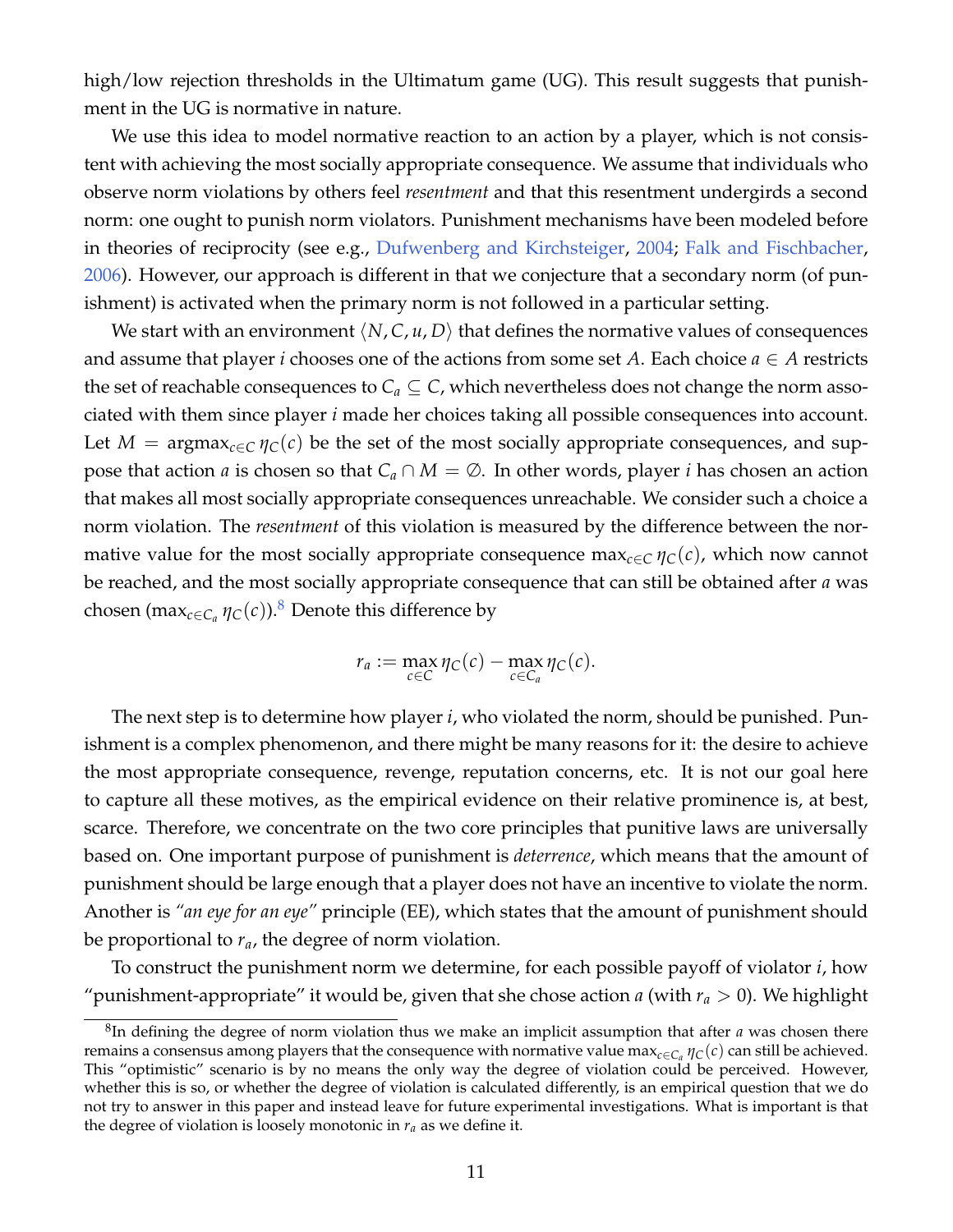high/low rejection thresholds in the Ultimatum game (UG). This result suggests that punishment in the UG is normative in nature.

We use this idea to model normative reaction to an action by a player, which is not consistent with achieving the most socially appropriate consequence. We assume that individuals who observe norm violations by others feel *resentment* and that this resentment undergirds a second norm: one ought to punish norm violators. Punishment mechanisms have been modeled before in theories of reciprocity (see e.g., Dufwenberg and Kirchsteiger, 2004; Falk and Fischbacher, 2006). However, our approach is different in that we conjecture that a secondary norm (of punishment) is activated when the primary norm is not followed in a particular setting.

We start with an environment $\langle N, C, u, D \rangle$ that defines the normative values of consequences and assume that player $i$ chooses one of the actions from some set $A$. Each choice $a \in A$ restricts the set of reachable consequences to $C_a \subseteq C$, which nevertheless does not change the norm associated with them since player $i$ made her choices taking all possible consequences into account. Let $M = \text{argmax}_{c \in C} \eta_C(c)$ be the set of the most socially appropriate consequences, and suppose that action $a$ is chosen so that $C_a \cap M = \emptyset$. In other words, player $i$ has chosen an action that makes all most socially appropriate consequences unreachable. We consider such a choice a norm violation. The *resentment* of this violation is measured by the difference between the normative value for the most socially appropriate consequence $\max_{c \in C} \eta_C(c)$, which now cannot be reached, and the most socially appropriate consequence that can still be obtained after $a$ was chosen ($\max_{c \in C_a} \eta_C(c)$).[8] Denote this difference by

$$r_a := \max_{c \in C} \eta_C(c) - \max_{c \in C_a} \eta_C(c).$$

The next step is to determine how player $i$, who violated the norm, should be punished. Punishment is a complex phenomenon, and there might be many reasons for it: the desire to achieve the most appropriate consequence, revenge, reputation concerns, etc. It is not our goal here to capture all these motives, as the empirical evidence on their relative prominence is, at best, scarce. Therefore, we concentrate on the two core principles that punitive laws are universally based on. One important purpose of punishment is *deterrence*, which means that the amount of punishment should be large enough that a player does not have an incentive to violate the norm. Another is *"an eye for an eye"* principle (EE), which states that the amount of punishment should be proportional to $r_a$, the degree of norm violation.

To construct the punishment norm we determine, for each possible payoff of violator $i$, how "punishment-appropriate" it would be, given that she chose action $a$ (with $r_a > 0$). We highlight

[8] In defining the degree of norm violation thus we make an implicit assumption that after $a$ was chosen there remains a consensus among players that the consequence with normative value $\max_{c \in C_a} \eta_C(c)$ can still be achieved. This "optimistic" scenario is by no means the only way the degree of violation could be perceived. However, whether this is so, or whether the degree of violation is calculated differently, is an empirical question that we do not try to answer in this paper and instead leave for future experimental investigations. What is important is that the degree of violation is loosely monotonic in $r_a$ as we define it.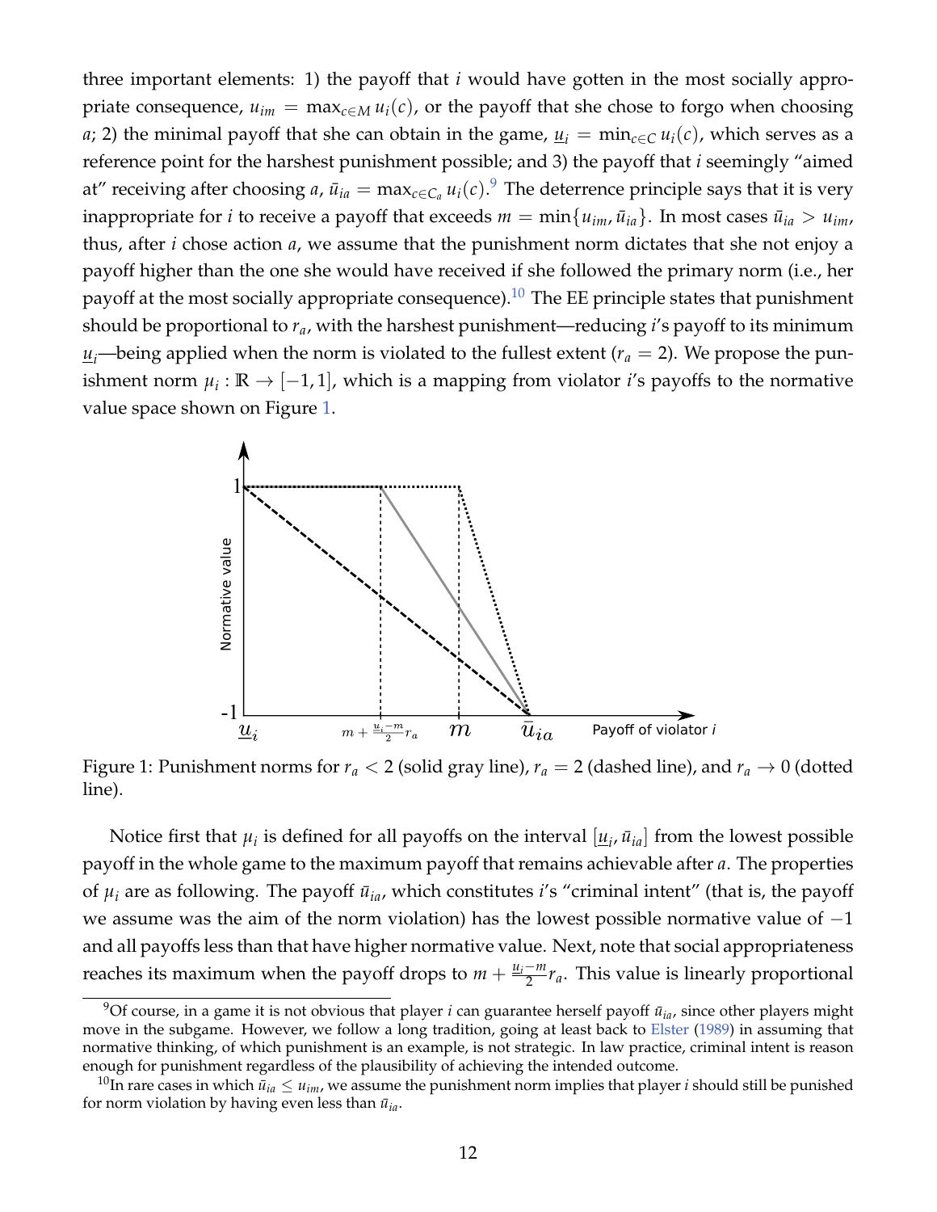three important elements: 1) the payoff that $i$ would have gotten in the most socially appropriate consequence, $u_{im} = \max_{c \in M} u_i(c)$, or the payoff that she chose to forgo when choosing $a$; 2) the minimal payoff that she can obtain in the game, $\underline{u}_i = \min_{c \in C} u_i(c)$, which serves as a reference point for the harshest punishment possible; and 3) the payoff that $i$ seemingly "aimed at" receiving after choosing $a$, $\bar{u}_{ia} = \max_{c \in C_a} u_i(c)$.[9] The deterrence principle says that it is very inappropriate for $i$ to receive a payoff that exceeds $m = \min\{u_{im}, \bar{u}_{ia}\}$. In most cases $\bar{u}_{ia} > u_{im}$, thus, after $i$ chose action $a$, we assume that the punishment norm dictates that she not enjoy a payoff higher than the one she would have received if she followed the primary norm (i.e., her payoff at the most socially appropriate consequence).[10] The EE principle states that punishment should be proportional to $r_a$, with the harshest punishment—reducing $i$'s payoff to its minimum $\underline{u}_i$—being applied when the norm is violated to the fullest extent ($r_a = 2$). We propose the punishment norm $\mu_i : \mathbb{R} \to [-1, 1]$, which is a mapping from violator $i$'s payoffs to the normative value space shown on Figure 1.

Figure 1: Punishment norms for $r_a < 2$ (solid gray line), $r_a = 2$ (dashed line), and $r_a \to 0$ (dotted line).

Notice first that $\mu_i$ is defined for all payoffs on the interval $[\underline{u}_i, \bar{u}_{ia}]$ from the lowest possible payoff in the whole game to the maximum payoff that remains achievable after $a$. The properties of $\mu_i$ are as following. The payoff $\bar{u}_{ia}$, which constitutes $i$'s "criminal intent" (that is, the payoff we assume was the aim of the norm violation) has the lowest possible normative value of $-1$ and all payoffs less than that have higher normative value. Next, note that social appropriateness reaches its maximum when the payoff drops to $m + \frac{\underline{u}_i - m}{2} r_a$. This value is linearly proportional

[9] Of course, in a game it is not obvious that player $i$ can guarantee herself payoff $\bar{u}_{ia}$, since other players might move in the subgame. However, we follow a long tradition, going at least back to Elster (1989) in assuming that normative thinking, of which punishment is an example, is not strategic. In law practice, criminal intent is reason enough for punishment regardless of the plausibility of achieving the intended outcome.

[10] In rare cases in which $\bar{u}_{ia} \leq u_{im}$, we assume the punishment norm implies that player $i$ should still be punished for norm violation by having even less than $\bar{u}_{ia}$.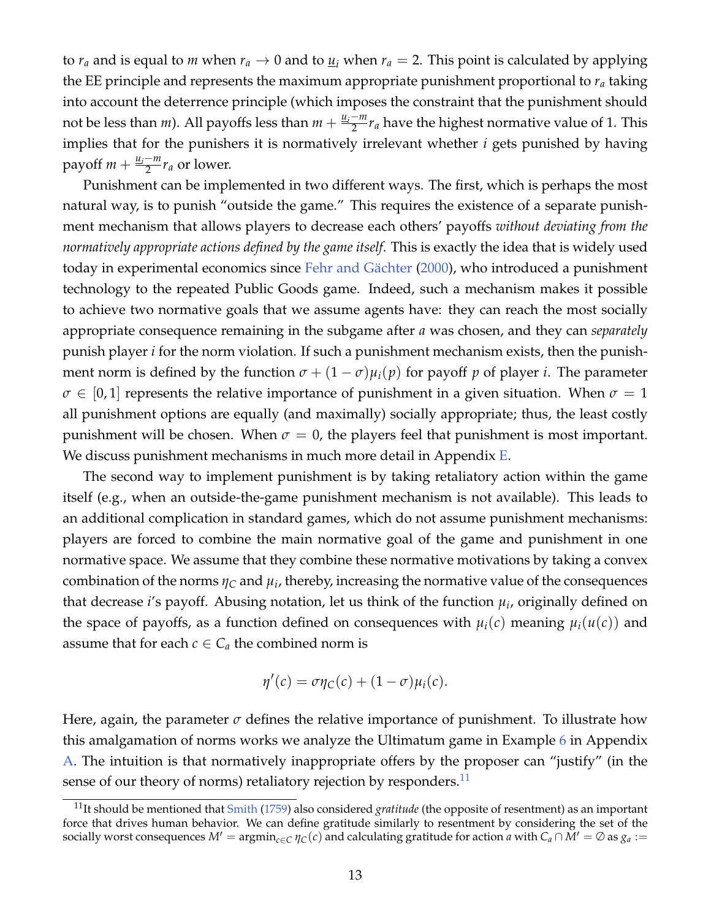to $r_a$ and is equal to $m$ when $r_a \to 0$ and to $\underline{u}_i$ when $r_a = 2$. This point is calculated by applying the EE principle and represents the maximum appropriate punishment proportional to $r_a$ taking into account the deterrence principle (which imposes the constraint that the punishment should not be less than $m$). All payoffs less than $m + \frac{\underline{u}_i - m}{2} r_a$ have the highest normative value of 1. This implies that for the punishers it is normatively irrelevant whether $i$ gets punished by having payoff $m + \frac{\underline{u}_i - m}{2} r_a$ or lower.

Punishment can be implemented in two different ways. The first, which is perhaps the most natural way, is to punish "outside the game." This requires the existence of a separate punishment mechanism that allows players to decrease each others' payoffs *without deviating from the normatively appropriate actions defined by the game itself*. This is exactly the idea that is widely used today in experimental economics since Fehr and Gächter (2000), who introduced a punishment technology to the repeated Public Goods game. Indeed, such a mechanism makes it possible to achieve two normative goals that we assume agents have: they can reach the most socially appropriate consequence remaining in the subgame after $a$ was chosen, and they can *separately* punish player $i$ for the norm violation. If such a punishment mechanism exists, then the punishment norm is defined by the function $\sigma + (1 - \sigma)\mu_i(p)$ for payoff $p$ of player $i$. The parameter $\sigma \in [0, 1]$ represents the relative importance of punishment in a given situation. When $\sigma = 1$ all punishment options are equally (and maximally) socially appropriate; thus, the least costly punishment will be chosen. When $\sigma = 0$, the players feel that punishment is most important. We discuss punishment mechanisms in much more detail in Appendix E.

The second way to implement punishment is by taking retaliatory action within the game itself (e.g., when an outside-the-game punishment mechanism is not available). This leads to an additional complication in standard games, which do not assume punishment mechanisms: players are forced to combine the main normative goal of the game and punishment in one normative space. We assume that they combine these normative motivations by taking a convex combination of the norms $\eta_C$ and $\mu_i$, thereby, increasing the normative value of the consequences that decrease $i$'s payoff. Abusing notation, let us think of the function $\mu_i$, originally defined on the space of payoffs, as a function defined on consequences with $\mu_i(c)$ meaning $\mu_i(u(c))$ and assume that for each $c \in C_a$ the combined norm is

$$\eta'(c) = \sigma \eta_C(c) + (1 - \sigma)\mu_i(c).$$

Here, again, the parameter $\sigma$ defines the relative importance of punishment. To illustrate how this amalgamation of norms works we analyze the Ultimatum game in Example 6 in Appendix A. The intuition is that normatively inappropriate offers by the proposer can "justify" (in the sense of our theory of norms) retaliatory rejection by responders.[11]

[11] It should be mentioned that Smith (1759) also considered *gratitude* (the opposite of resentment) as an important force that drives human behavior. We can define gratitude similarly to resentment by considering the set of the socially worst consequences $M' = \text{argmin}_{c \in C} \eta_C(c)$ and calculating gratitude for action $a$ with $C_a \cap M' = \emptyset$ as $g_a :=$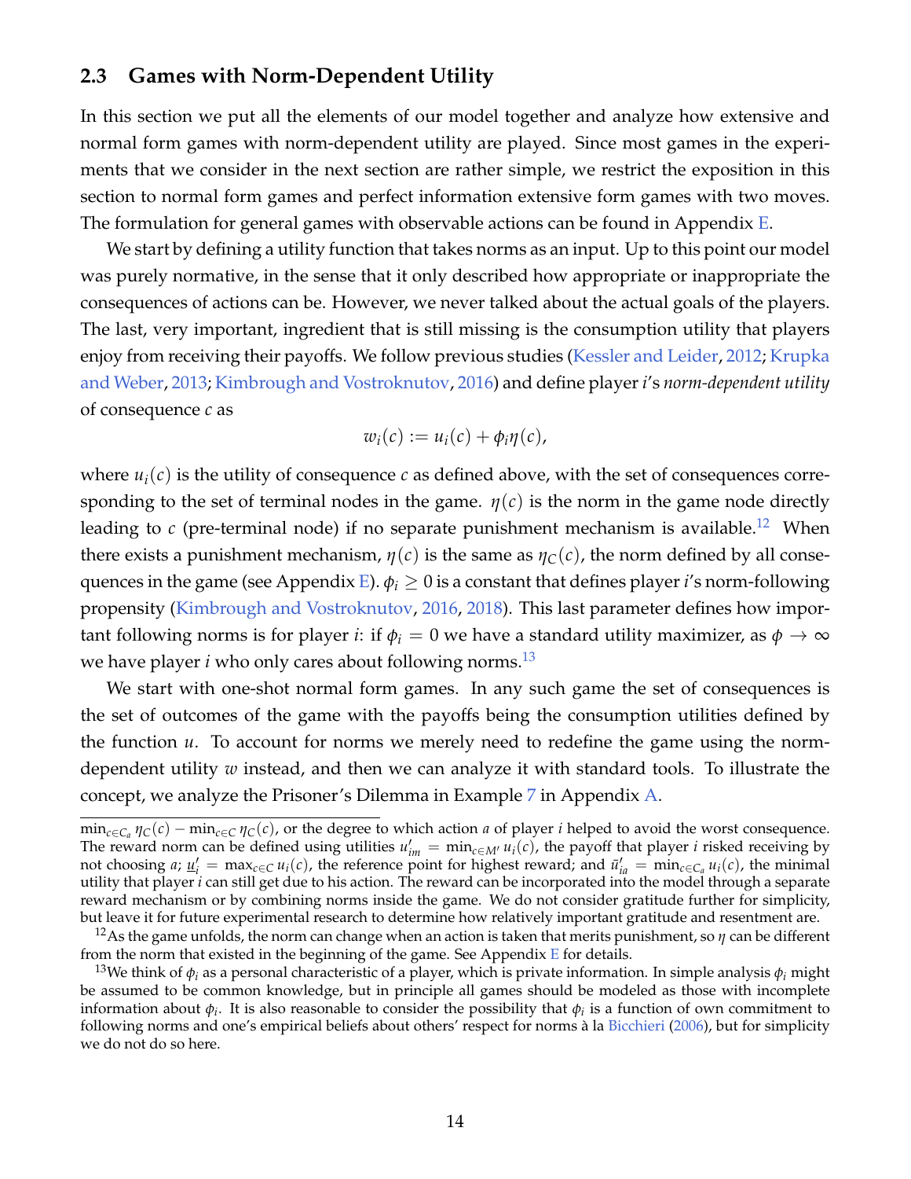## 2.3 Games with Norm-Dependent Utility

In this section we put all the elements of our model together and analyze how extensive and normal form games with norm-dependent utility are played. Since most games in the experiments that we consider in the next section are rather simple, we restrict the exposition in this section to normal form games and perfect information extensive form games with two moves. The formulation for general games with observable actions can be found in Appendix E.

We start by defining a utility function that takes norms as an input. Up to this point our model was purely normative, in the sense that it only described how appropriate or inappropriate the consequences of actions can be. However, we never talked about the actual goals of the players. The last, very important, ingredient that is still missing is the consumption utility that players enjoy from receiving their payoffs. We follow previous studies (Kessler and Leider, 2012; Krupka and Weber, 2013; Kimbrough and Vostroknutov, 2016) and define player $i$'s *norm-dependent utility* of consequence $c$ as

$$w_i(c) := u_i(c) + \phi_i \eta(c),$$

where $u_i(c)$ is the utility of consequence $c$ as defined above, with the set of consequences corresponding to the set of terminal nodes in the game. $\eta(c)$ is the norm in the game node directly leading to $c$ (pre-terminal node) if no separate punishment mechanism is available.[12] When there exists a punishment mechanism, $\eta(c)$ is the same as $\eta_C(c)$, the norm defined by all consequences in the game (see Appendix E). $\phi_i \geq 0$ is a constant that defines player $i$'s norm-following propensity (Kimbrough and Vostroknutov, 2016, 2018). This last parameter defines how important following norms is for player $i$: if $\phi_i = 0$ we have a standard utility maximizer, as $\phi \to \infty$ we have player $i$ who only cares about following norms.[13]

We start with one-shot normal form games. In any such game the set of consequences is the set of outcomes of the game with the payoffs being the consumption utilities defined by the function $u$. To account for norms we merely need to redefine the game using the norm-dependent utility $w$ instead, and then we can analyze it with standard tools. To illustrate the concept, we analyze the Prisoner's Dilemma in Example 7 in Appendix A.

---

$\min_{c \in C_a} \eta_C(c) - \min_{c \in C} \eta_C(c)$, or the degree to which action $a$ of player $i$ helped to avoid the worst consequence. The reward norm can be defined using utilities $u'_{im} = \min_{c \in M'} u_i(c)$, the payoff that player $i$ risked receiving by not choosing $a$; $\underline{u}'_i = \max_{c \in C} u_i(c)$, the reference point for highest reward; and $\bar{u}'_{ia} = \min_{c \in C_a} u_i(c)$, the minimal utility that player $i$ can still get due to his action. The reward can be incorporated into the model through a separate reward mechanism or by combining norms inside the game. We do not consider gratitude further for simplicity, but leave it for future experimental research to determine how relatively important gratitude and resentment are.

[12] As the game unfolds, the norm can change when an action is taken that merits punishment, so $\eta$ can be different from the norm that existed in the beginning of the game. See Appendix E for details.

[13] We think of $\phi_i$ as a personal characteristic of a player, which is private information. In simple analysis $\phi_i$ might be assumed to be common knowledge, but in principle all games should be modeled as those with incomplete information about $\phi_i$. It is also reasonable to consider the possibility that $\phi_i$ is a function of own commitment to following norms and one's empirical beliefs about others' respect for norms à la Bicchieri (2006), but for simplicity we do not do so here.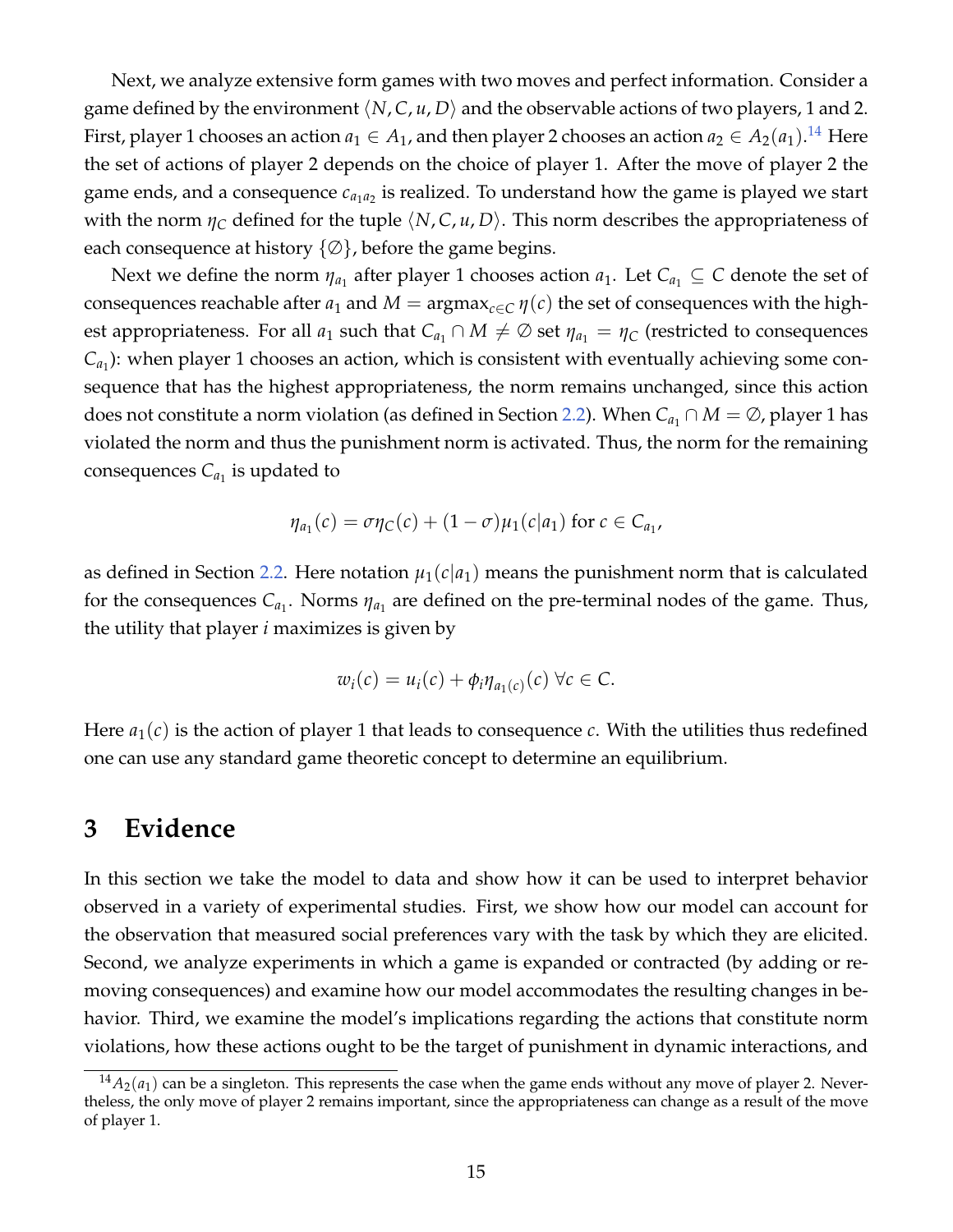Next, we analyze extensive form games with two moves and perfect information. Consider a game defined by the environment $\langle N, C, u, D \rangle$ and the observable actions of two players, 1 and 2. First, player 1 chooses an action $a_1 \in A_1$, and then player 2 chooses an action $a_2 \in A_2(a_1)$.[14] Here the set of actions of player 2 depends on the choice of player 1. After the move of player 2 the game ends, and a consequence $c_{a_1 a_2}$ is realized. To understand how the game is played we start with the norm $\eta_C$ defined for the tuple $\langle N, C, u, D \rangle$. This norm describes the appropriateness of each consequence at history $\{\emptyset\}$, before the game begins.

Next we define the norm $\eta_{a_1}$ after player 1 chooses action $a_1$. Let $C_{a_1} \subseteq C$ denote the set of consequences reachable after $a_1$ and $M = \text{argmax}_{c \in C}\, \eta(c)$ the set of consequences with the highest appropriateness. For all $a_1$ such that $C_{a_1} \cap M \neq \emptyset$ set $\eta_{a_1} = \eta_C$ (restricted to consequences $C_{a_1}$): when player 1 chooses an action, which is consistent with eventually achieving some consequence that has the highest appropriateness, the norm remains unchanged, since this action does not constitute a norm violation (as defined in Section 2.2). When $C_{a_1} \cap M = \emptyset$, player 1 has violated the norm and thus the punishment norm is activated. Thus, the norm for the remaining consequences $C_{a_1}$ is updated to

$$\eta_{a_1}(c) = \sigma \eta_C(c) + (1 - \sigma)\mu_1(c|a_1) \text{ for } c \in C_{a_1},$$

as defined in Section 2.2. Here notation $\mu_1(c|a_1)$ means the punishment norm that is calculated for the consequences $C_{a_1}$. Norms $\eta_{a_1}$ are defined on the pre-terminal nodes of the game. Thus, the utility that player $i$ maximizes is given by

$$w_i(c) = u_i(c) + \phi_i \eta_{a_1(c)}(c) \;\forall c \in C.$$

Here $a_1(c)$ is the action of player 1 that leads to consequence $c$. With the utilities thus redefined one can use any standard game theoretic concept to determine an equilibrium.

# 3 Evidence

In this section we take the model to data and show how it can be used to interpret behavior observed in a variety of experimental studies. First, we show how our model can account for the observation that measured social preferences vary with the task by which they are elicited. Second, we analyze experiments in which a game is expanded or contracted (by adding or removing consequences) and examine how our model accommodates the resulting changes in behavior. Third, we examine the model's implications regarding the actions that constitute norm violations, how these actions ought to be the target of punishment in dynamic interactions, and

[14] $A_2(a_1)$ can be a singleton. This represents the case when the game ends without any move of player 2. Nevertheless, the only move of player 2 remains important, since the appropriateness can change as a result of the move of player 1.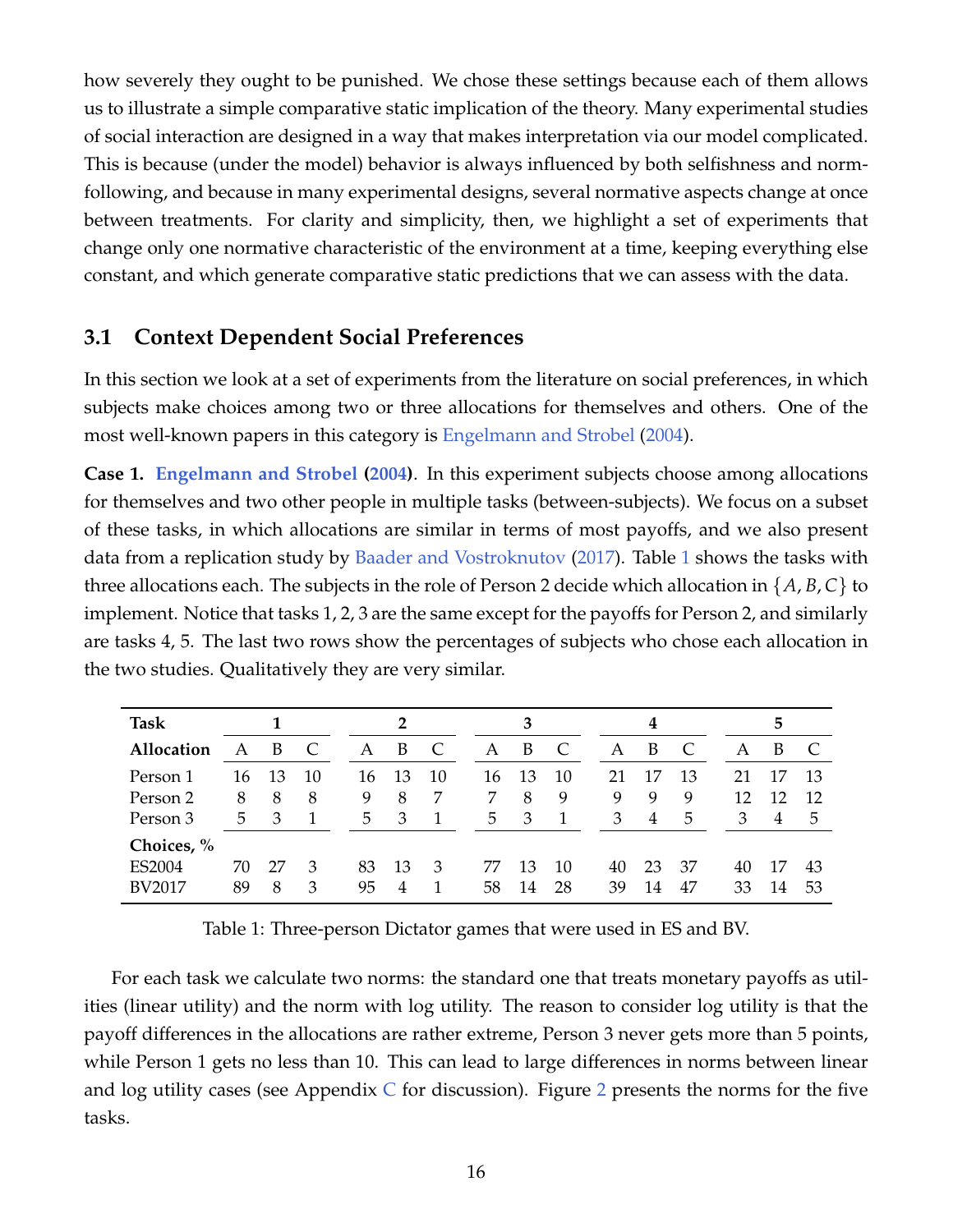how severely they ought to be punished. We chose these settings because each of them allows us to illustrate a simple comparative static implication of the theory. Many experimental studies of social interaction are designed in a way that makes interpretation via our model complicated. This is because (under the model) behavior is always influenced by both selfishness and norm-following, and because in many experimental designs, several normative aspects change at once between treatments. For clarity and simplicity, then, we highlight a set of experiments that change only one normative characteristic of the environment at a time, keeping everything else constant, and which generate comparative static predictions that we can assess with the data.

### 3.1 Context Dependent Social Preferences

In this section we look at a set of experiments from the literature on social preferences, in which subjects make choices among two or three allocations for themselves and others. One of the most well-known papers in this category is Engelmann and Strobel (2004).

**Case 1. Engelmann and Strobel (2004)**. In this experiment subjects choose among allocations for themselves and two other people in multiple tasks (between-subjects). We focus on a subset of these tasks, in which allocations are similar in terms of most payoffs, and we also present data from a replication study by Baader and Vostroknutov (2017). Table 1 shows the tasks with three allocations each. The subjects in the role of Person 2 decide which allocation in $\{A, B, C\}$ to implement. Notice that tasks 1, 2, 3 are the same except for the payoffs for Person 2, and similarly are tasks 4, 5. The last two rows show the percentages of subjects who chose each allocation in the two studies. Qualitatively they are very similar.

| **Task** | **1** | | | **2** | | | **3** | | | **4** | | | **5** | | |
|---|---|---|---|---|---|---|---|---|---|---|---|---|---|---|---|
| **Allocation** | A | B | C | A | B | C | A | B | C | A | B | C | A | B | C |
| Person 1 | 16 | 13 | 10 | 16 | 13 | 10 | 16 | 13 | 10 | 21 | 17 | 13 | 21 | 17 | 13 |
| Person 2 | 8 | 8 | 8 | 9 | 8 | 7 | 7 | 8 | 9 | 9 | 9 | 9 | 12 | 12 | 12 |
| Person 3 | 5 | 3 | 1 | 5 | 3 | 1 | 5 | 3 | 1 | 3 | 4 | 5 | 3 | 4 | 5 |
| **Choices, %** | | | | | | | | | | | | | | | |
| ES2004 | 70 | 27 | 3 | 83 | 13 | 3 | 77 | 13 | 10 | 40 | 23 | 37 | 40 | 17 | 43 |
| BV2017 | 89 | 8 | 3 | 95 | 4 | 1 | 58 | 14 | 28 | 39 | 14 | 47 | 33 | 14 | 53 |

Table 1: Three-person Dictator games that were used in ES and BV.

For each task we calculate two norms: the standard one that treats monetary payoffs as utilities (linear utility) and the norm with log utility. The reason to consider log utility is that the payoff differences in the allocations are rather extreme, Person 3 never gets more than 5 points, while Person 1 gets no less than 10. This can lead to large differences in norms between linear and log utility cases (see Appendix C for discussion). Figure 2 presents the norms for the five tasks.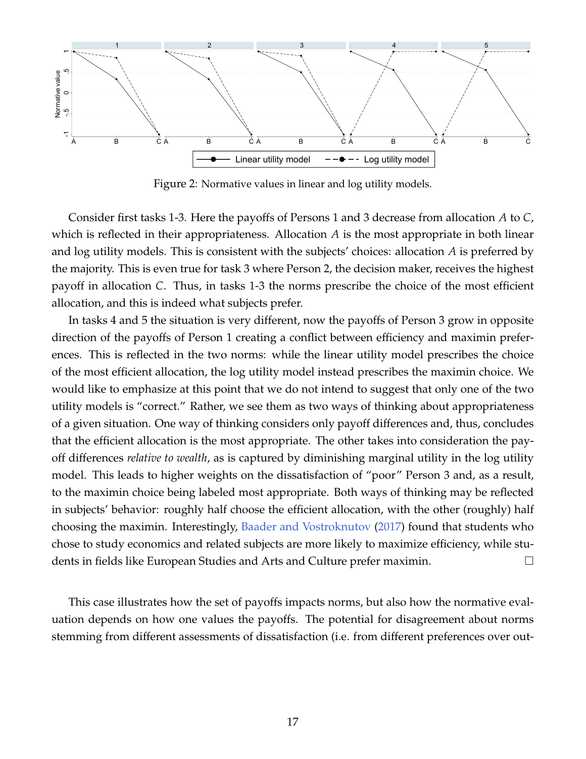Figure 2: Normative values in linear and log utility models.

Consider first tasks 1-3. Here the payoffs of Persons 1 and 3 decrease from allocation $A$ to $C$, which is reflected in their appropriateness. Allocation $A$ is the most appropriate in both linear and log utility models. This is consistent with the subjects' choices: allocation $A$ is preferred by the majority. This is even true for task 3 where Person 2, the decision maker, receives the highest payoff in allocation $C$. Thus, in tasks 1-3 the norms prescribe the choice of the most efficient allocation, and this is indeed what subjects prefer.

In tasks 4 and 5 the situation is very different, now the payoffs of Person 3 grow in opposite direction of the payoffs of Person 1 creating a conflict between efficiency and maximin preferences. This is reflected in the two norms: while the linear utility model prescribes the choice of the most efficient allocation, the log utility model instead prescribes the maximin choice. We would like to emphasize at this point that we do not intend to suggest that only one of the two utility models is "correct." Rather, we see them as two ways of thinking about appropriateness of a given situation. One way of thinking considers only payoff differences and, thus, concludes that the efficient allocation is the most appropriate. The other takes into consideration the payoff differences *relative to wealth*, as is captured by diminishing marginal utility in the log utility model. This leads to higher weights on the dissatisfaction of "poor" Person 3 and, as a result, to the maximin choice being labeled most appropriate. Both ways of thinking may be reflected in subjects' behavior: roughly half choose the efficient allocation, with the other (roughly) half choosing the maximin. Interestingly, Baader and Vostroknutov (2017) found that students who chose to study economics and related subjects are more likely to maximize efficiency, while students in fields like European Studies and Arts and Culture prefer maximin. □

This case illustrates how the set of payoffs impacts norms, but also how the normative evaluation depends on how one values the payoffs. The potential for disagreement about norms stemming from different assessments of dissatisfaction (i.e. from different preferences over out-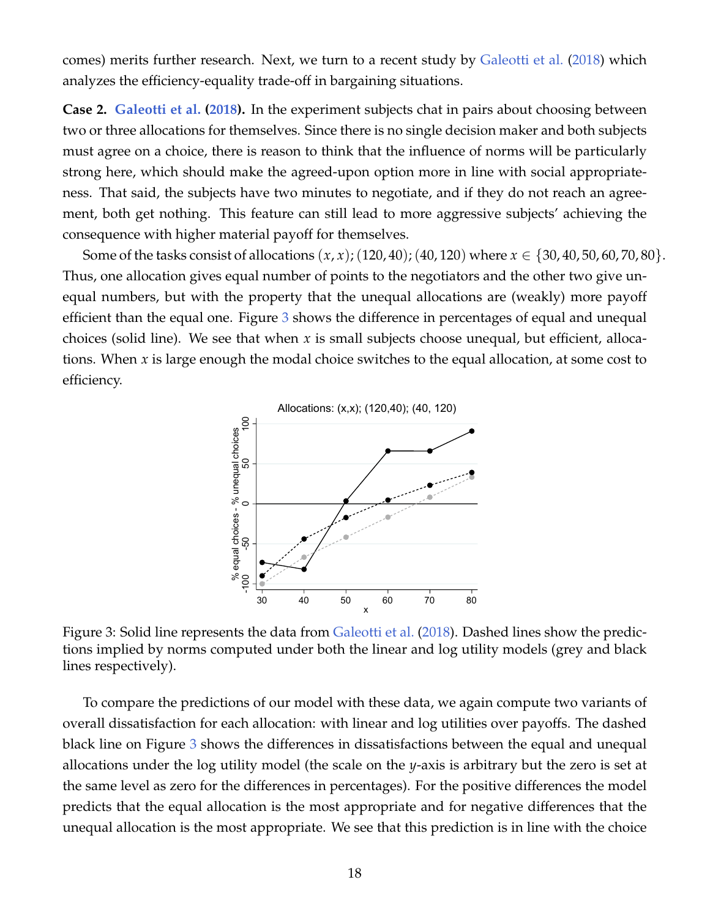comes) merits further research. Next, we turn to a recent study by Galeotti et al. (2018) which analyzes the efficiency-equality trade-off in bargaining situations.

**Case 2. Galeotti et al. (2018).** In the experiment subjects chat in pairs about choosing between two or three allocations for themselves. Since there is no single decision maker and both subjects must agree on a choice, there is reason to think that the influence of norms will be particularly strong here, which should make the agreed-upon option more in line with social appropriateness. That said, the subjects have two minutes to negotiate, and if they do not reach an agreement, both get nothing. This feature can still lead to more aggressive subjects' achieving the consequence with higher material payoff for themselves.

Some of the tasks consist of allocations $(x, x)$; $(120, 40)$; $(40, 120)$ where $x \in \{30, 40, 50, 60, 70, 80\}$. Thus, one allocation gives equal number of points to the negotiators and the other two give unequal numbers, but with the property that the unequal allocations are (weakly) more payoff efficient than the equal one. Figure 3 shows the difference in percentages of equal and unequal choices (solid line). We see that when $x$ is small subjects choose unequal, but efficient, allocations. When $x$ is large enough the modal choice switches to the equal allocation, at some cost to efficiency.

Figure 3: Solid line represents the data from Galeotti et al. (2018). Dashed lines show the predictions implied by norms computed under both the linear and log utility models (grey and black lines respectively).

To compare the predictions of our model with these data, we again compute two variants of overall dissatisfaction for each allocation: with linear and log utilities over payoffs. The dashed black line on Figure 3 shows the differences in dissatisfactions between the equal and unequal allocations under the log utility model (the scale on the $y$-axis is arbitrary but the zero is set at the same level as zero for the differences in percentages). For the positive differences the model predicts that the equal allocation is the most appropriate and for negative differences that the unequal allocation is the most appropriate. We see that this prediction is in line with the choice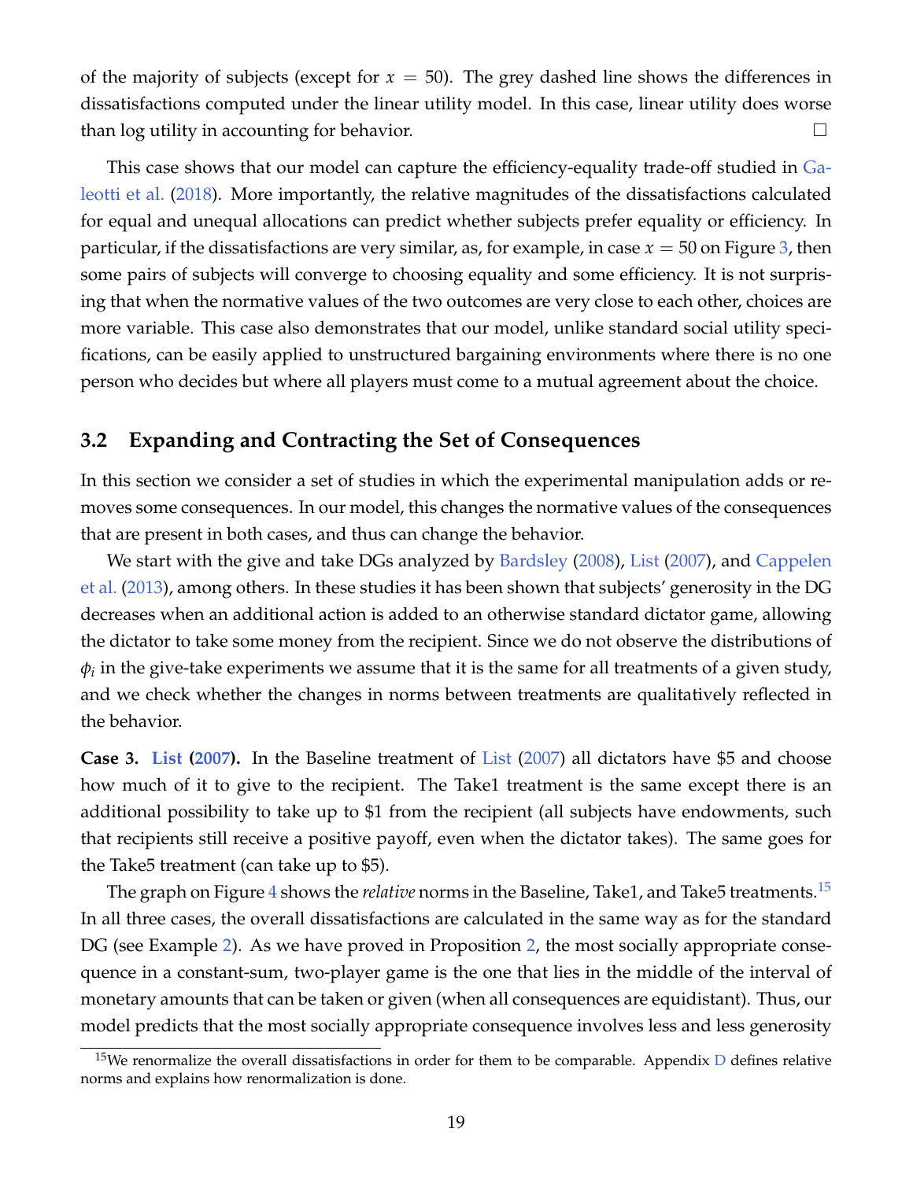of the majority of subjects (except for $x = 50$). The grey dashed line shows the differences in dissatisfactions computed under the linear utility model. In this case, linear utility does worse than log utility in accounting for behavior. □

This case shows that our model can capture the efficiency-equality trade-off studied in Galeotti et al. (2018). More importantly, the relative magnitudes of the dissatisfactions calculated for equal and unequal allocations can predict whether subjects prefer equality or efficiency. In particular, if the dissatisfactions are very similar, as, for example, in case $x = 50$ on Figure 3, then some pairs of subjects will converge to choosing equality and some efficiency. It is not surprising that when the normative values of the two outcomes are very close to each other, choices are more variable. This case also demonstrates that our model, unlike standard social utility specifications, can be easily applied to unstructured bargaining environments where there is no one person who decides but where all players must come to a mutual agreement about the choice.

## 3.2 Expanding and Contracting the Set of Consequences

In this section we consider a set of studies in which the experimental manipulation adds or removes some consequences. In our model, this changes the normative values of the consequences that are present in both cases, and thus can change the behavior.

We start with the give and take DGs analyzed by Bardsley (2008), List (2007), and Cappelen et al. (2013), among others. In these studies it has been shown that subjects' generosity in the DG decreases when an additional action is added to an otherwise standard dictator game, allowing the dictator to take some money from the recipient. Since we do not observe the distributions of $\phi_i$ in the give-take experiments we assume that it is the same for all treatments of a given study, and we check whether the changes in norms between treatments are qualitatively reflected in the behavior.

**Case 3. List (2007).** In the Baseline treatment of List (2007) all dictators have \$5 and choose how much of it to give to the recipient. The Take1 treatment is the same except there is an additional possibility to take up to \$1 from the recipient (all subjects have endowments, such that recipients still receive a positive payoff, even when the dictator takes). The same goes for the Take5 treatment (can take up to \$5).

The graph on Figure 4 shows the *relative* norms in the Baseline, Take1, and Take5 treatments.[15] In all three cases, the overall dissatisfactions are calculated in the same way as for the standard DG (see Example 2). As we have proved in Proposition 2, the most socially appropriate consequence in a constant-sum, two-player game is the one that lies in the middle of the interval of monetary amounts that can be taken or given (when all consequences are equidistant). Thus, our model predicts that the most socially appropriate consequence involves less and less generosity

[15] We renormalize the overall dissatisfactions in order for them to be comparable. Appendix D defines relative norms and explains how renormalization is done.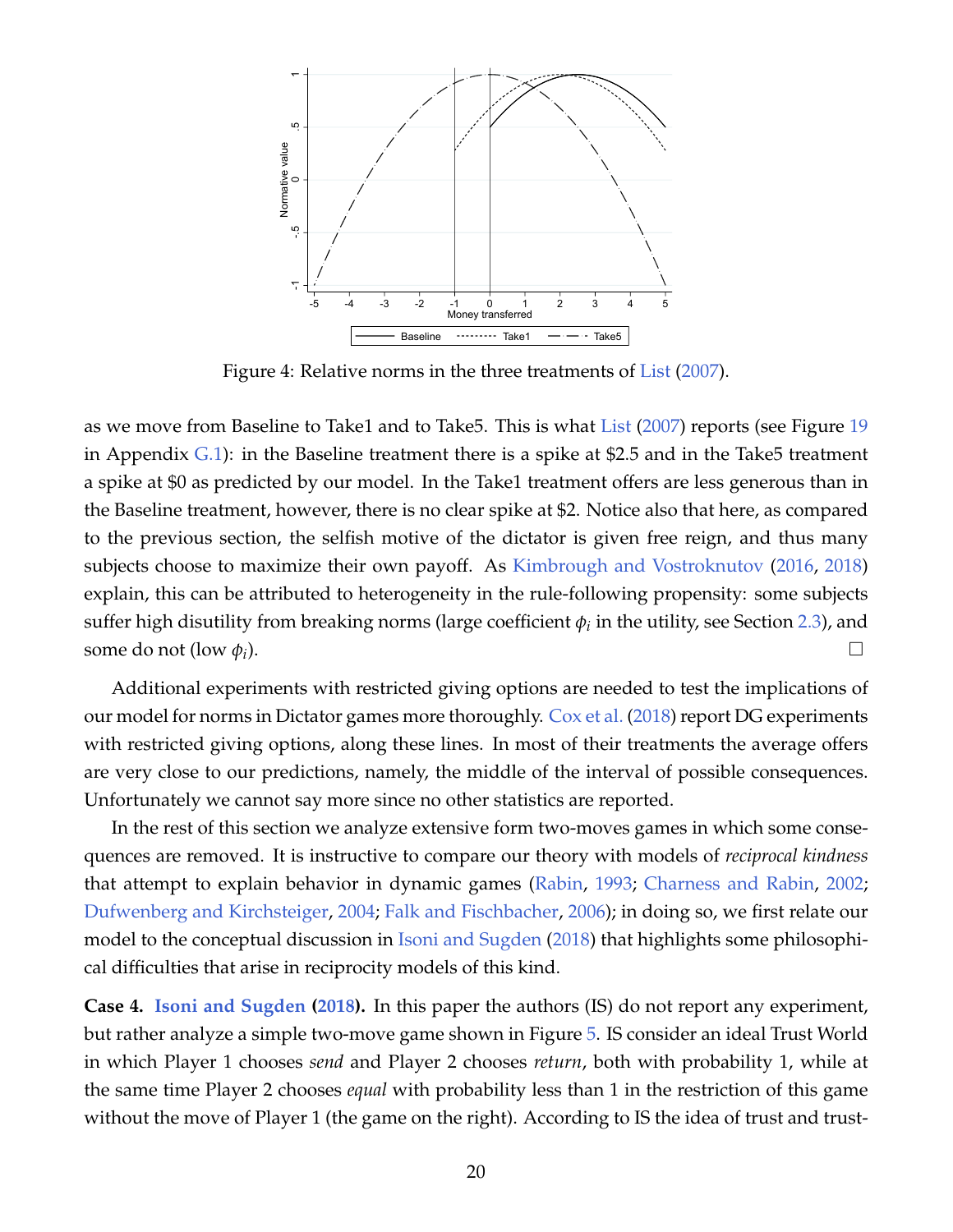Figure 4: Relative norms in the three treatments of List (2007).

as we move from Baseline to Take1 and to Take5. This is what List (2007) reports (see Figure 19 in Appendix G.1): in the Baseline treatment there is a spike at \$2.5 and in the Take5 treatment a spike at \$0 as predicted by our model. In the Take1 treatment offers are less generous than in the Baseline treatment, however, there is no clear spike at \$2. Notice also that here, as compared to the previous section, the selfish motive of the dictator is given free reign, and thus many subjects choose to maximize their own payoff. As Kimbrough and Vostroknutov (2016, 2018) explain, this can be attributed to heterogeneity in the rule-following propensity: some subjects suffer high disutility from breaking norms (large coefficient $\phi_i$ in the utility, see Section 2.3), and some do not (low $\phi_i$). □

Additional experiments with restricted giving options are needed to test the implications of our model for norms in Dictator games more thoroughly. Cox et al. (2018) report DG experiments with restricted giving options, along these lines. In most of their treatments the average offers are very close to our predictions, namely, the middle of the interval of possible consequences. Unfortunately we cannot say more since no other statistics are reported.

In the rest of this section we analyze extensive form two-moves games in which some consequences are removed. It is instructive to compare our theory with models of *reciprocal kindness* that attempt to explain behavior in dynamic games (Rabin, 1993; Charness and Rabin, 2002; Dufwenberg and Kirchsteiger, 2004; Falk and Fischbacher, 2006); in doing so, we first relate our model to the conceptual discussion in Isoni and Sugden (2018) that highlights some philosophical difficulties that arise in reciprocity models of this kind.

**Case 4. Isoni and Sugden (2018).** In this paper the authors (IS) do not report any experiment, but rather analyze a simple two-move game shown in Figure 5. IS consider an ideal Trust World in which Player 1 chooses *send* and Player 2 chooses *return*, both with probability 1, while at the same time Player 2 chooses *equal* with probability less than 1 in the restriction of this game without the move of Player 1 (the game on the right). According to IS the idea of trust and trust-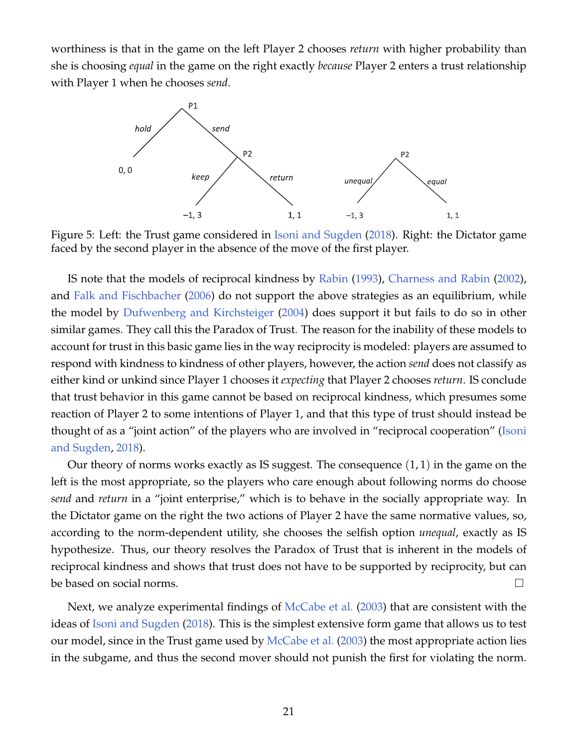worthiness is that in the game on the left Player 2 chooses *return* with higher probability than she is choosing *equal* in the game on the right exactly *because* Player 2 enters a trust relationship with Player 1 when he chooses *send*.

Figure 5: Left: the Trust game considered in Isoni and Sugden (2018). Right: the Dictator game faced by the second player in the absence of the move of the first player.

IS note that the models of reciprocal kindness by Rabin (1993), Charness and Rabin (2002), and Falk and Fischbacher (2006) do not support the above strategies as an equilibrium, while the model by Dufwenberg and Kirchsteiger (2004) does support it but fails to do so in other similar games. They call this the Paradox of Trust. The reason for the inability of these models to account for trust in this basic game lies in the way reciprocity is modeled: players are assumed to respond with kindness to kindness of other players, however, the action *send* does not classify as either kind or unkind since Player 1 chooses it *expecting* that Player 2 chooses *return*. IS conclude that trust behavior in this game cannot be based on reciprocal kindness, which presumes some reaction of Player 2 to some intentions of Player 1, and that this type of trust should instead be thought of as a "joint action" of the players who are involved in "reciprocal cooperation" (Isoni and Sugden, 2018).

Our theory of norms works exactly as IS suggest. The consequence $(1, 1)$ in the game on the left is the most appropriate, so the players who care enough about following norms do choose *send* and *return* in a "joint enterprise," which is to behave in the socially appropriate way. In the Dictator game on the right the two actions of Player 2 have the same normative values, so, according to the norm-dependent utility, she chooses the selfish option *unequal*, exactly as IS hypothesize. Thus, our theory resolves the Paradox of Trust that is inherent in the models of reciprocal kindness and shows that trust does not have to be supported by reciprocity, but can be based on social norms. □

Next, we analyze experimental findings of McCabe et al. (2003) that are consistent with the ideas of Isoni and Sugden (2018). This is the simplest extensive form game that allows us to test our model, since in the Trust game used by McCabe et al. (2003) the most appropriate action lies in the subgame, and thus the second mover should not punish the first for violating the norm.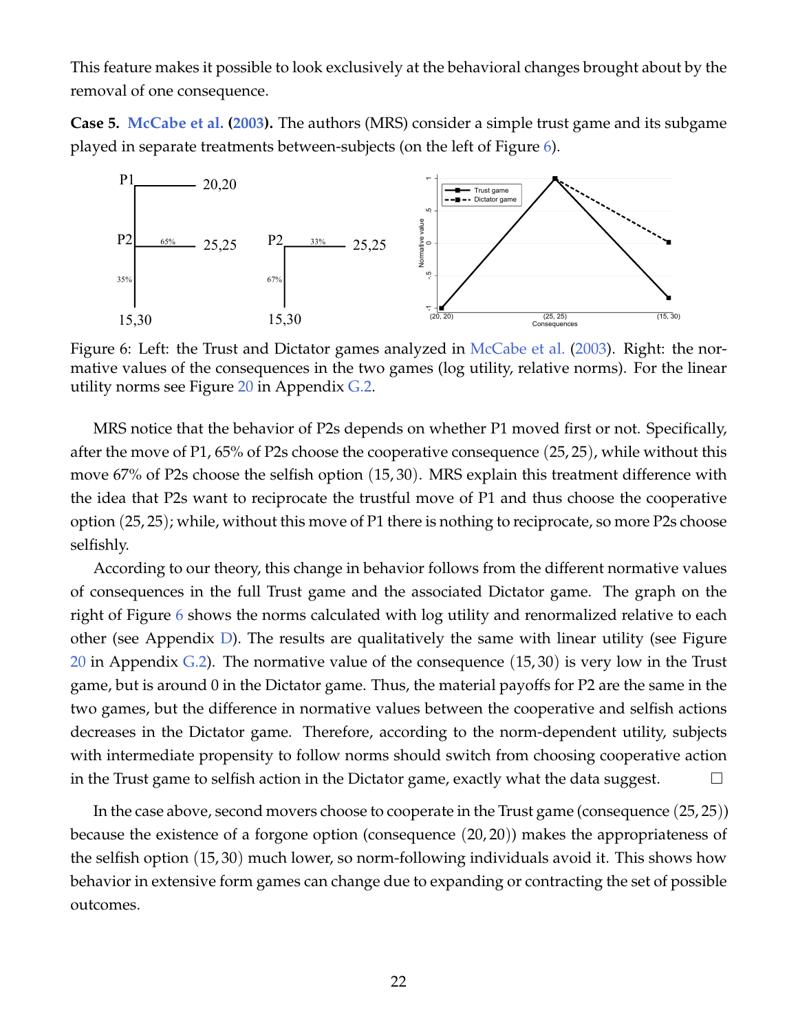This feature makes it possible to look exclusively at the behavioral changes brought about by the removal of one consequence.

**Case 5. McCabe et al. (2003).** The authors (MRS) consider a simple trust game and its subgame played in separate treatments between-subjects (on the left of Figure 6).

Figure 6: Left: the Trust and Dictator games analyzed in McCabe et al. (2003). Right: the normative values of the consequences in the two games (log utility, relative norms). For the linear utility norms see Figure 20 in Appendix G.2.

MRS notice that the behavior of P2s depends on whether P1 moved first or not. Specifically, after the move of P1, 65% of P2s choose the cooperative consequence $(25, 25)$, while without this move 67% of P2s choose the selfish option $(15, 30)$. MRS explain this treatment difference with the idea that P2s want to reciprocate the trustful move of P1 and thus choose the cooperative option $(25, 25)$; while, without this move of P1 there is nothing to reciprocate, so more P2s choose selfishly.

According to our theory, this change in behavior follows from the different normative values of consequences in the full Trust game and the associated Dictator game. The graph on the right of Figure 6 shows the norms calculated with log utility and renormalized relative to each other (see Appendix D). The results are qualitatively the same with linear utility (see Figure 20 in Appendix G.2). The normative value of the consequence $(15, 30)$ is very low in the Trust game, but is around 0 in the Dictator game. Thus, the material payoffs for P2 are the same in the two games, but the difference in normative values between the cooperative and selfish actions decreases in the Dictator game. Therefore, according to the norm-dependent utility, subjects with intermediate propensity to follow norms should switch from choosing cooperative action in the Trust game to selfish action in the Dictator game, exactly what the data suggest. $\square$

In the case above, second movers choose to cooperate in the Trust game (consequence $(25, 25)$) because the existence of a forgone option (consequence $(20, 20)$) makes the appropriateness of the selfish option $(15, 30)$ much lower, so norm-following individuals avoid it. This shows how behavior in extensive form games can change due to expanding or contracting the set of possible outcomes.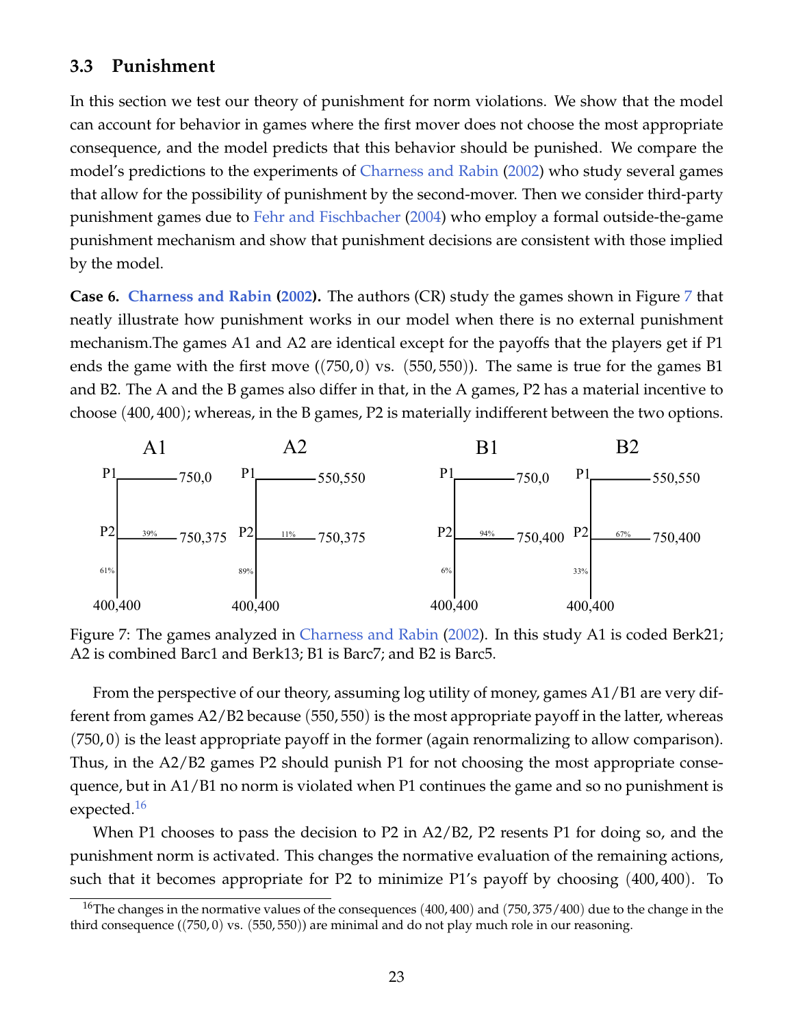### 3.3 Punishment

In this section we test our theory of punishment for norm violations. We show that the model can account for behavior in games where the first mover does not choose the most appropriate consequence, and the model predicts that this behavior should be punished. We compare the model's predictions to the experiments of Charness and Rabin (2002) who study several games that allow for the possibility of punishment by the second-mover. Then we consider third-party punishment games due to Fehr and Fischbacher (2004) who employ a formal outside-the-game punishment mechanism and show that punishment decisions are consistent with those implied by the model.

**Case 6. Charness and Rabin (2002).** The authors (CR) study the games shown in Figure 7 that neatly illustrate how punishment works in our model when there is no external punishment mechanism.The games A1 and A2 are identical except for the payoffs that the players get if P1 ends the game with the first move ($(750, 0)$ vs. $(550, 550)$). The same is true for the games B1 and B2. The A and the B games also differ in that, in the A games, P2 has a material incentive to choose $(400, 400)$; whereas, in the B games, P2 is materially indifferent between the two options.

| Game | P1 ends game | P2 chooses (750, ·) | P2 chooses 400,400 |
|---|---|---|---|
| A1 | 750,0 | 750,375 (39%) | 400,400 (61%) |
| A2 | 550,550 | 750,375 (11%) | 400,400 (89%) |
| B1 | 750,0 | 750,400 (94%) | 400,400 (6%) |
| B2 | 550,550 | 750,400 (67%) | 400,400 (33%) |

Figure 7: The games analyzed in Charness and Rabin (2002). In this study A1 is coded Berk21; A2 is combined Barc1 and Berk13; B1 is Barc7; and B2 is Barc5.

From the perspective of our theory, assuming log utility of money, games A1/B1 are very different from games A2/B2 because $(550, 550)$ is the most appropriate payoff in the latter, whereas $(750, 0)$ is the least appropriate payoff in the former (again renormalizing to allow comparison). Thus, in the A2/B2 games P2 should punish P1 for not choosing the most appropriate consequence, but in A1/B1 no norm is violated when P1 continues the game and so no punishment is expected.[16]

When P1 chooses to pass the decision to P2 in A2/B2, P2 resents P1 for doing so, and the punishment norm is activated. This changes the normative evaluation of the remaining actions, such that it becomes appropriate for P2 to minimize P1's payoff by choosing $(400, 400)$. To

[16]The changes in the normative values of the consequences $(400, 400)$ and $(750, 375/400)$ due to the change in the third consequence ($(750, 0)$ vs. $(550, 550)$) are minimal and do not play much role in our reasoning.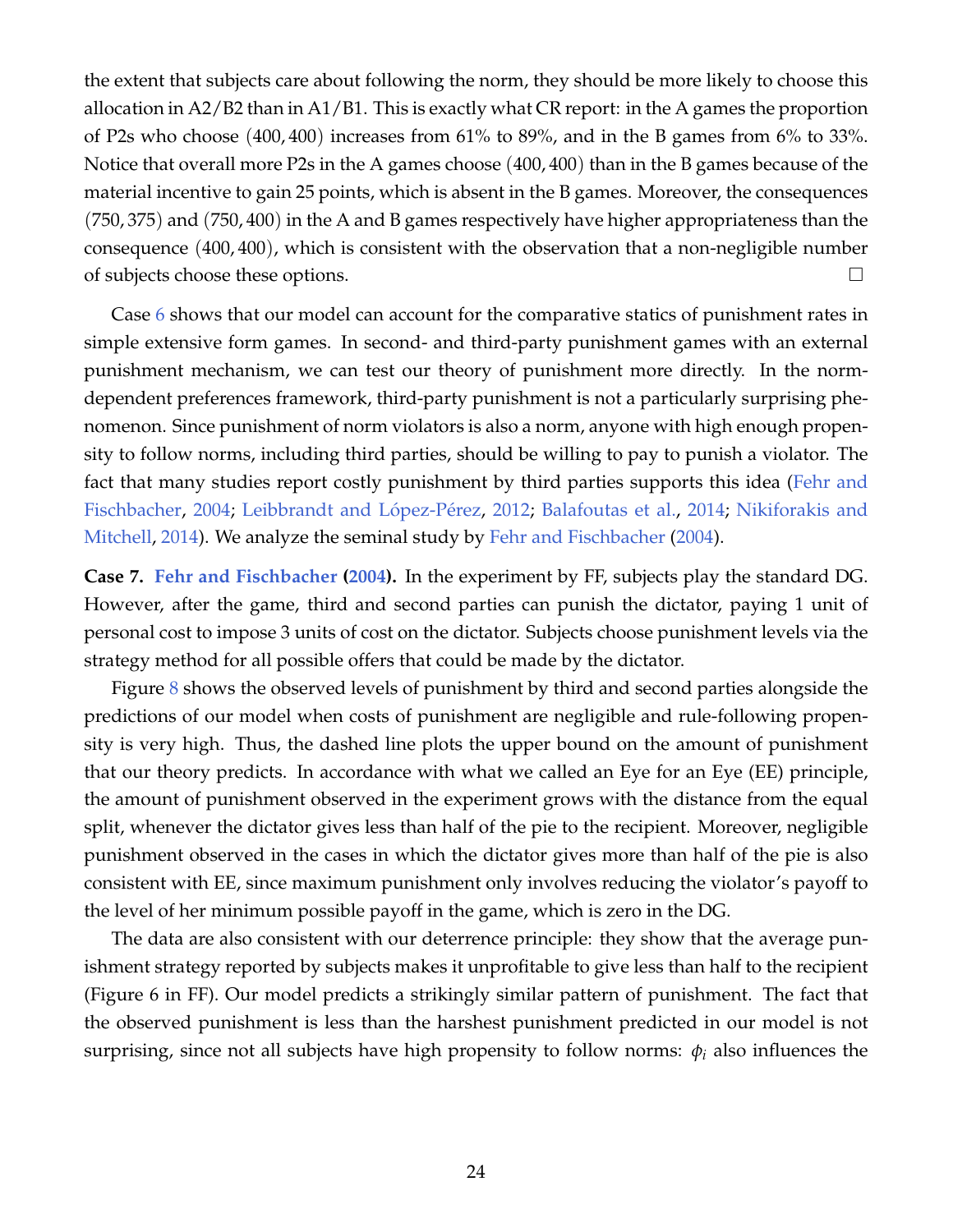the extent that subjects care about following the norm, they should be more likely to choose this allocation in A2/B2 than in A1/B1. This is exactly what CR report: in the A games the proportion of P2s who choose $(400, 400)$ increases from 61% to 89%, and in the B games from 6% to 33%. Notice that overall more P2s in the A games choose $(400, 400)$ than in the B games because of the material incentive to gain 25 points, which is absent in the B games. Moreover, the consequences $(750, 375)$ and $(750, 400)$ in the A and B games respectively have higher appropriateness than the consequence $(400, 400)$, which is consistent with the observation that a non-negligible number of subjects choose these options. □

Case 6 shows that our model can account for the comparative statics of punishment rates in simple extensive form games. In second- and third-party punishment games with an external punishment mechanism, we can test our theory of punishment more directly. In the norm-dependent preferences framework, third-party punishment is not a particularly surprising phenomenon. Since punishment of norm violators is also a norm, anyone with high enough propensity to follow norms, including third parties, should be willing to pay to punish a violator. The fact that many studies report costly punishment by third parties supports this idea (Fehr and Fischbacher, 2004; Leibbrandt and López-Pérez, 2012; Balafoutas et al., 2014; Nikiforakis and Mitchell, 2014). We analyze the seminal study by Fehr and Fischbacher (2004).

**Case 7. Fehr and Fischbacher (2004).** In the experiment by FF, subjects play the standard DG. However, after the game, third and second parties can punish the dictator, paying 1 unit of personal cost to impose 3 units of cost on the dictator. Subjects choose punishment levels via the strategy method for all possible offers that could be made by the dictator.

Figure 8 shows the observed levels of punishment by third and second parties alongside the predictions of our model when costs of punishment are negligible and rule-following propensity is very high. Thus, the dashed line plots the upper bound on the amount of punishment that our theory predicts. In accordance with what we called an Eye for an Eye (EE) principle, the amount of punishment observed in the experiment grows with the distance from the equal split, whenever the dictator gives less than half of the pie to the recipient. Moreover, negligible punishment observed in the cases in which the dictator gives more than half of the pie is also consistent with EE, since maximum punishment only involves reducing the violator's payoff to the level of her minimum possible payoff in the game, which is zero in the DG.

The data are also consistent with our deterrence principle: they show that the average punishment strategy reported by subjects makes it unprofitable to give less than half to the recipient (Figure 6 in FF). Our model predicts a strikingly similar pattern of punishment. The fact that the observed punishment is less than the harshest punishment predicted in our model is not surprising, since not all subjects have high propensity to follow norms: $\phi_i$ also influences the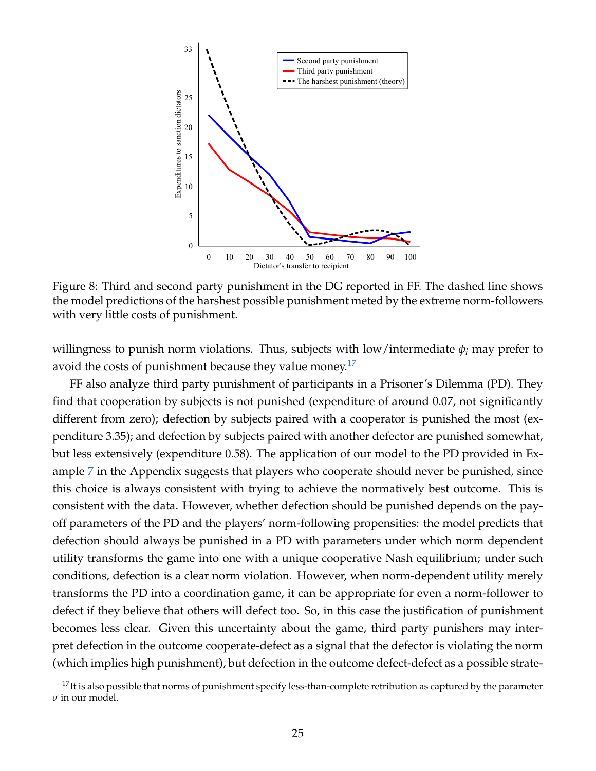Figure 8: Third and second party punishment in the DG reported in FF. The dashed line shows the model predictions of the harshest possible punishment meted by the extreme norm-followers with very little costs of punishment.

willingness to punish norm violations. Thus, subjects with low/intermediate $\phi_i$ may prefer to avoid the costs of punishment because they value money.[17]

FF also analyze third party punishment of participants in a Prisoner's Dilemma (PD). They find that cooperation by subjects is not punished (expenditure of around 0.07, not significantly different from zero); defection by subjects paired with a cooperator is punished the most (expenditure 3.35); and defection by subjects paired with another defector are punished somewhat, but less extensively (expenditure 0.58). The application of our model to the PD provided in Example 7 in the Appendix suggests that players who cooperate should never be punished, since this choice is always consistent with trying to achieve the normatively best outcome. This is consistent with the data. However, whether defection should be punished depends on the payoff parameters of the PD and the players' norm-following propensities: the model predicts that defection should always be punished in a PD with parameters under which norm dependent utility transforms the game into one with a unique cooperative Nash equilibrium; under such conditions, defection is a clear norm violation. However, when norm-dependent utility merely transforms the PD into a coordination game, it can be appropriate for even a norm-follower to defect if they believe that others will defect too. So, in this case the justification of punishment becomes less clear. Given this uncertainty about the game, third party punishers may interpret defection in the outcome cooperate-defect as a signal that the defector is violating the norm (which implies high punishment), but defection in the outcome defect-defect as a possible strate-

[17]It is also possible that norms of punishment specify less-than-complete retribution as captured by the parameter $\sigma$ in our model.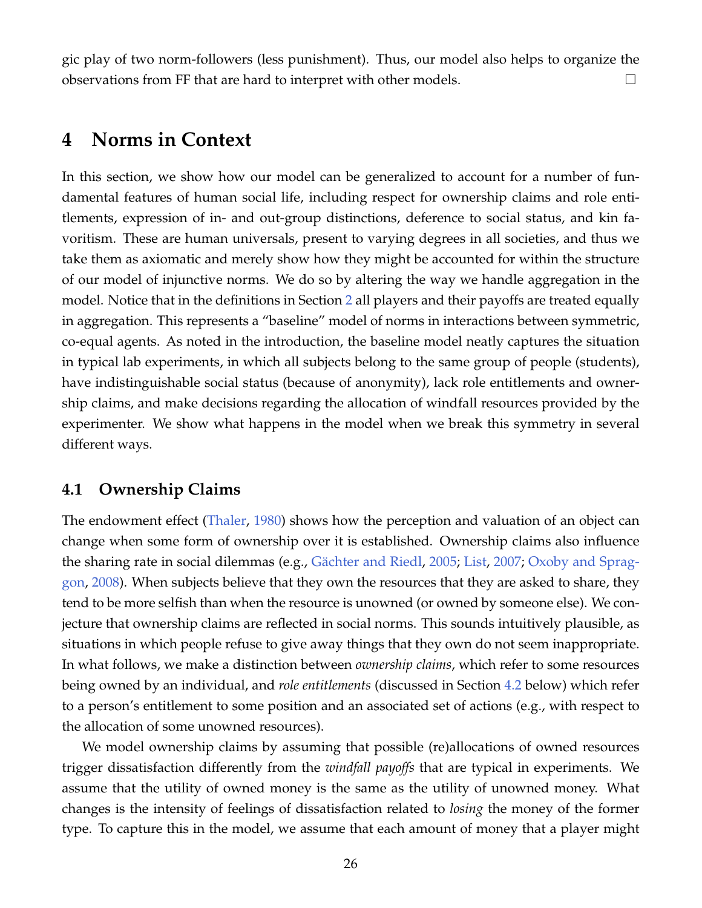gic play of two norm-followers (less punishment). Thus, our model also helps to organize the observations from FF that are hard to interpret with other models. □

# 4 Norms in Context

In this section, we show how our model can be generalized to account for a number of fundamental features of human social life, including respect for ownership claims and role entitlements, expression of in- and out-group distinctions, deference to social status, and kin favoritism. These are human universals, present to varying degrees in all societies, and thus we take them as axiomatic and merely show how they might be accounted for within the structure of our model of injunctive norms. We do so by altering the way we handle aggregation in the model. Notice that in the definitions in Section 2 all players and their payoffs are treated equally in aggregation. This represents a "baseline" model of norms in interactions between symmetric, co-equal agents. As noted in the introduction, the baseline model neatly captures the situation in typical lab experiments, in which all subjects belong to the same group of people (students), have indistinguishable social status (because of anonymity), lack role entitlements and ownership claims, and make decisions regarding the allocation of windfall resources provided by the experimenter. We show what happens in the model when we break this symmetry in several different ways.

## 4.1 Ownership Claims

The endowment effect (Thaler, 1980) shows how the perception and valuation of an object can change when some form of ownership over it is established. Ownership claims also influence the sharing rate in social dilemmas (e.g., Gächter and Riedl, 2005; List, 2007; Oxoby and Spraggon, 2008). When subjects believe that they own the resources that they are asked to share, they tend to be more selfish than when the resource is unowned (or owned by someone else). We conjecture that ownership claims are reflected in social norms. This sounds intuitively plausible, as situations in which people refuse to give away things that they own do not seem inappropriate. In what follows, we make a distinction between *ownership claims*, which refer to some resources being owned by an individual, and *role entitlements* (discussed in Section 4.2 below) which refer to a person's entitlement to some position and an associated set of actions (e.g., with respect to the allocation of some unowned resources).

We model ownership claims by assuming that possible (re)allocations of owned resources trigger dissatisfaction differently from the *windfall payoffs* that are typical in experiments. We assume that the utility of owned money is the same as the utility of unowned money. What changes is the intensity of feelings of dissatisfaction related to *losing* the money of the former type. To capture this in the model, we assume that each amount of money that a player might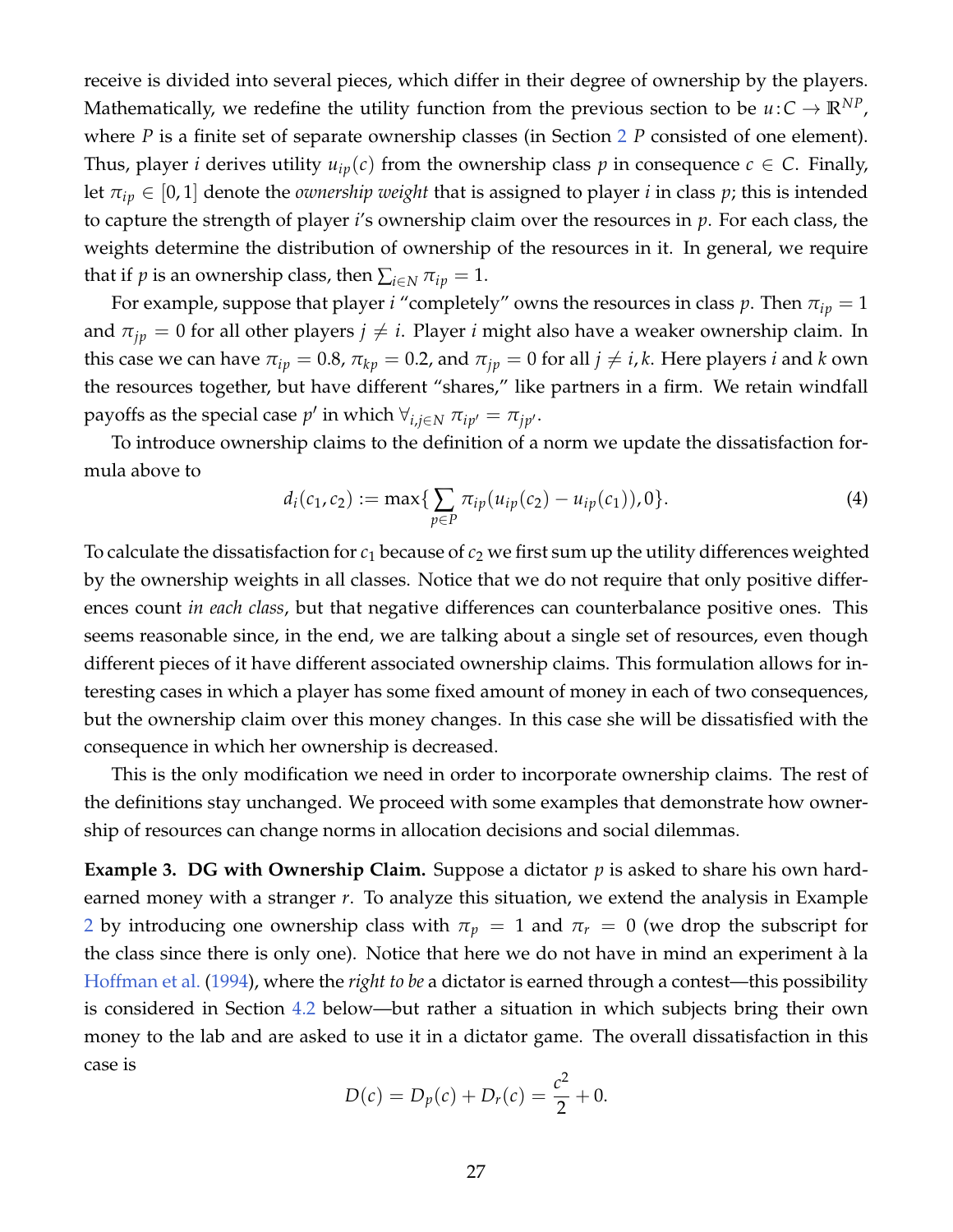receive is divided into several pieces, which differ in their degree of ownership by the players. Mathematically, we redefine the utility function from the previous section to be $u : C \to \mathbb{R}^{NP}$, where $P$ is a finite set of separate ownership classes (in Section 2 $P$ consisted of one element). Thus, player $i$ derives utility $u_{ip}(c)$ from the ownership class $p$ in consequence $c \in C$. Finally, let $\pi_{ip} \in [0, 1]$ denote the *ownership weight* that is assigned to player $i$ in class $p$; this is intended to capture the strength of player $i$'s ownership claim over the resources in $p$. For each class, the weights determine the distribution of ownership of the resources in it. In general, we require that if $p$ is an ownership class, then $\sum_{i \in N} \pi_{ip} = 1$.

For example, suppose that player $i$ "completely" owns the resources in class $p$. Then $\pi_{ip} = 1$ and $\pi_{jp} = 0$ for all other players $j \neq i$. Player $i$ might also have a weaker ownership claim. In this case we can have $\pi_{ip} = 0.8$, $\pi_{kp} = 0.2$, and $\pi_{jp} = 0$ for all $j \neq i, k$. Here players $i$ and $k$ own the resources together, but have different "shares," like partners in a firm. We retain windfall payoffs as the special case $p'$ in which $\forall_{i,j \in N}\ \pi_{ip'} = \pi_{jp'}$.

To introduce ownership claims to the definition of a norm we update the dissatisfaction formula above to

$$d_i(c_1, c_2) := \max\{\sum_{p \in P} \pi_{ip}(u_{ip}(c_2) - u_{ip}(c_1)), 0\}. \tag{4}$$

To calculate the dissatisfaction for $c_1$ because of $c_2$ we first sum up the utility differences weighted by the ownership weights in all classes. Notice that we do not require that only positive differences count *in each class*, but that negative differences can counterbalance positive ones. This seems reasonable since, in the end, we are talking about a single set of resources, even though different pieces of it have different associated ownership claims. This formulation allows for interesting cases in which a player has some fixed amount of money in each of two consequences, but the ownership claim over this money changes. In this case she will be dissatisfied with the consequence in which her ownership is decreased.

This is the only modification we need in order to incorporate ownership claims. The rest of the definitions stay unchanged. We proceed with some examples that demonstrate how ownership of resources can change norms in allocation decisions and social dilemmas.

**Example 3. DG with Ownership Claim.** Suppose a dictator $p$ is asked to share his own hard-earned money with a stranger $r$. To analyze this situation, we extend the analysis in Example 2 by introducing one ownership class with $\pi_p = 1$ and $\pi_r = 0$ (we drop the subscript for the class since there is only one). Notice that here we do not have in mind an experiment à la Hoffman et al. (1994), where the *right to be* a dictator is earned through a contest—this possibility is considered in Section 4.2 below—but rather a situation in which subjects bring their own money to the lab and are asked to use it in a dictator game. The overall dissatisfaction in this case is

$$D(c) = D_p(c) + D_r(c) = \frac{c^2}{2} + 0.$$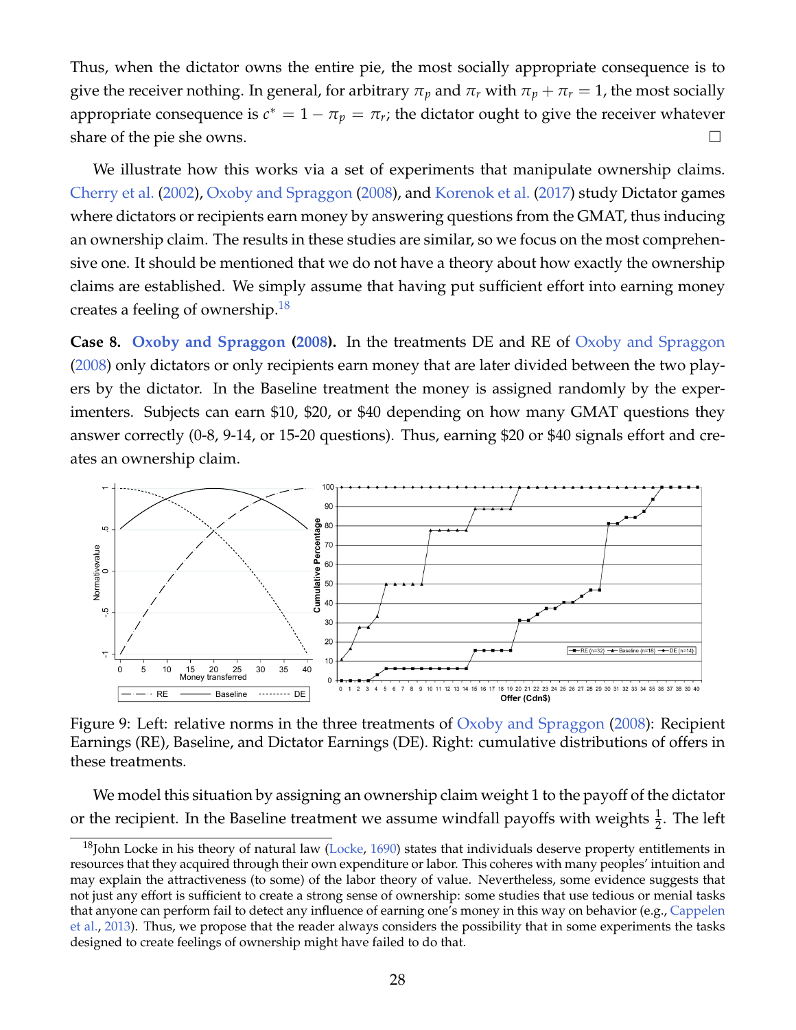Thus, when the dictator owns the entire pie, the most socially appropriate consequence is to give the receiver nothing. In general, for arbitrary $\pi_p$ and $\pi_r$ with $\pi_p + \pi_r = 1$, the most socially appropriate consequence is $c^* = 1 - \pi_p = \pi_r$; the dictator ought to give the receiver whatever share of the pie she owns. □

We illustrate how this works via a set of experiments that manipulate ownership claims. Cherry et al. (2002), Oxoby and Spraggon (2008), and Korenok et al. (2017) study Dictator games where dictators or recipients earn money by answering questions from the GMAT, thus inducing an ownership claim. The results in these studies are similar, so we focus on the most comprehensive one. It should be mentioned that we do not have a theory about how exactly the ownership claims are established. We simply assume that having put sufficient effort into earning money creates a feeling of ownership.[18]

**Case 8. Oxoby and Spraggon (2008).** In the treatments DE and RE of Oxoby and Spraggon (2008) only dictators or only recipients earn money that are later divided between the two players by the dictator. In the Baseline treatment the money is assigned randomly by the experimenters. Subjects can earn \$10, \$20, or \$40 depending on how many GMAT questions they answer correctly (0-8, 9-14, or 15-20 questions). Thus, earning \$20 or \$40 signals effort and creates an ownership claim.

Figure 9: Left: relative norms in the three treatments of Oxoby and Spraggon (2008): Recipient Earnings (RE), Baseline, and Dictator Earnings (DE). Right: cumulative distributions of offers in these treatments.

We model this situation by assigning an ownership claim weight 1 to the payoff of the dictator or the recipient. In the Baseline treatment we assume windfall payoffs with weights $\frac{1}{2}$. The left

[18] John Locke in his theory of natural law (Locke, 1690) states that individuals deserve property entitlements in resources that they acquired through their own expenditure or labor. This coheres with many peoples' intuition and may explain the attractiveness (to some) of the labor theory of value. Nevertheless, some evidence suggests that not just any effort is sufficient to create a strong sense of ownership: some studies that use tedious or menial tasks that anyone can perform fail to detect any influence of earning one's money in this way on behavior (e.g., Cappelen et al., 2013). Thus, we propose that the reader always considers the possibility that in some experiments the tasks designed to create feelings of ownership might have failed to do that.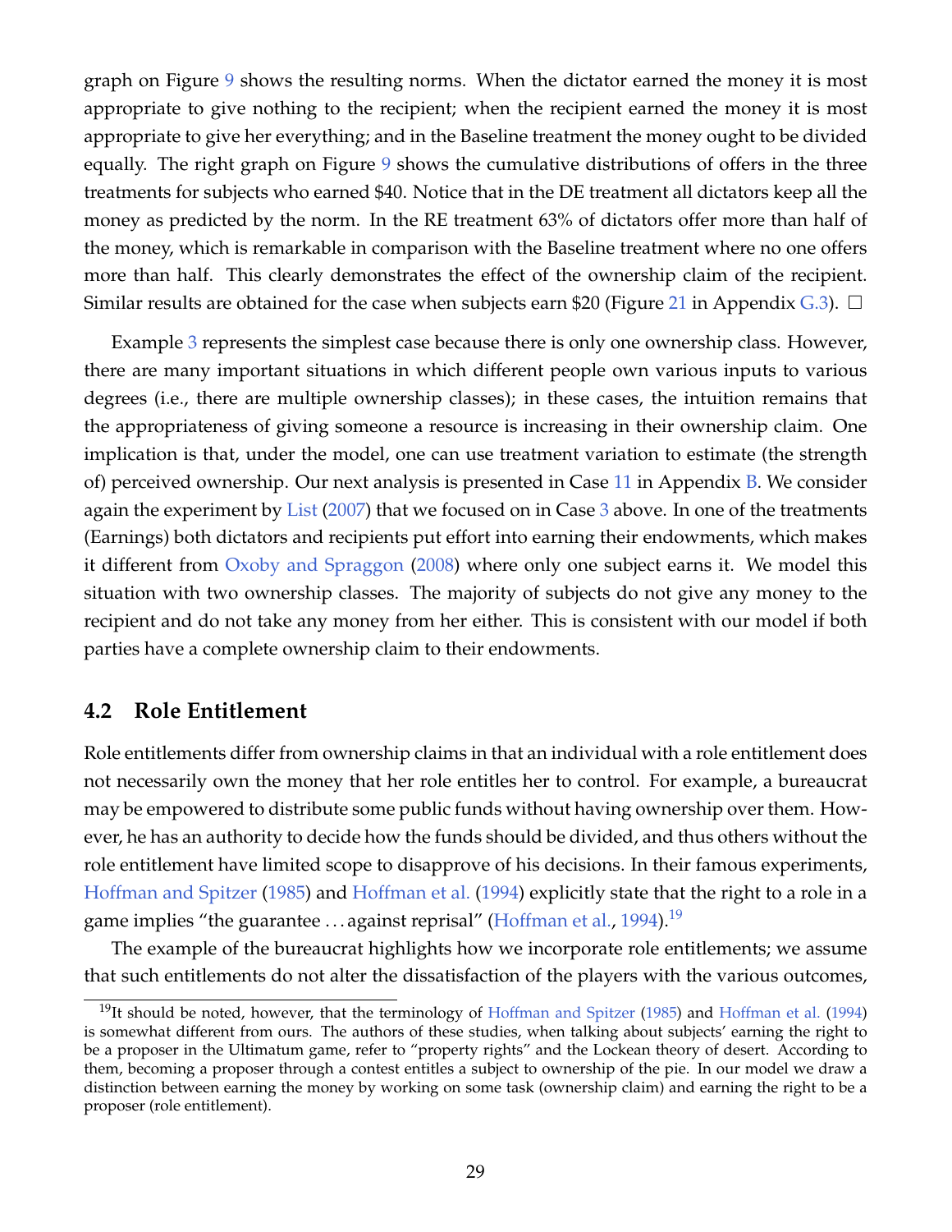graph on Figure 9 shows the resulting norms. When the dictator earned the money it is most appropriate to give nothing to the recipient; when the recipient earned the money it is most appropriate to give her everything; and in the Baseline treatment the money ought to be divided equally. The right graph on Figure 9 shows the cumulative distributions of offers in the three treatments for subjects who earned \$40. Notice that in the DE treatment all dictators keep all the money as predicted by the norm. In the RE treatment 63% of dictators offer more than half of the money, which is remarkable in comparison with the Baseline treatment where no one offers more than half. This clearly demonstrates the effect of the ownership claim of the recipient. Similar results are obtained for the case when subjects earn \$20 (Figure 21 in Appendix G.3). □

Example 3 represents the simplest case because there is only one ownership class. However, there are many important situations in which different people own various inputs to various degrees (i.e., there are multiple ownership classes); in these cases, the intuition remains that the appropriateness of giving someone a resource is increasing in their ownership claim. One implication is that, under the model, one can use treatment variation to estimate (the strength of) perceived ownership. Our next analysis is presented in Case 11 in Appendix B. We consider again the experiment by List (2007) that we focused on in Case 3 above. In one of the treatments (Earnings) both dictators and recipients put effort into earning their endowments, which makes it different from Oxoby and Spraggon (2008) where only one subject earns it. We model this situation with two ownership classes. The majority of subjects do not give any money to the recipient and do not take any money from her either. This is consistent with our model if both parties have a complete ownership claim to their endowments.

## 4.2 Role Entitlement

Role entitlements differ from ownership claims in that an individual with a role entitlement does not necessarily own the money that her role entitles her to control. For example, a bureaucrat may be empowered to distribute some public funds without having ownership over them. However, he has an authority to decide how the funds should be divided, and thus others without the role entitlement have limited scope to disapprove of his decisions. In their famous experiments, Hoffman and Spitzer (1985) and Hoffman et al. (1994) explicitly state that the right to a role in a game implies "the guarantee ... against reprisal" (Hoffman et al., 1994).[19]

The example of the bureaucrat highlights how we incorporate role entitlements; we assume that such entitlements do not alter the dissatisfaction of the players with the various outcomes,

[19] It should be noted, however, that the terminology of Hoffman and Spitzer (1985) and Hoffman et al. (1994) is somewhat different from ours. The authors of these studies, when talking about subjects' earning the right to be a proposer in the Ultimatum game, refer to "property rights" and the Lockean theory of desert. According to them, becoming a proposer through a contest entitles a subject to ownership of the pie. In our model we draw a distinction between earning the money by working on some task (ownership claim) and earning the right to be a proposer (role entitlement).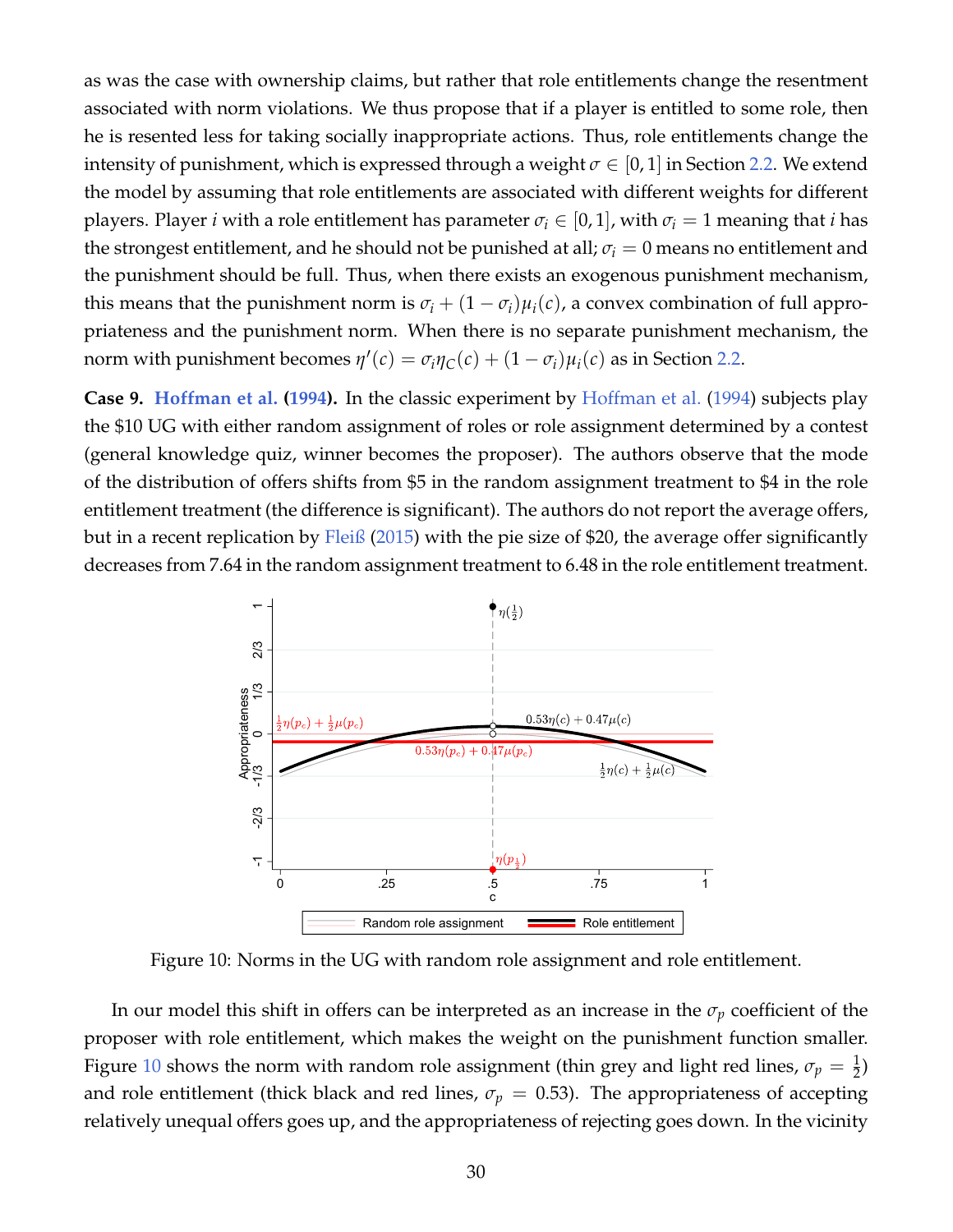as was the case with ownership claims, but rather that role entitlements change the resentment associated with norm violations. We thus propose that if a player is entitled to some role, then he is resented less for taking socially inappropriate actions. Thus, role entitlements change the intensity of punishment, which is expressed through a weight $\sigma \in [0,1]$ in Section 2.2. We extend the model by assuming that role entitlements are associated with different weights for different players. Player $i$ with a role entitlement has parameter $\sigma_i \in [0,1]$, with $\sigma_i = 1$ meaning that $i$ has the strongest entitlement, and he should not be punished at all; $\sigma_i = 0$ means no entitlement and the punishment should be full. Thus, when there exists an exogenous punishment mechanism, this means that the punishment norm is $\sigma_i + (1-\sigma_i)\mu_i(c)$, a convex combination of full appropriateness and the punishment norm. When there is no separate punishment mechanism, the norm with punishment becomes $\eta'(c) = \sigma_i \eta_C(c) + (1-\sigma_i)\mu_i(c)$ as in Section 2.2.

**Case 9. Hoffman et al. (1994).** In the classic experiment by Hoffman et al. (1994) subjects play the \$10 UG with either random assignment of roles or role assignment determined by a contest (general knowledge quiz, winner becomes the proposer). The authors observe that the mode of the distribution of offers shifts from \$5 in the random assignment treatment to \$4 in the role entitlement treatment (the difference is significant). The authors do not report the average offers, but in a recent replication by Fleiß (2015) with the pie size of \$20, the average offer significantly decreases from 7.64 in the random assignment treatment to 6.48 in the role entitlement treatment.

Figure 10: Norms in the UG with random role assignment and role entitlement.

In our model this shift in offers can be interpreted as an increase in the $\sigma_p$ coefficient of the proposer with role entitlement, which makes the weight on the punishment function smaller. Figure 10 shows the norm with random role assignment (thin grey and light red lines, $\sigma_p = \frac{1}{2}$) and role entitlement (thick black and red lines, $\sigma_p = 0.53$). The appropriateness of accepting relatively unequal offers goes up, and the appropriateness of rejecting goes down. In the vicinity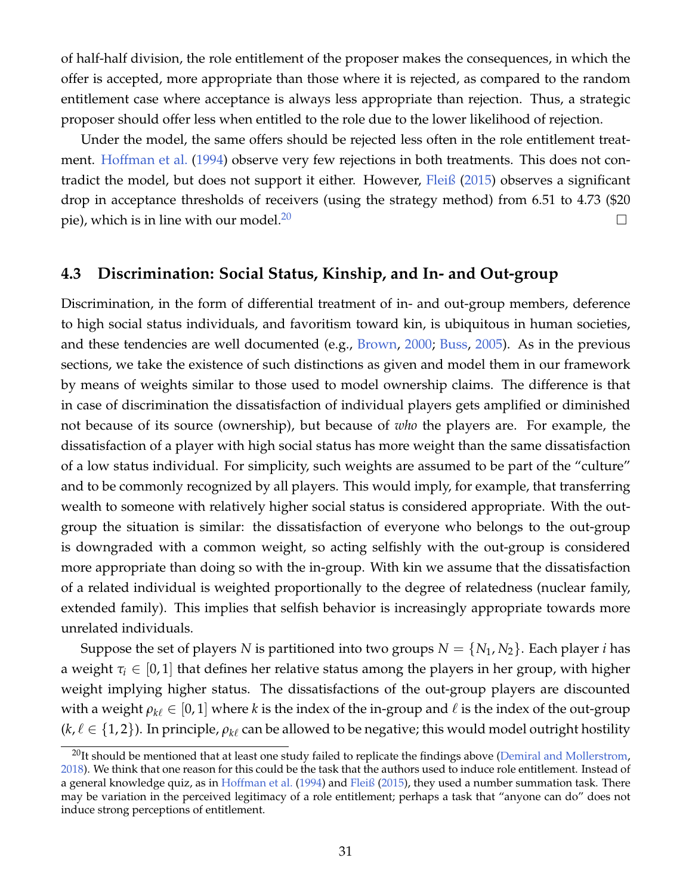of half-half division, the role entitlement of the proposer makes the consequences, in which the offer is accepted, more appropriate than those where it is rejected, as compared to the random entitlement case where acceptance is always less appropriate than rejection. Thus, a strategic proposer should offer less when entitled to the role due to the lower likelihood of rejection.

Under the model, the same offers should be rejected less often in the role entitlement treatment. Hoffman et al. (1994) observe very few rejections in both treatments. This does not contradict the model, but does not support it either. However, Fleiß (2015) observes a significant drop in acceptance thresholds of receivers (using the strategy method) from 6.51 to 4.73 ($20 pie), which is in line with our model.[20] □

### 4.3 Discrimination: Social Status, Kinship, and In- and Out-group

Discrimination, in the form of differential treatment of in- and out-group members, deference to high social status individuals, and favoritism toward kin, is ubiquitous in human societies, and these tendencies are well documented (e.g., Brown, 2000; Buss, 2005). As in the previous sections, we take the existence of such distinctions as given and model them in our framework by means of weights similar to those used to model ownership claims. The difference is that in case of discrimination the dissatisfaction of individual players gets amplified or diminished not because of its source (ownership), but because of *who* the players are. For example, the dissatisfaction of a player with high social status has more weight than the same dissatisfaction of a low status individual. For simplicity, such weights are assumed to be part of the "culture" and to be commonly recognized by all players. This would imply, for example, that transferring wealth to someone with relatively higher social status is considered appropriate. With the out-group the situation is similar: the dissatisfaction of everyone who belongs to the out-group is downgraded with a common weight, so acting selfishly with the out-group is considered more appropriate than doing so with the in-group. With kin we assume that the dissatisfaction of a related individual is weighted proportionally to the degree of relatedness (nuclear family, extended family). This implies that selfish behavior is increasingly appropriate towards more unrelated individuals.

Suppose the set of players $N$ is partitioned into two groups $N = \{N_1, N_2\}$. Each player $i$ has a weight $\tau_i \in [0, 1]$ that defines her relative status among the players in her group, with higher weight implying higher status. The dissatisfactions of the out-group players are discounted with a weight $\rho_{k\ell} \in [0, 1]$ where $k$ is the index of the in-group and $\ell$ is the index of the out-group ($k, \ell \in \{1, 2\}$). In principle, $\rho_{k\ell}$ can be allowed to be negative; this would model outright hostility

[20] It should be mentioned that at least one study failed to replicate the findings above (Demiral and Mollerstrom, 2018). We think that one reason for this could be the task that the authors used to induce role entitlement. Instead of a general knowledge quiz, as in Hoffman et al. (1994) and Fleiß (2015), they used a number summation task. There may be variation in the perceived legitimacy of a role entitlement; perhaps a task that "anyone can do" does not induce strong perceptions of entitlement.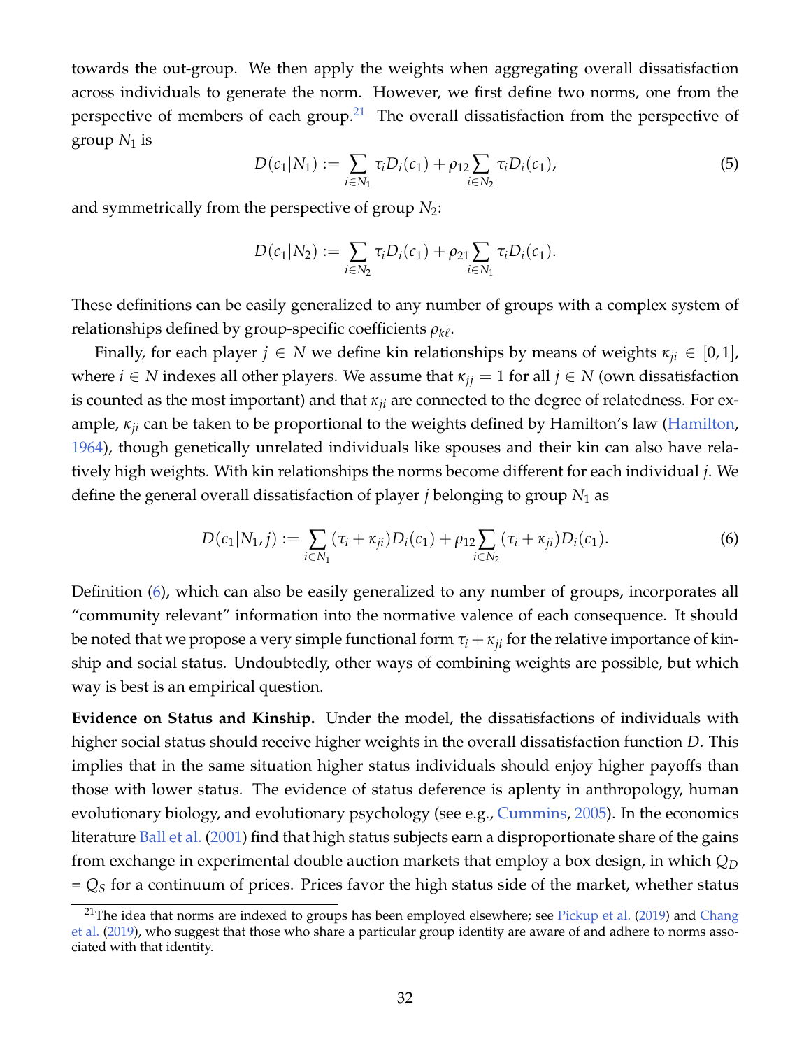towards the out-group. We then apply the weights when aggregating overall dissatisfaction across individuals to generate the norm. However, we first define two norms, one from the perspective of members of each group.[21] The overall dissatisfaction from the perspective of group $N_1$ is

$$D(c_1|N_1) := \sum_{i \in N_1} \tau_i D_i(c_1) + \rho_{12} \sum_{i \in N_2} \tau_i D_i(c_1), \tag{5}$$

and symmetrically from the perspective of group $N_2$:

$$D(c_1|N_2) := \sum_{i \in N_2} \tau_i D_i(c_1) + \rho_{21} \sum_{i \in N_1} \tau_i D_i(c_1).$$

These definitions can be easily generalized to any number of groups with a complex system of relationships defined by group-specific coefficients $\rho_{k\ell}$.

Finally, for each player $j \in N$ we define kin relationships by means of weights $\kappa_{ji} \in [0, 1]$, where $i \in N$ indexes all other players. We assume that $\kappa_{jj} = 1$ for all $j \in N$ (own dissatisfaction is counted as the most important) and that $\kappa_{ji}$ are connected to the degree of relatedness. For example, $\kappa_{ji}$ can be taken to be proportional to the weights defined by Hamilton's law (Hamilton, 1964), though genetically unrelated individuals like spouses and their kin can also have relatively high weights. With kin relationships the norms become different for each individual $j$. We define the general overall dissatisfaction of player $j$ belonging to group $N_1$ as

$$D(c_1|N_1, j) := \sum_{i \in N_1} (\tau_i + \kappa_{ji}) D_i(c_1) + \rho_{12} \sum_{i \in N_2} (\tau_i + \kappa_{ji}) D_i(c_1). \tag{6}$$

Definition (6), which can also be easily generalized to any number of groups, incorporates all "community relevant" information into the normative valence of each consequence. It should be noted that we propose a very simple functional form $\tau_i + \kappa_{ji}$ for the relative importance of kinship and social status. Undoubtedly, other ways of combining weights are possible, but which way is best is an empirical question.

**Evidence on Status and Kinship.** Under the model, the dissatisfactions of individuals with higher social status should receive higher weights in the overall dissatisfaction function $D$. This implies that in the same situation higher status individuals should enjoy higher payoffs than those with lower status. The evidence of status deference is aplenty in anthropology, human evolutionary biology, and evolutionary psychology (see e.g., Cummins, 2005). In the economics literature Ball et al. (2001) find that high status subjects earn a disproportionate share of the gains from exchange in experimental double auction markets that employ a box design, in which $Q_D = Q_S$ for a continuum of prices. Prices favor the high status side of the market, whether status

[21] The idea that norms are indexed to groups has been employed elsewhere; see Pickup et al. (2019) and Chang et al. (2019), who suggest that those who share a particular group identity are aware of and adhere to norms associated with that identity.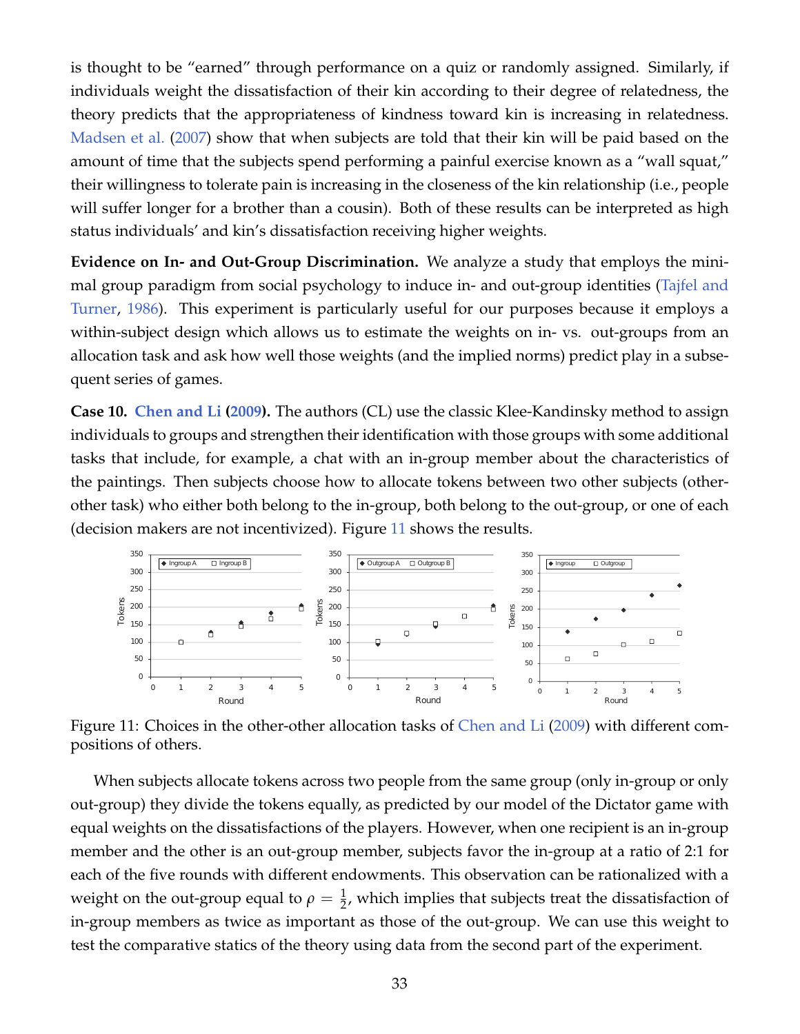is thought to be "earned" through performance on a quiz or randomly assigned. Similarly, if individuals weight the dissatisfaction of their kin according to their degree of relatedness, the theory predicts that the appropriateness of kindness toward kin is increasing in relatedness. Madsen et al. (2007) show that when subjects are told that their kin will be paid based on the amount of time that the subjects spend performing a painful exercise known as a "wall squat," their willingness to tolerate pain is increasing in the closeness of the kin relationship (i.e., people will suffer longer for a brother than a cousin). Both of these results can be interpreted as high status individuals' and kin's dissatisfaction receiving higher weights.

**Evidence on In- and Out-Group Discrimination.** We analyze a study that employs the minimal group paradigm from social psychology to induce in- and out-group identities (Tajfel and Turner, 1986). This experiment is particularly useful for our purposes because it employs a within-subject design which allows us to estimate the weights on in- vs. out-groups from an allocation task and ask how well those weights (and the implied norms) predict play in a subsequent series of games.

**Case 10. Chen and Li (2009).** The authors (CL) use the classic Klee-Kandinsky method to assign individuals to groups and strengthen their identification with those groups with some additional tasks that include, for example, a chat with an in-group member about the characteristics of the paintings. Then subjects choose how to allocate tokens between two other subjects (other-other task) who either both belong to the in-group, both belong to the out-group, or one of each (decision makers are not incentivized). Figure 11 shows the results.

Figure 11: Choices in the other-other allocation tasks of Chen and Li (2009) with different compositions of others.

When subjects allocate tokens across two people from the same group (only in-group or only out-group) they divide the tokens equally, as predicted by our model of the Dictator game with equal weights on the dissatisfactions of the players. However, when one recipient is an in-group member and the other is an out-group member, subjects favor the in-group at a ratio of 2:1 for each of the five rounds with different endowments. This observation can be rationalized with a weight on the out-group equal to $\rho = \frac{1}{2}$, which implies that subjects treat the dissatisfaction of in-group members as twice as important as those of the out-group. We can use this weight to test the comparative statics of the theory using data from the second part of the experiment.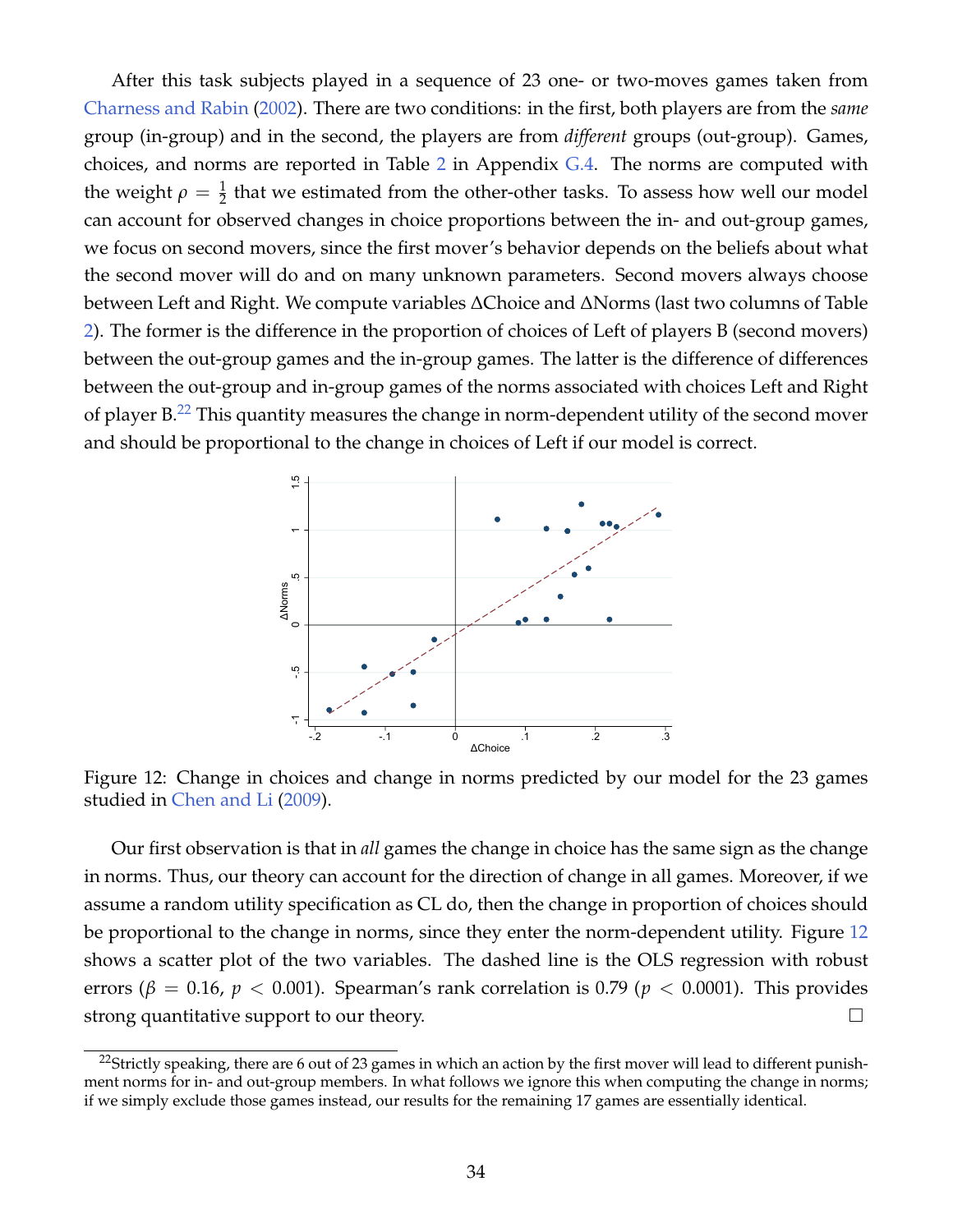After this task subjects played in a sequence of 23 one- or two-moves games taken from Charness and Rabin (2002). There are two conditions: in the first, both players are from the *same* group (in-group) and in the second, the players are from *different* groups (out-group). Games, choices, and norms are reported in Table 2 in Appendix G.4. The norms are computed with the weight $\rho = \frac{1}{2}$ that we estimated from the other-other tasks. To assess how well our model can account for observed changes in choice proportions between the in- and out-group games, we focus on second movers, since the first mover's behavior depends on the beliefs about what the second mover will do and on many unknown parameters. Second movers always choose between Left and Right. We compute variables $\Delta$Choice and $\Delta$Norms (last two columns of Table 2). The former is the difference in the proportion of choices of Left of players B (second movers) between the out-group games and the in-group games. The latter is the difference of differences between the out-group and in-group games of the norms associated with choices Left and Right of player B.[22] This quantity measures the change in norm-dependent utility of the second mover and should be proportional to the change in choices of Left if our model is correct.

Figure 12: Change in choices and change in norms predicted by our model for the 23 games studied in Chen and Li (2009).

Our first observation is that in *all* games the change in choice has the same sign as the change in norms. Thus, our theory can account for the direction of change in all games. Moreover, if we assume a random utility specification as CL do, then the change in proportion of choices should be proportional to the change in norms, since they enter the norm-dependent utility. Figure 12 shows a scatter plot of the two variables. The dashed line is the OLS regression with robust errors ($\beta = 0.16$, $p < 0.001$). Spearman's rank correlation is 0.79 ($p < 0.0001$). This provides strong quantitative support to our theory. □

[22] Strictly speaking, there are 6 out of 23 games in which an action by the first mover will lead to different punishment norms for in- and out-group members. In what follows we ignore this when computing the change in norms; if we simply exclude those games instead, our results for the remaining 17 games are essentially identical.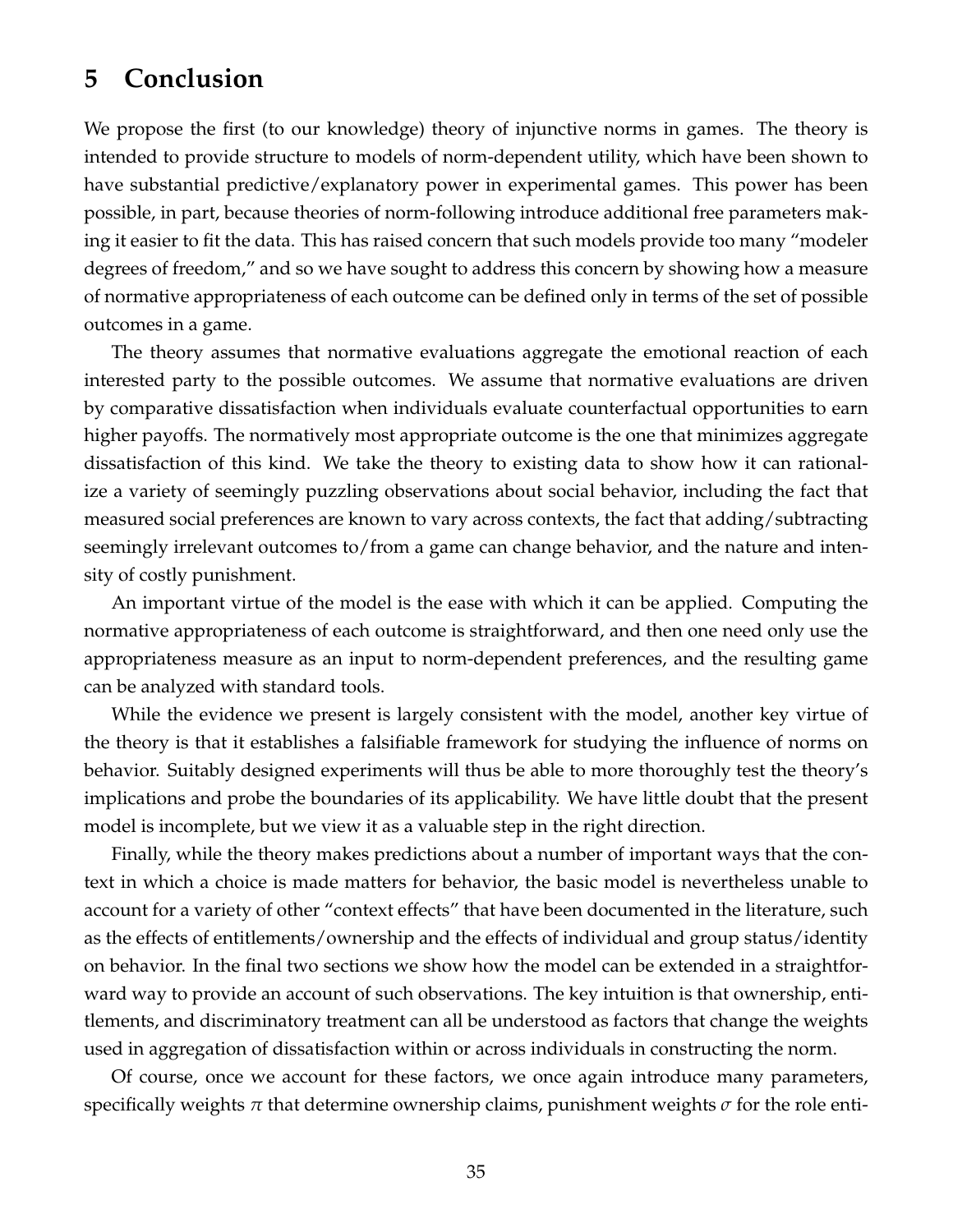## 5 Conclusion

We propose the first (to our knowledge) theory of injunctive norms in games. The theory is intended to provide structure to models of norm-dependent utility, which have been shown to have substantial predictive/explanatory power in experimental games. This power has been possible, in part, because theories of norm-following introduce additional free parameters making it easier to fit the data. This has raised concern that such models provide too many "modeler degrees of freedom," and so we have sought to address this concern by showing how a measure of normative appropriateness of each outcome can be defined only in terms of the set of possible outcomes in a game.

The theory assumes that normative evaluations aggregate the emotional reaction of each interested party to the possible outcomes. We assume that normative evaluations are driven by comparative dissatisfaction when individuals evaluate counterfactual opportunities to earn higher payoffs. The normatively most appropriate outcome is the one that minimizes aggregate dissatisfaction of this kind. We take the theory to existing data to show how it can rationalize a variety of seemingly puzzling observations about social behavior, including the fact that measured social preferences are known to vary across contexts, the fact that adding/subtracting seemingly irrelevant outcomes to/from a game can change behavior, and the nature and intensity of costly punishment.

An important virtue of the model is the ease with which it can be applied. Computing the normative appropriateness of each outcome is straightforward, and then one need only use the appropriateness measure as an input to norm-dependent preferences, and the resulting game can be analyzed with standard tools.

While the evidence we present is largely consistent with the model, another key virtue of the theory is that it establishes a falsifiable framework for studying the influence of norms on behavior. Suitably designed experiments will thus be able to more thoroughly test the theory's implications and probe the boundaries of its applicability. We have little doubt that the present model is incomplete, but we view it as a valuable step in the right direction.

Finally, while the theory makes predictions about a number of important ways that the context in which a choice is made matters for behavior, the basic model is nevertheless unable to account for a variety of other "context effects" that have been documented in the literature, such as the effects of entitlements/ownership and the effects of individual and group status/identity on behavior. In the final two sections we show how the model can be extended in a straightforward way to provide an account of such observations. The key intuition is that ownership, entitlements, and discriminatory treatment can all be understood as factors that change the weights used in aggregation of dissatisfaction within or across individuals in constructing the norm.

Of course, once we account for these factors, we once again introduce many parameters, specifically weights $\pi$ that determine ownership claims, punishment weights $\sigma$ for the role enti-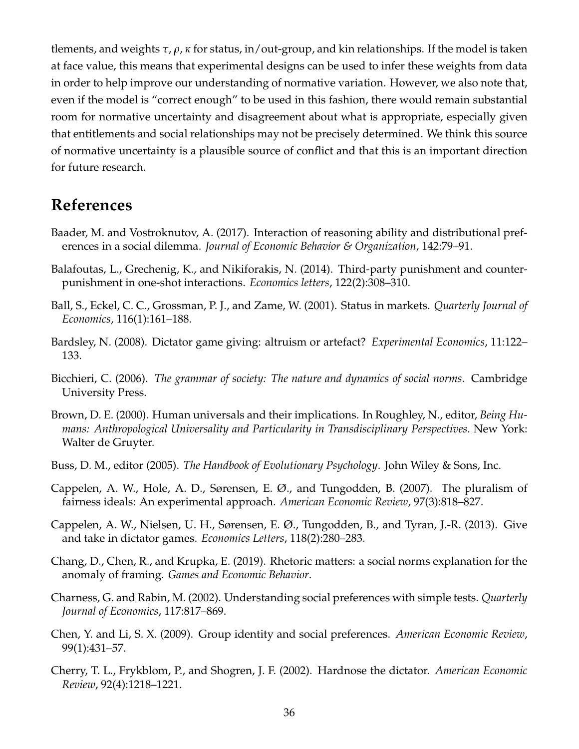tlements, and weights $\tau, \rho, \kappa$ for status, in/out-group, and kin relationships. If the model is taken at face value, this means that experimental designs can be used to infer these weights from data in order to help improve our understanding of normative variation. However, we also note that, even if the model is "correct enough" to be used in this fashion, there would remain substantial room for normative uncertainty and disagreement about what is appropriate, especially given that entitlements and social relationships may not be precisely determined. We think this source of normative uncertainty is a plausible source of conflict and that this is an important direction for future research.

# References

Baader, M. and Vostroknutov, A. (2017). Interaction of reasoning ability and distributional preferences in a social dilemma. *Journal of Economic Behavior & Organization*, 142:79–91.

Balafoutas, L., Grechenig, K., and Nikiforakis, N. (2014). Third-party punishment and counter-punishment in one-shot interactions. *Economics letters*, 122(2):308–310.

Ball, S., Eckel, C. C., Grossman, P. J., and Zame, W. (2001). Status in markets. *Quarterly Journal of Economics*, 116(1):161–188.

Bardsley, N. (2008). Dictator game giving: altruism or artefact? *Experimental Economics*, 11:122–133.

Bicchieri, C. (2006). *The grammar of society: The nature and dynamics of social norms*. Cambridge University Press.

Brown, D. E. (2000). Human universals and their implications. In Roughley, N., editor, *Being Humans: Anthropological Universality and Particularity in Transdisciplinary Perspectives*. New York: Walter de Gruyter.

Buss, D. M., editor (2005). *The Handbook of Evolutionary Psychology*. John Wiley & Sons, Inc.

Cappelen, A. W., Hole, A. D., Sørensen, E. Ø., and Tungodden, B. (2007). The pluralism of fairness ideals: An experimental approach. *American Economic Review*, 97(3):818–827.

Cappelen, A. W., Nielsen, U. H., Sørensen, E. Ø., Tungodden, B., and Tyran, J.-R. (2013). Give and take in dictator games. *Economics Letters*, 118(2):280–283.

Chang, D., Chen, R., and Krupka, E. (2019). Rhetoric matters: a social norms explanation for the anomaly of framing. *Games and Economic Behavior*.

Charness, G. and Rabin, M. (2002). Understanding social preferences with simple tests. *Quarterly Journal of Economics*, 117:817–869.

Chen, Y. and Li, S. X. (2009). Group identity and social preferences. *American Economic Review*, 99(1):431–57.

Cherry, T. L., Frykblom, P., and Shogren, J. F. (2002). Hardnose the dictator. *American Economic Review*, 92(4):1218–1221.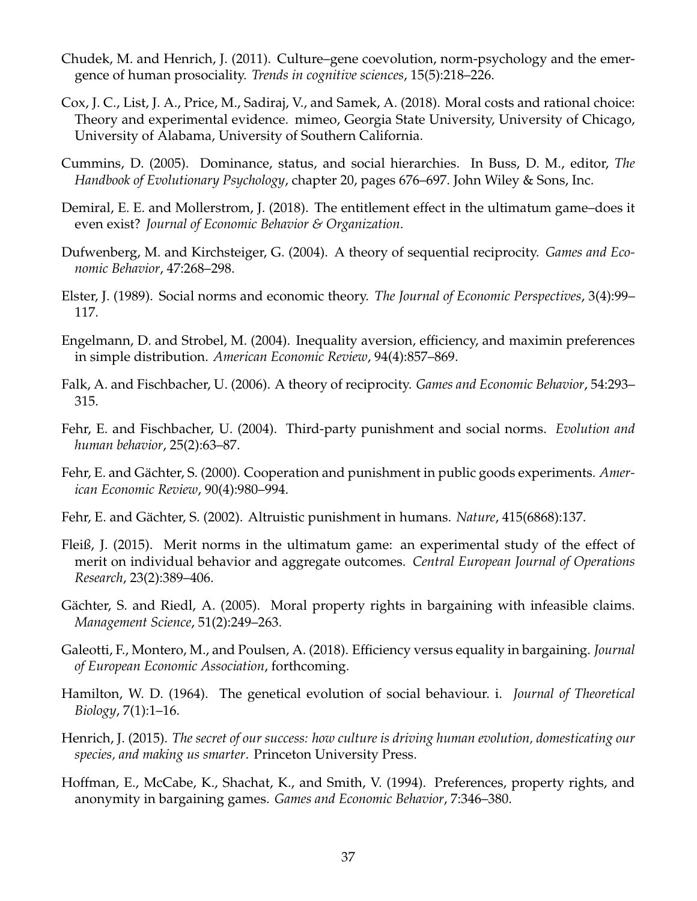Chudek, M. and Henrich, J. (2011). Culture–gene coevolution, norm-psychology and the emergence of human prosociality. *Trends in cognitive sciences*, 15(5):218–226.

Cox, J. C., List, J. A., Price, M., Sadiraj, V., and Samek, A. (2018). Moral costs and rational choice: Theory and experimental evidence. mimeo, Georgia State University, University of Chicago, University of Alabama, University of Southern California.

Cummins, D. (2005). Dominance, status, and social hierarchies. In Buss, D. M., editor, *The Handbook of Evolutionary Psychology*, chapter 20, pages 676–697. John Wiley & Sons, Inc.

Demiral, E. E. and Mollerstrom, J. (2018). The entitlement effect in the ultimatum game–does it even exist? *Journal of Economic Behavior & Organization*.

Dufwenberg, M. and Kirchsteiger, G. (2004). A theory of sequential reciprocity. *Games and Economic Behavior*, 47:268–298.

Elster, J. (1989). Social norms and economic theory. *The Journal of Economic Perspectives*, 3(4):99–117.

Engelmann, D. and Strobel, M. (2004). Inequality aversion, efficiency, and maximin preferences in simple distribution. *American Economic Review*, 94(4):857–869.

Falk, A. and Fischbacher, U. (2006). A theory of reciprocity. *Games and Economic Behavior*, 54:293–315.

Fehr, E. and Fischbacher, U. (2004). Third-party punishment and social norms. *Evolution and human behavior*, 25(2):63–87.

Fehr, E. and Gächter, S. (2000). Cooperation and punishment in public goods experiments. *American Economic Review*, 90(4):980–994.

Fehr, E. and Gächter, S. (2002). Altruistic punishment in humans. *Nature*, 415(6868):137.

Fleiß, J. (2015). Merit norms in the ultimatum game: an experimental study of the effect of merit on individual behavior and aggregate outcomes. *Central European Journal of Operations Research*, 23(2):389–406.

Gächter, S. and Riedl, A. (2005). Moral property rights in bargaining with infeasible claims. *Management Science*, 51(2):249–263.

Galeotti, F., Montero, M., and Poulsen, A. (2018). Efficiency versus equality in bargaining. *Journal of European Economic Association*, forthcoming.

Hamilton, W. D. (1964). The genetical evolution of social behaviour. i. *Journal of Theoretical Biology*, 7(1):1–16.

Henrich, J. (2015). *The secret of our success: how culture is driving human evolution, domesticating our species, and making us smarter*. Princeton University Press.

Hoffman, E., McCabe, K., Shachat, K., and Smith, V. (1994). Preferences, property rights, and anonymity in bargaining games. *Games and Economic Behavior*, 7:346–380.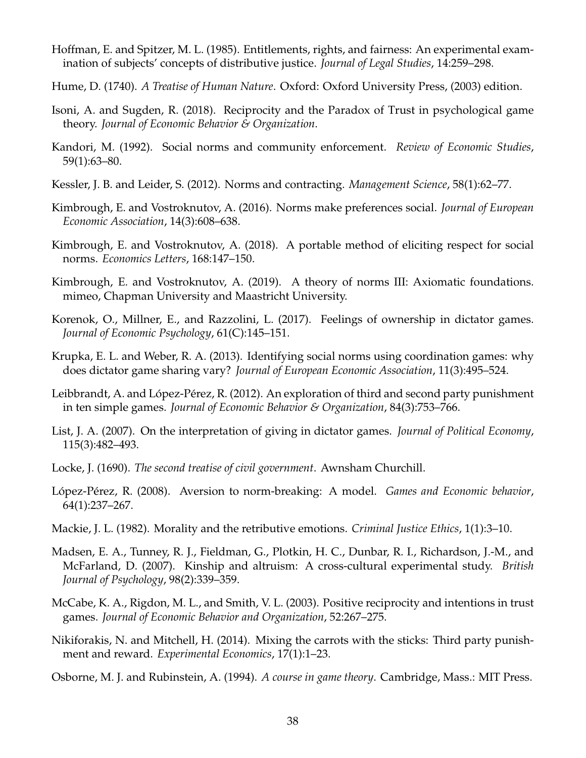Hoffman, E. and Spitzer, M. L. (1985). Entitlements, rights, and fairness: An experimental examination of subjects' concepts of distributive justice. *Journal of Legal Studies*, 14:259–298.

Hume, D. (1740). *A Treatise of Human Nature*. Oxford: Oxford University Press, (2003) edition.

Isoni, A. and Sugden, R. (2018). Reciprocity and the Paradox of Trust in psychological game theory. *Journal of Economic Behavior & Organization*.

Kandori, M. (1992). Social norms and community enforcement. *Review of Economic Studies*, 59(1):63–80.

Kessler, J. B. and Leider, S. (2012). Norms and contracting. *Management Science*, 58(1):62–77.

Kimbrough, E. and Vostroknutov, A. (2016). Norms make preferences social. *Journal of European Economic Association*, 14(3):608–638.

Kimbrough, E. and Vostroknutov, A. (2018). A portable method of eliciting respect for social norms. *Economics Letters*, 168:147–150.

Kimbrough, E. and Vostroknutov, A. (2019). A theory of norms III: Axiomatic foundations. mimeo, Chapman University and Maastricht University.

Korenok, O., Millner, E., and Razzolini, L. (2017). Feelings of ownership in dictator games. *Journal of Economic Psychology*, 61(C):145–151.

Krupka, E. L. and Weber, R. A. (2013). Identifying social norms using coordination games: why does dictator game sharing vary? *Journal of European Economic Association*, 11(3):495–524.

Leibbrandt, A. and López-Pérez, R. (2012). An exploration of third and second party punishment in ten simple games. *Journal of Economic Behavior & Organization*, 84(3):753–766.

List, J. A. (2007). On the interpretation of giving in dictator games. *Journal of Political Economy*, 115(3):482–493.

Locke, J. (1690). *The second treatise of civil government*. Awnsham Churchill.

López-Pérez, R. (2008). Aversion to norm-breaking: A model. *Games and Economic behavior*, 64(1):237–267.

Mackie, J. L. (1982). Morality and the retributive emotions. *Criminal Justice Ethics*, 1(1):3–10.

Madsen, E. A., Tunney, R. J., Fieldman, G., Plotkin, H. C., Dunbar, R. I., Richardson, J.-M., and McFarland, D. (2007). Kinship and altruism: A cross-cultural experimental study. *British Journal of Psychology*, 98(2):339–359.

McCabe, K. A., Rigdon, M. L., and Smith, V. L. (2003). Positive reciprocity and intentions in trust games. *Journal of Economic Behavior and Organization*, 52:267–275.

Nikiforakis, N. and Mitchell, H. (2014). Mixing the carrots with the sticks: Third party punishment and reward. *Experimental Economics*, 17(1):1–23.

Osborne, M. J. and Rubinstein, A. (1994). *A course in game theory*. Cambridge, Mass.: MIT Press.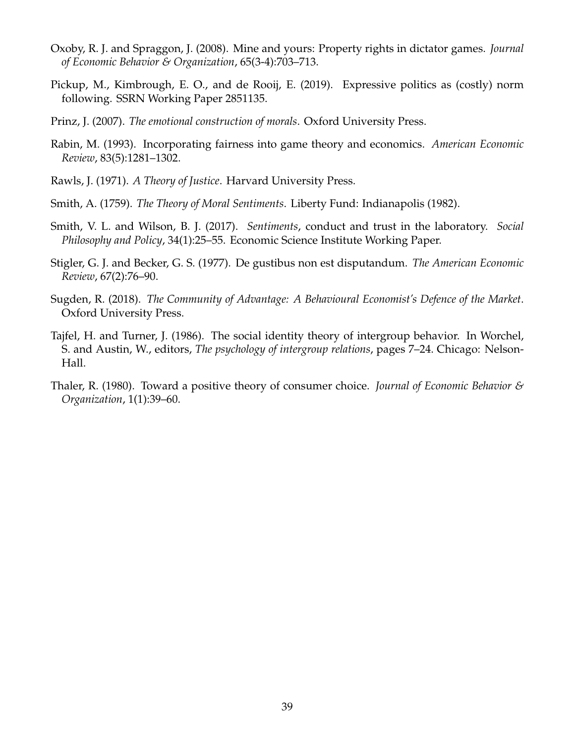Oxoby, R. J. and Spraggon, J. (2008). Mine and yours: Property rights in dictator games. *Journal of Economic Behavior & Organization*, 65(3-4):703–713.

Pickup, M., Kimbrough, E. O., and de Rooij, E. (2019). Expressive politics as (costly) norm following. SSRN Working Paper 2851135.

Prinz, J. (2007). *The emotional construction of morals*. Oxford University Press.

Rabin, M. (1993). Incorporating fairness into game theory and economics. *American Economic Review*, 83(5):1281–1302.

Rawls, J. (1971). *A Theory of Justice*. Harvard University Press.

Smith, A. (1759). *The Theory of Moral Sentiments*. Liberty Fund: Indianapolis (1982).

Smith, V. L. and Wilson, B. J. (2017). *Sentiments*, conduct and trust in the laboratory. *Social Philosophy and Policy*, 34(1):25–55. Economic Science Institute Working Paper.

Stigler, G. J. and Becker, G. S. (1977). De gustibus non est disputandum. *The American Economic Review*, 67(2):76–90.

Sugden, R. (2018). *The Community of Advantage: A Behavioural Economist's Defence of the Market*. Oxford University Press.

Tajfel, H. and Turner, J. (1986). The social identity theory of intergroup behavior. In Worchel, S. and Austin, W., editors, *The psychology of intergroup relations*, pages 7–24. Chicago: Nelson-Hall.

Thaler, R. (1980). Toward a positive theory of consumer choice. *Journal of Economic Behavior & Organization*, 1(1):39–60.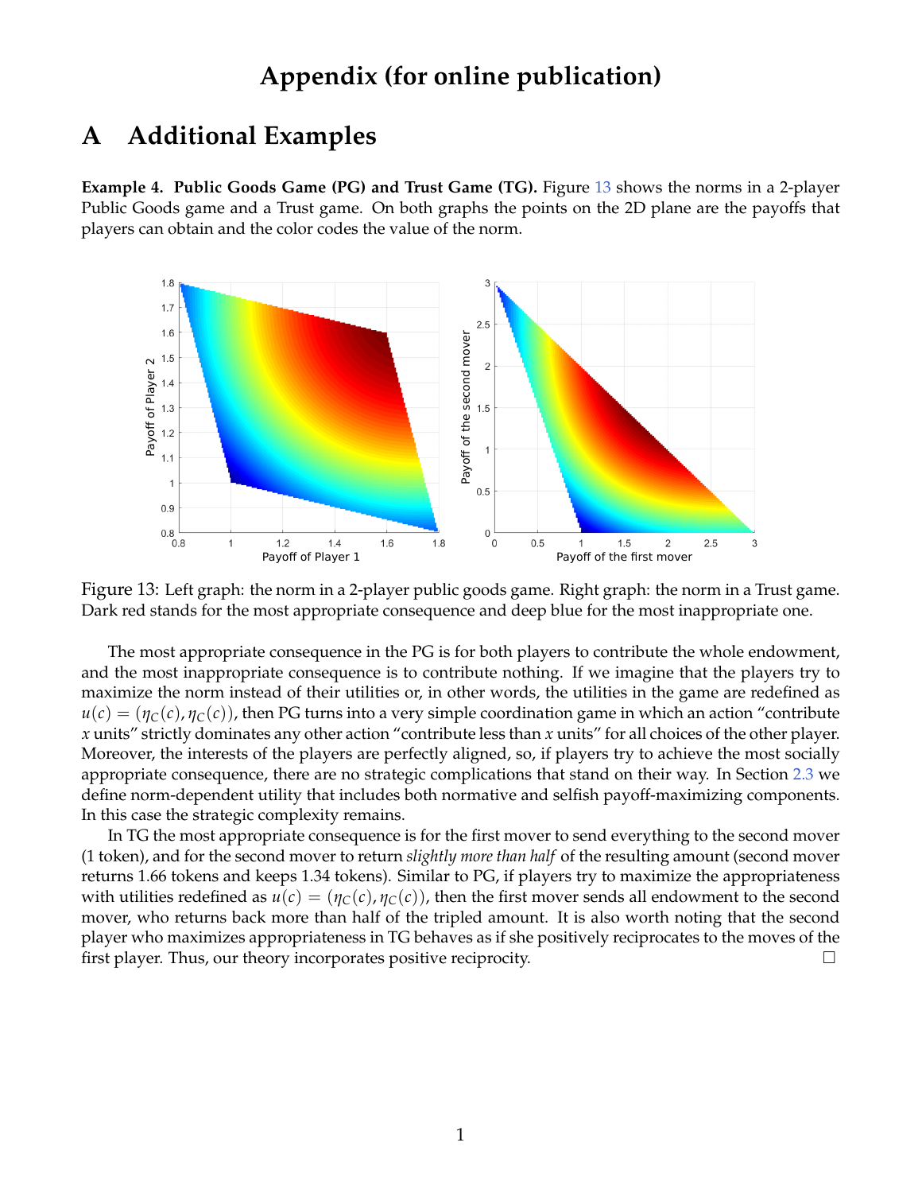# Appendix (for online publication)

## A Additional Examples

**Example 4. Public Goods Game (PG) and Trust Game (TG).** Figure 13 shows the norms in a 2-player Public Goods game and a Trust game. On both graphs the points on the 2D plane are the payoffs that players can obtain and the color codes the value of the norm.

Figure 13: Left graph: the norm in a 2-player public goods game. Right graph: the norm in a Trust game. Dark red stands for the most appropriate consequence and deep blue for the most inappropriate one.

The most appropriate consequence in the PG is for both players to contribute the whole endowment, and the most inappropriate consequence is to contribute nothing. If we imagine that the players try to maximize the norm instead of their utilities or, in other words, the utilities in the game are redefined as $u(c) = (\eta_C(c), \eta_C(c))$, then PG turns into a very simple coordination game in which an action "contribute $x$ units" strictly dominates any other action "contribute less than $x$ units" for all choices of the other player. Moreover, the interests of the players are perfectly aligned, so, if players try to achieve the most socially appropriate consequence, there are no strategic complications that stand on their way. In Section 2.3 we define norm-dependent utility that includes both normative and selfish payoff-maximizing components. In this case the strategic complexity remains.

In TG the most appropriate consequence is for the first mover to send everything to the second mover (1 token), and for the second mover to return *slightly more than half* of the resulting amount (second mover returns 1.66 tokens and keeps 1.34 tokens). Similar to PG, if players try to maximize the appropriateness with utilities redefined as $u(c) = (\eta_C(c), \eta_C(c))$, then the first mover sends all endowment to the second mover, who returns back more than half of the tripled amount. It is also worth noting that the second player who maximizes appropriateness in TG behaves as if she positively reciprocates to the moves of the first player. Thus, our theory incorporates positive reciprocity. □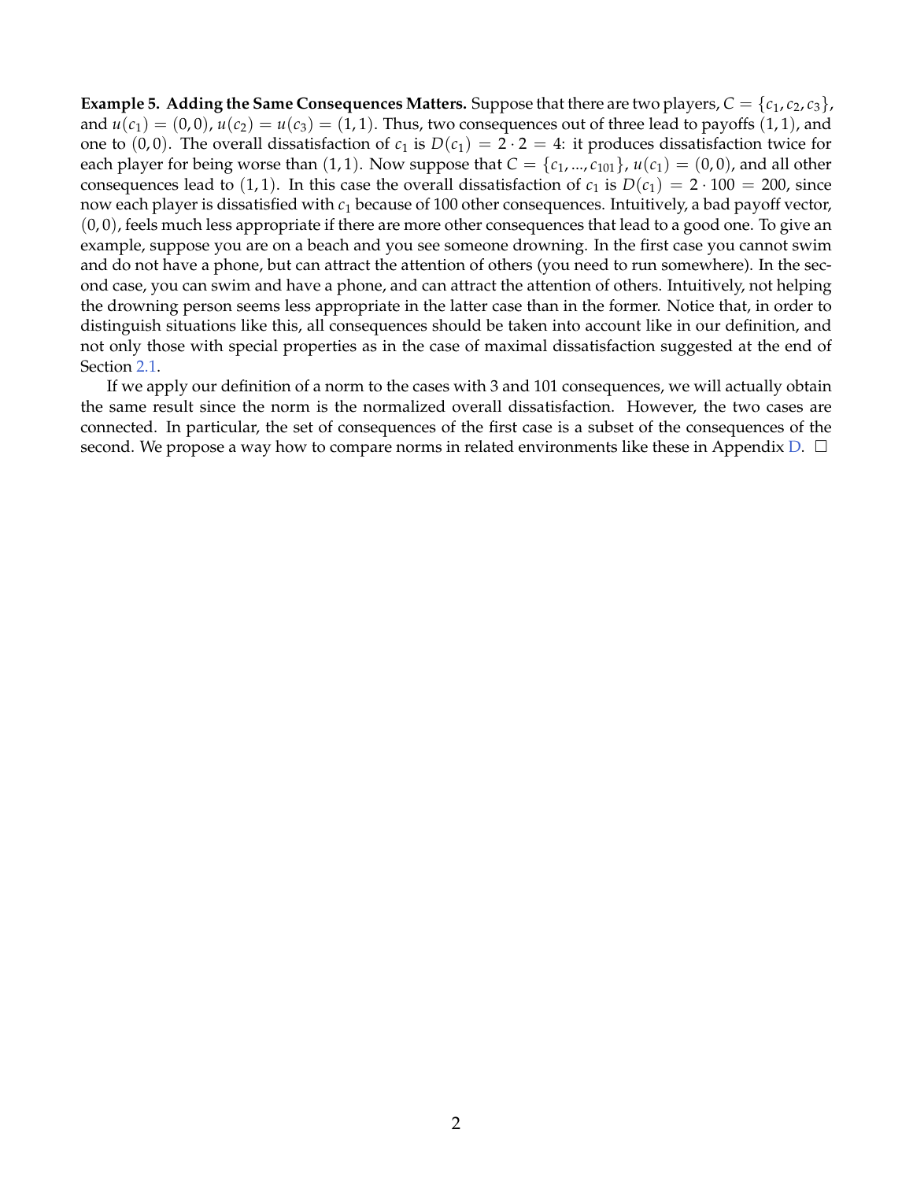**Example 5. Adding the Same Consequences Matters.** Suppose that there are two players, $C = \{c_1, c_2, c_3\}$, and $u(c_1) = (0, 0)$, $u(c_2) = u(c_3) = (1, 1)$. Thus, two consequences out of three lead to payoffs $(1, 1)$, and one to $(0, 0)$. The overall dissatisfaction of $c_1$ is $D(c_1) = 2 \cdot 2 = 4$: it produces dissatisfaction twice for each player for being worse than $(1, 1)$. Now suppose that $C = \{c_1, ..., c_{101}\}$, $u(c_1) = (0, 0)$, and all other consequences lead to $(1, 1)$. In this case the overall dissatisfaction of $c_1$ is $D(c_1) = 2 \cdot 100 = 200$, since now each player is dissatisfied with $c_1$ because of 100 other consequences. Intuitively, a bad payoff vector, $(0, 0)$, feels much less appropriate if there are more other consequences that lead to a good one. To give an example, suppose you are on a beach and you see someone drowning. In the first case you cannot swim and do not have a phone, but can attract the attention of others (you need to run somewhere). In the second case, you can swim and have a phone, and can attract the attention of others. Intuitively, not helping the drowning person seems less appropriate in the latter case than in the former. Notice that, in order to distinguish situations like this, all consequences should be taken into account like in our definition, and not only those with special properties as in the case of maximal dissatisfaction suggested at the end of Section 2.1.

If we apply our definition of a norm to the cases with 3 and 101 consequences, we will actually obtain the same result since the norm is the normalized overall dissatisfaction. However, the two cases are connected. In particular, the set of consequences of the first case is a subset of the consequences of the second. We propose a way how to compare norms in related environments like these in Appendix D. □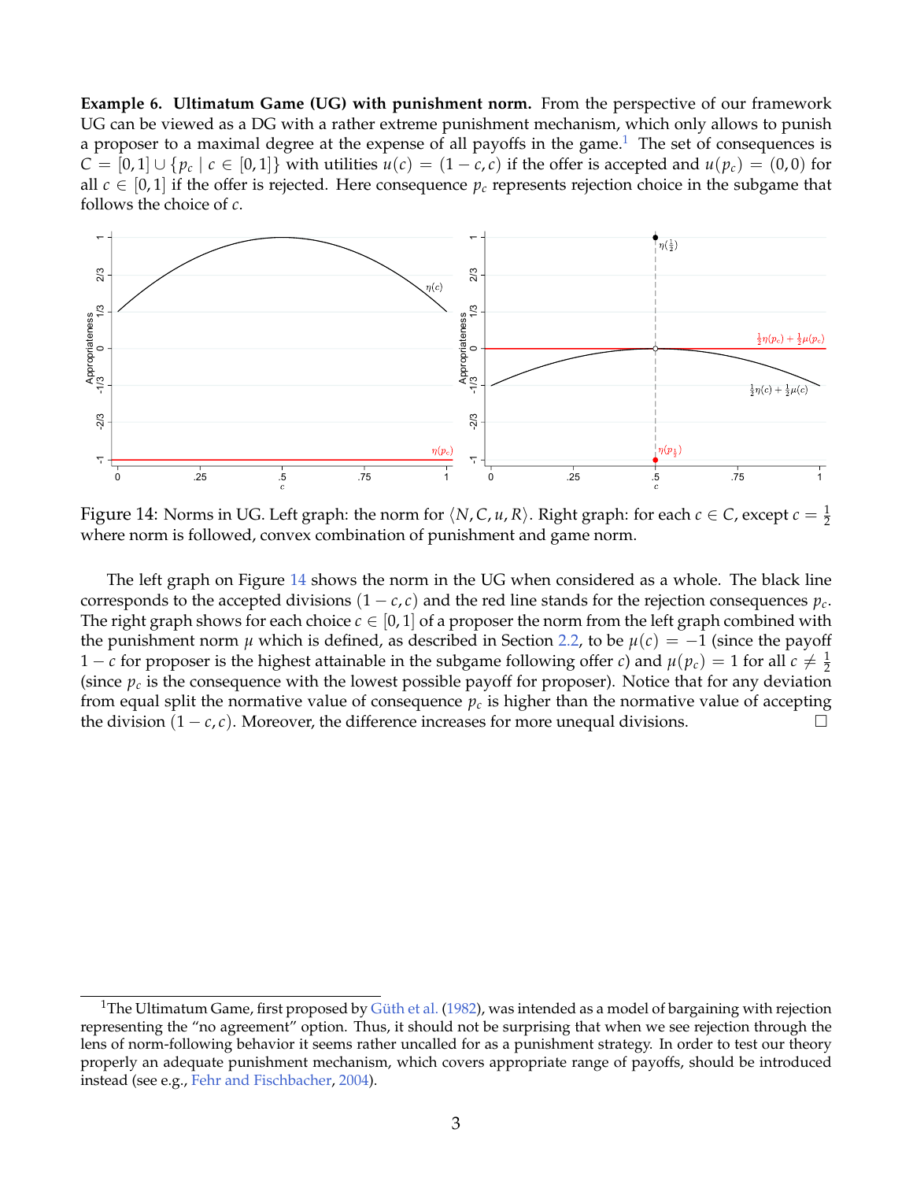**Example 6. Ultimatum Game (UG) with punishment norm.** From the perspective of our framework UG can be viewed as a DG with a rather extreme punishment mechanism, which only allows to punish a proposer to a maximal degree at the expense of all payoffs in the game.[1] The set of consequences is $C = [0,1] \cup \{p_c \mid c \in [0,1]\}$ with utilities $u(c) = (1-c, c)$ if the offer is accepted and $u(p_c) = (0,0)$ for all $c \in [0,1]$ if the offer is rejected. Here consequence $p_c$ represents rejection choice in the subgame that follows the choice of $c$.

Figure 14: Norms in UG. Left graph: the norm for $\langle N, C, u, R \rangle$. Right graph: for each $c \in C$, except $c = \frac{1}{2}$ where norm is followed, convex combination of punishment and game norm.

The left graph on Figure 14 shows the norm in the UG when considered as a whole. The black line corresponds to the accepted divisions $(1-c, c)$ and the red line stands for the rejection consequences $p_c$. The right graph shows for each choice $c \in [0,1]$ of a proposer the norm from the left graph combined with the punishment norm $\mu$ which is defined, as described in Section 2.2, to be $\mu(c) = -1$ (since the payoff $1-c$ for proposer is the highest attainable in the subgame following offer $c$) and $\mu(p_c) = 1$ for all $c \neq \frac{1}{2}$ (since $p_c$ is the consequence with the lowest possible payoff for proposer). Notice that for any deviation from equal split the normative value of consequence $p_c$ is higher than the normative value of accepting the division $(1-c, c)$. Moreover, the difference increases for more unequal divisions. □

[1] The Ultimatum Game, first proposed by Güth et al. (1982), was intended as a model of bargaining with rejection representing the "no agreement" option. Thus, it should not be surprising that when we see rejection through the lens of norm-following behavior it seems rather uncalled for as a punishment strategy. In order to test our theory properly an adequate punishment mechanism, which covers appropriate range of payoffs, should be introduced instead (see e.g., Fehr and Fischbacher, 2004).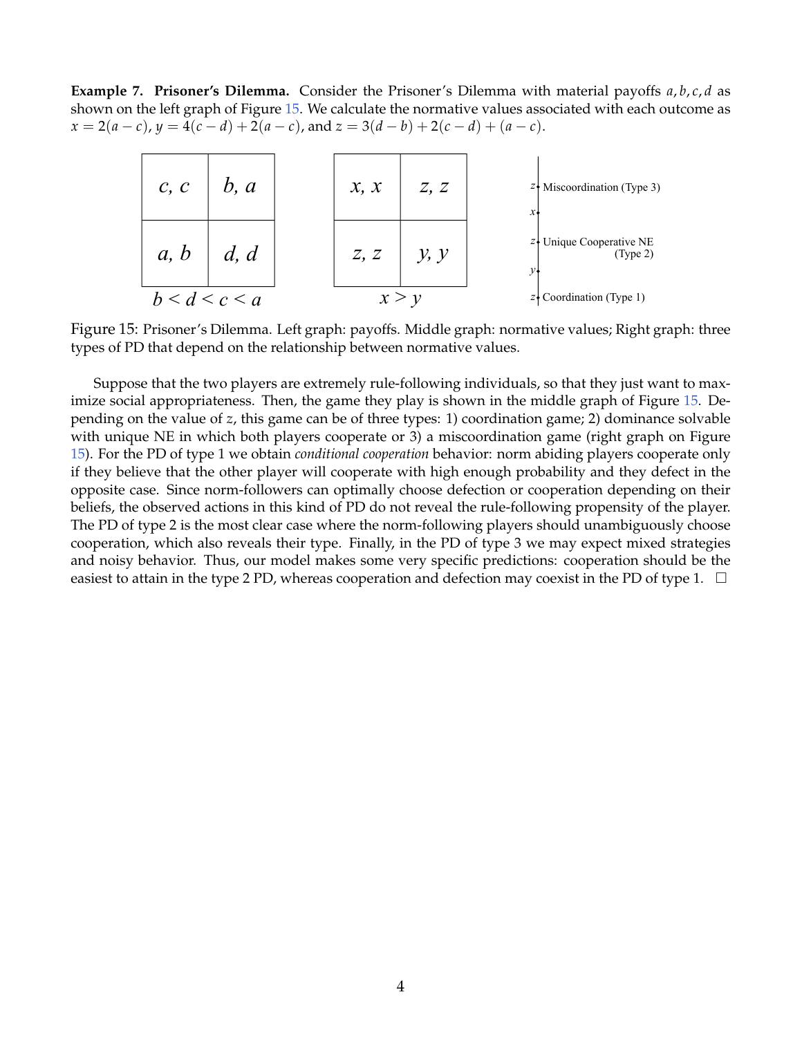**Example 7. Prisoner's Dilemma.** Consider the Prisoner's Dilemma with material payoffs $a, b, c, d$ as shown on the left graph of Figure 15. We calculate the normative values associated with each outcome as $x = 2(a-c)$, $y = 4(c-d) + 2(a-c)$, and $z = 3(d-b) + 2(c-d) + (a-c)$.

| $c, c$ | $b, a$ |
|---|---|
| $a, b$ | $d, d$ |

$b < d < c < a$

| $x, x$ | $z, z$ |
|---|---|
| $z, z$ | $y, y$ |

$x > y$

- $z$ — Miscoordination (Type 3)
- $x$
- $z$ — Unique Cooperative NE (Type 2)
- $y$
- $z$ — Coordination (Type 1)

Figure 15: Prisoner's Dilemma. Left graph: payoffs. Middle graph: normative values; Right graph: three types of PD that depend on the relationship between normative values.

Suppose that the two players are extremely rule-following individuals, so that they just want to maximize social appropriateness. Then, the game they play is shown in the middle graph of Figure 15. Depending on the value of $z$, this game can be of three types: 1) coordination game; 2) dominance solvable with unique NE in which both players cooperate or 3) a miscoordination game (right graph on Figure 15). For the PD of type 1 we obtain *conditional cooperation* behavior: norm abiding players cooperate only if they believe that the other player will cooperate with high enough probability and they defect in the opposite case. Since norm-followers can optimally choose defection or cooperation depending on their beliefs, the observed actions in this kind of PD do not reveal the rule-following propensity of the player. The PD of type 2 is the most clear case where the norm-following players should unambiguously choose cooperation, which also reveals their type. Finally, in the PD of type 3 we may expect mixed strategies and noisy behavior. Thus, our model makes some very specific predictions: cooperation should be the easiest to attain in the type 2 PD, whereas cooperation and defection may coexist in the PD of type 1. □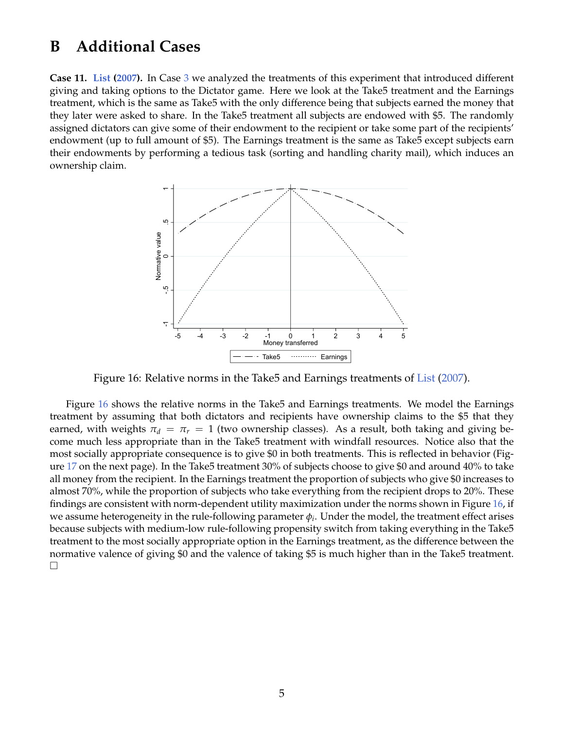# B Additional Cases

**Case 11. List (2007).** In Case 3 we analyzed the treatments of this experiment that introduced different giving and taking options to the Dictator game. Here we look at the Take5 treatment and the Earnings treatment, which is the same as Take5 with the only difference being that subjects earned the money that they later were asked to share. In the Take5 treatment all subjects are endowed with \$5. The randomly assigned dictators can give some of their endowment to the recipient or take some part of the recipients' endowment (up to full amount of \$5). The Earnings treatment is the same as Take5 except subjects earn their endowments by performing a tedious task (sorting and handling charity mail), which induces an ownership claim.

Figure 16: Relative norms in the Take5 and Earnings treatments of List (2007).

Figure 16 shows the relative norms in the Take5 and Earnings treatments. We model the Earnings treatment by assuming that both dictators and recipients have ownership claims to the \$5 that they earned, with weights $\pi_d = \pi_r = 1$ (two ownership classes). As a result, both taking and giving become much less appropriate than in the Take5 treatment with windfall resources. Notice also that the most socially appropriate consequence is to give \$0 in both treatments. This is reflected in behavior (Figure 17 on the next page). In the Take5 treatment 30% of subjects choose to give \$0 and around 40% to take all money from the recipient. In the Earnings treatment the proportion of subjects who give \$0 increases to almost 70%, while the proportion of subjects who take everything from the recipient drops to 20%. These findings are consistent with norm-dependent utility maximization under the norms shown in Figure 16, if we assume heterogeneity in the rule-following parameter $\phi_i$. Under the model, the treatment effect arises because subjects with medium-low rule-following propensity switch from taking everything in the Take5 treatment to the most socially appropriate option in the Earnings treatment, as the difference between the normative valence of giving \$0 and the valence of taking \$5 is much higher than in the Take5 treatment. □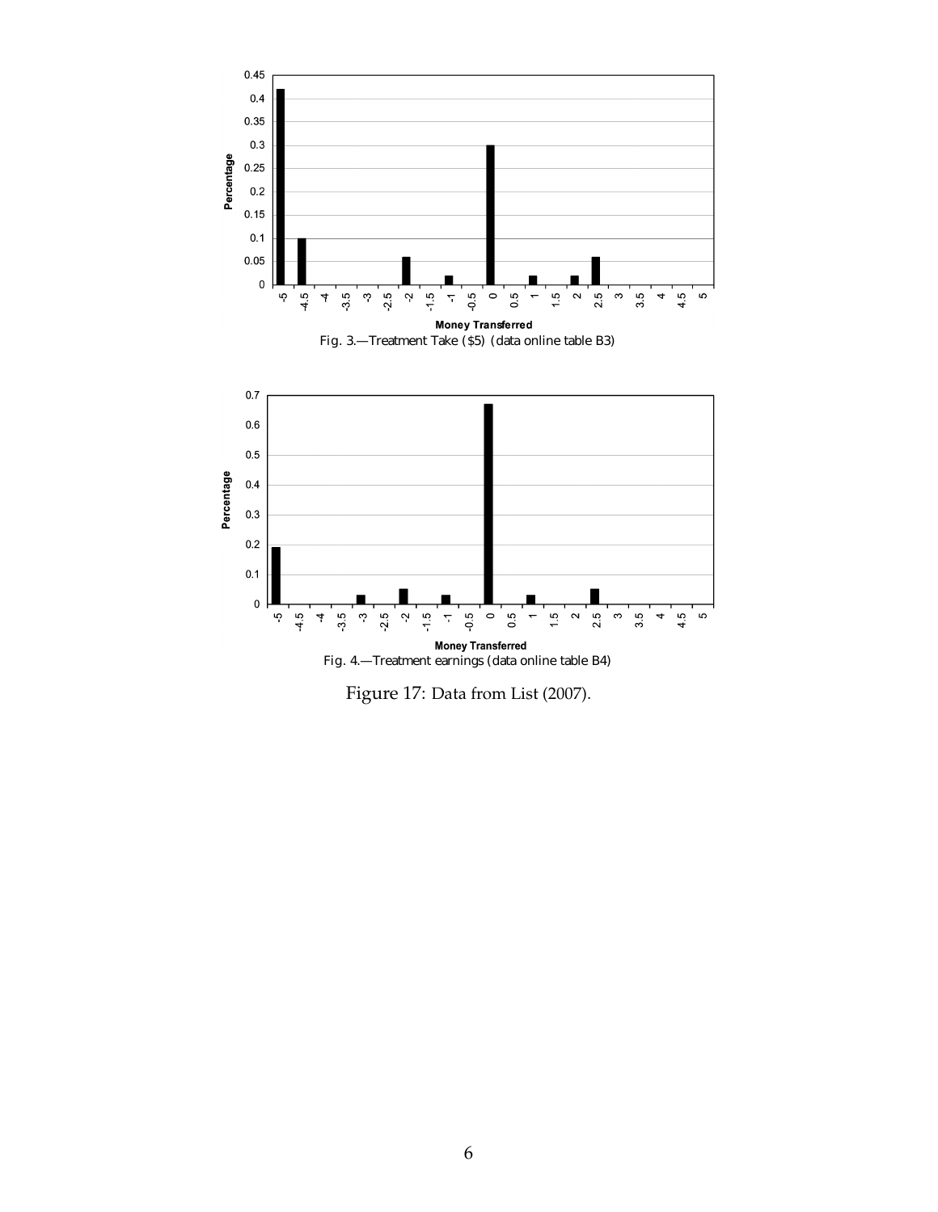Fig. 3.—Treatment Take ($5) (data online table B3)

Fig. 4.—Treatment earnings (data online table B4)

Figure 17: Data from List (2007).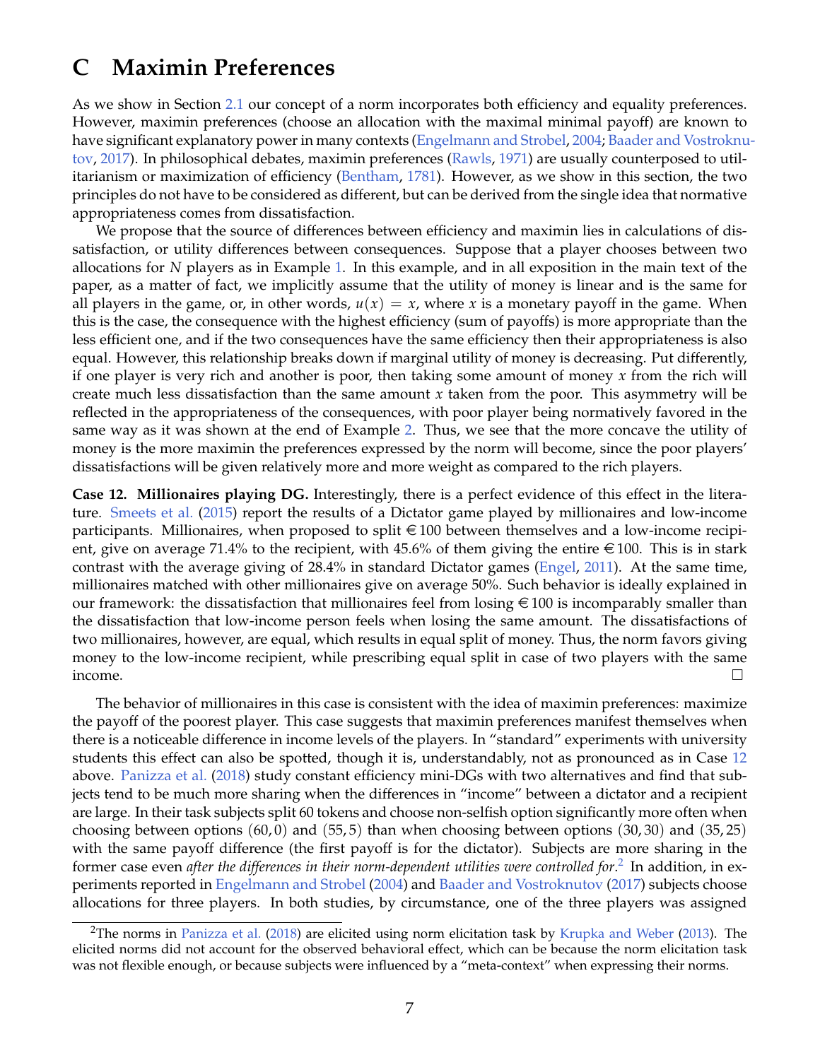# C Maximin Preferences

As we show in Section 2.1 our concept of a norm incorporates both efficiency and equality preferences. However, maximin preferences (choose an allocation with the maximal minimal payoff) are known to have significant explanatory power in many contexts (Engelmann and Strobel, 2004; Baader and Vostroknutov, 2017). In philosophical debates, maximin preferences (Rawls, 1971) are usually counterposed to utilitarianism or maximization of efficiency (Bentham, 1781). However, as we show in this section, the two principles do not have to be considered as different, but can be derived from the single idea that normative appropriateness comes from dissatisfaction.

We propose that the source of differences between efficiency and maximin lies in calculations of dissatisfaction, or utility differences between consequences. Suppose that a player chooses between two allocations for $N$ players as in Example 1. In this example, and in all exposition in the main text of the paper, as a matter of fact, we implicitly assume that the utility of money is linear and is the same for all players in the game, or, in other words, $u(x) = x$, where $x$ is a monetary payoff in the game. When this is the case, the consequence with the highest efficiency (sum of payoffs) is more appropriate than the less efficient one, and if the two consequences have the same efficiency then their appropriateness is also equal. However, this relationship breaks down if marginal utility of money is decreasing. Put differently, if one player is very rich and another is poor, then taking some amount of money $x$ from the rich will create much less dissatisfaction than the same amount $x$ taken from the poor. This asymmetry will be reflected in the appropriateness of the consequences, with poor player being normatively favored in the same way as it was shown at the end of Example 2. Thus, we see that the more concave the utility of money is the more maximin the preferences expressed by the norm will become, since the poor players' dissatisfactions will be given relatively more and more weight as compared to the rich players.

**Case 12. Millionaires playing DG.** Interestingly, there is a perfect evidence of this effect in the literature. Smeets et al. (2015) report the results of a Dictator game played by millionaires and low-income participants. Millionaires, when proposed to split €100 between themselves and a low-income recipient, give on average 71.4% to the recipient, with 45.6% of them giving the entire €100. This is in stark contrast with the average giving of 28.4% in standard Dictator games (Engel, 2011). At the same time, millionaires matched with other millionaires give on average 50%. Such behavior is ideally explained in our framework: the dissatisfaction that millionaires feel from losing €100 is incomparably smaller than the dissatisfaction that low-income person feels when losing the same amount. The dissatisfactions of two millionaires, however, are equal, which results in equal split of money. Thus, the norm favors giving money to the low-income recipient, while prescribing equal split in case of two players with the same income. □

The behavior of millionaires in this case is consistent with the idea of maximin preferences: maximize the payoff of the poorest player. This case suggests that maximin preferences manifest themselves when there is a noticeable difference in income levels of the players. In "standard" experiments with university students this effect can also be spotted, though it is, understandably, not as pronounced as in Case 12 above. Panizza et al. (2018) study constant efficiency mini-DGs with two alternatives and find that subjects tend to be much more sharing when the differences in "income" between a dictator and a recipient are large. In their task subjects split 60 tokens and choose non-selfish option significantly more often when choosing between options $(60, 0)$ and $(55, 5)$ than when choosing between options $(30, 30)$ and $(35, 25)$ with the same payoff difference (the first payoff is for the dictator). Subjects are more sharing in the former case even *after the differences in their norm-dependent utilities were controlled for*.[2] In addition, in experiments reported in Engelmann and Strobel (2004) and Baader and Vostroknutov (2017) subjects choose allocations for three players. In both studies, by circumstance, one of the three players was assigned

[2] The norms in Panizza et al. (2018) are elicited using norm elicitation task by Krupka and Weber (2013). The elicited norms did not account for the observed behavioral effect, which can be because the norm elicitation task was not flexible enough, or because subjects were influenced by a "meta-context" when expressing their norms.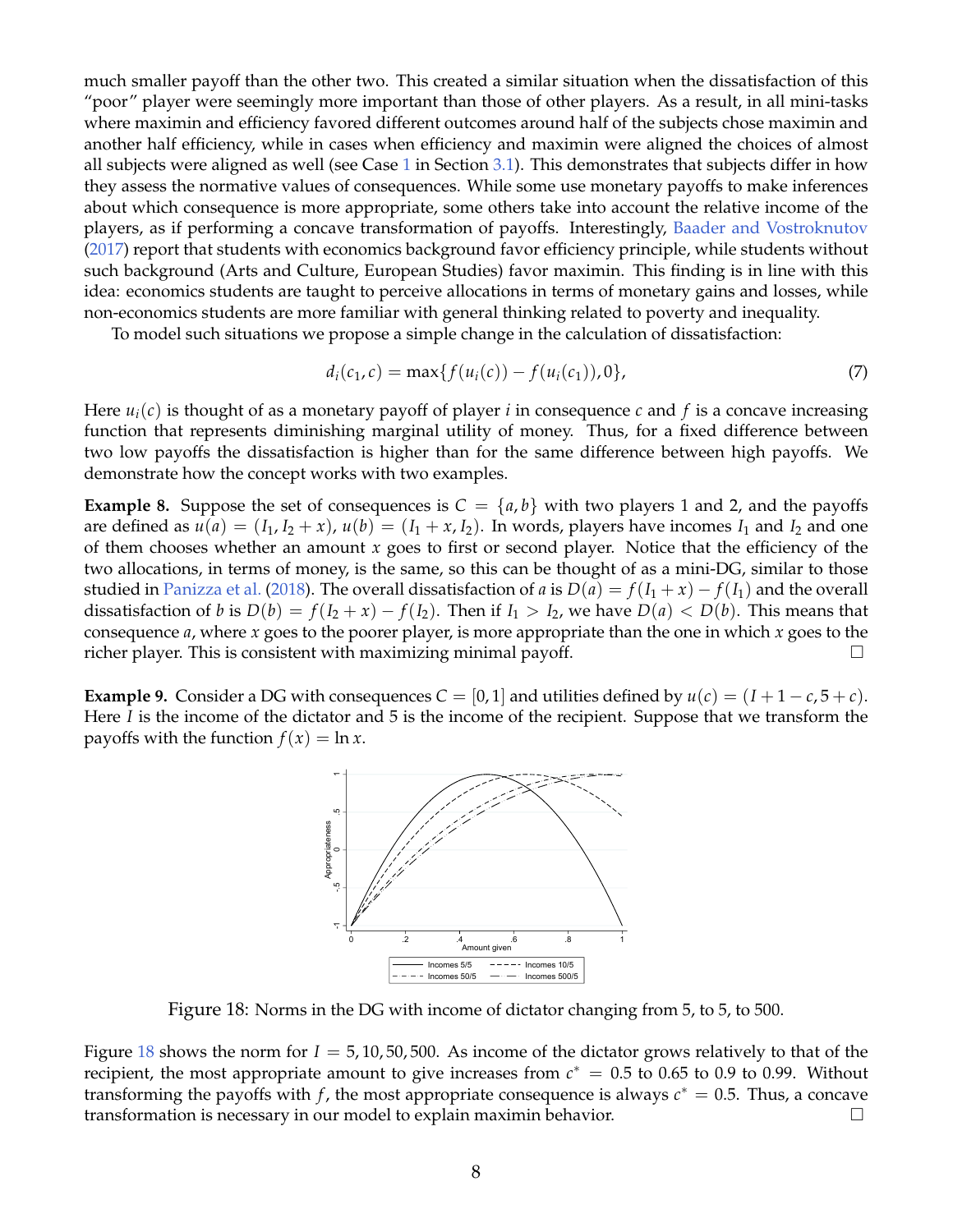much smaller payoff than the other two. This created a similar situation when the dissatisfaction of this "poor" player were seemingly more important than those of other players. As a result, in all mini-tasks where maximin and efficiency favored different outcomes around half of the subjects chose maximin and another half efficiency, while in cases when efficiency and maximin were aligned the choices of almost all subjects were aligned as well (see Case 1 in Section 3.1). This demonstrates that subjects differ in how they assess the normative values of consequences. While some use monetary payoffs to make inferences about which consequence is more appropriate, some others take into account the relative income of the players, as if performing a concave transformation of payoffs. Interestingly, Baader and Vostroknutov (2017) report that students with economics background favor efficiency principle, while students without such background (Arts and Culture, European Studies) favor maximin. This finding is in line with this idea: economics students are taught to perceive allocations in terms of monetary gains and losses, while non-economics students are more familiar with general thinking related to poverty and inequality.

To model such situations we propose a simple change in the calculation of dissatisfaction:

$$d_i(c_1, c) = \max\{f(u_i(c)) - f(u_i(c_1)), 0\}, \tag{7}$$

Here $u_i(c)$ is thought of as a monetary payoff of player $i$ in consequence $c$ and $f$ is a concave increasing function that represents diminishing marginal utility of money. Thus, for a fixed difference between two low payoffs the dissatisfaction is higher than for the same difference between high payoffs. We demonstrate how the concept works with two examples.

**Example 8.** Suppose the set of consequences is $C = \{a, b\}$ with two players 1 and 2, and the payoffs are defined as $u(a) = (I_1, I_2 + x)$, $u(b) = (I_1 + x, I_2)$. In words, players have incomes $I_1$ and $I_2$ and one of them chooses whether an amount $x$ goes to first or second player. Notice that the efficiency of the two allocations, in terms of money, is the same, so this can be thought of as a mini-DG, similar to those studied in Panizza et al. (2018). The overall dissatisfaction of $a$ is $D(a) = f(I_1 + x) - f(I_1)$ and the overall dissatisfaction of $b$ is $D(b) = f(I_2 + x) - f(I_2)$. Then if $I_1 > I_2$, we have $D(a) < D(b)$. This means that consequence $a$, where $x$ goes to the poorer player, is more appropriate than the one in which $x$ goes to the richer player. This is consistent with maximizing minimal payoff. □

**Example 9.** Consider a DG with consequences $C = [0, 1]$ and utilities defined by $u(c) = (I + 1 - c, 5 + c)$. Here $I$ is the income of the dictator and 5 is the income of the recipient. Suppose that we transform the payoffs with the function $f(x) = \ln x$.

Figure 18: Norms in the DG with income of dictator changing from 5, to 5, to 500.

Figure 18 shows the norm for $I = 5, 10, 50, 500$. As income of the dictator grows relatively to that of the recipient, the most appropriate amount to give increases from $c^* = 0.5$ to 0.65 to 0.9 to 0.99. Without transforming the payoffs with $f$, the most appropriate consequence is always $c^* = 0.5$. Thus, a concave transformation is necessary in our model to explain maximin behavior. □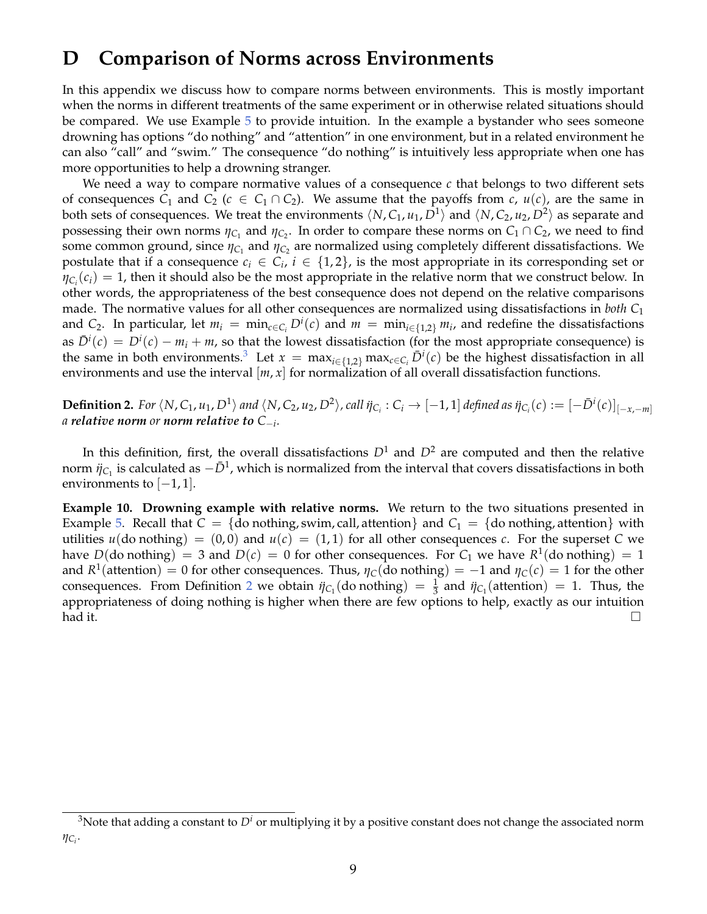# D Comparison of Norms across Environments

In this appendix we discuss how to compare norms between environments. This is mostly important when the norms in different treatments of the same experiment or in otherwise related situations should be compared. We use Example 5 to provide intuition. In the example a bystander who sees someone drowning has options "do nothing" and "attention" in one environment, but in a related environment he can also "call" and "swim." The consequence "do nothing" is intuitively less appropriate when one has more opportunities to help a drowning stranger.

We need a way to compare normative values of a consequence $c$ that belongs to two different sets of consequences $C_1$ and $C_2$ ($c \in C_1 \cap C_2$). We assume that the payoffs from $c$, $u(c)$, are the same in both sets of consequences. We treat the environments $\langle N, C_1, u_1, D^1 \rangle$ and $\langle N, C_2, u_2, D^2 \rangle$ as separate and possessing their own norms $\eta_{C_1}$ and $\eta_{C_2}$. In order to compare these norms on $C_1 \cap C_2$, we need to find some common ground, since $\eta_{C_1}$ and $\eta_{C_2}$ are normalized using completely different dissatisfactions. We postulate that if a consequence $c_i \in C_i$, $i \in \{1, 2\}$, is the most appropriate in its corresponding set or $\eta_{C_i}(c_i) = 1$, then it should also be the most appropriate in the relative norm that we construct below. In other words, the appropriateness of the best consequence does not depend on the relative comparisons made. The normative values for all other consequences are normalized using dissatisfactions in *both* $C_1$ and $C_2$. In particular, let $m_i = \min_{c \in C_i} D^i(c)$ and $m = \min_{i \in \{1,2\}} m_i$, and redefine the dissatisfactions as $\bar{D}^i(c) = D^i(c) - m_i + m$, so that the lowest dissatisfaction (for the most appropriate consequence) is the same in both environments.[3] Let $x = \max_{i \in \{1,2\}} \max_{c \in C_i} \bar{D}^i(c)$ be the highest dissatisfaction in all environments and use the interval $[m, x]$ for normalization of all overall dissatisfaction functions.

**Definition 2.** *For $\langle N, C_1, u_1, D^1 \rangle$ and $\langle N, C_2, u_2, D^2 \rangle$, call $\ddot{\eta}_{C_i} : C_i \to [-1, 1]$ defined as $\ddot{\eta}_{C_i}(c) := [-\bar{D}^i(c)]_{[-x,-m]}$ a **relative norm** or **norm relative to** $C_{-i}$.*

In this definition, first, the overall dissatisfactions $D^1$ and $D^2$ are computed and then the relative norm $\ddot{\eta}_{C_1}$ is calculated as $-\bar{D}^1$, which is normalized from the interval that covers dissatisfactions in both environments to $[-1, 1]$.

**Example 10. Drowning example with relative norms.** We return to the two situations presented in Example 5. Recall that $C = \{\text{do nothing}, \text{swim}, \text{call}, \text{attention}\}$ and $C_1 = \{\text{do nothing}, \text{attention}\}$ with utilities $u(\text{do nothing}) = (0, 0)$ and $u(c) = (1, 1)$ for all other consequences $c$. For the superset $C$ we have $D(\text{do nothing}) = 3$ and $D(c) = 0$ for other consequences. For $C_1$ we have $R^1(\text{do nothing}) = 1$ and $R^1(\text{attention}) = 0$ for other consequences. Thus, $\eta_C(\text{do nothing}) = -1$ and $\eta_C(c) = 1$ for the other consequences. From Definition 2 we obtain $\ddot{\eta}_{C_1}(\text{do nothing}) = \frac{1}{3}$ and $\ddot{\eta}_{C_1}(\text{attention}) = 1$. Thus, the appropriateness of doing nothing is higher when there are few options to help, exactly as our intuition had it. □

[3] Note that adding a constant to $D^i$ or multiplying it by a positive constant does not change the associated norm $\eta_{C_i}$.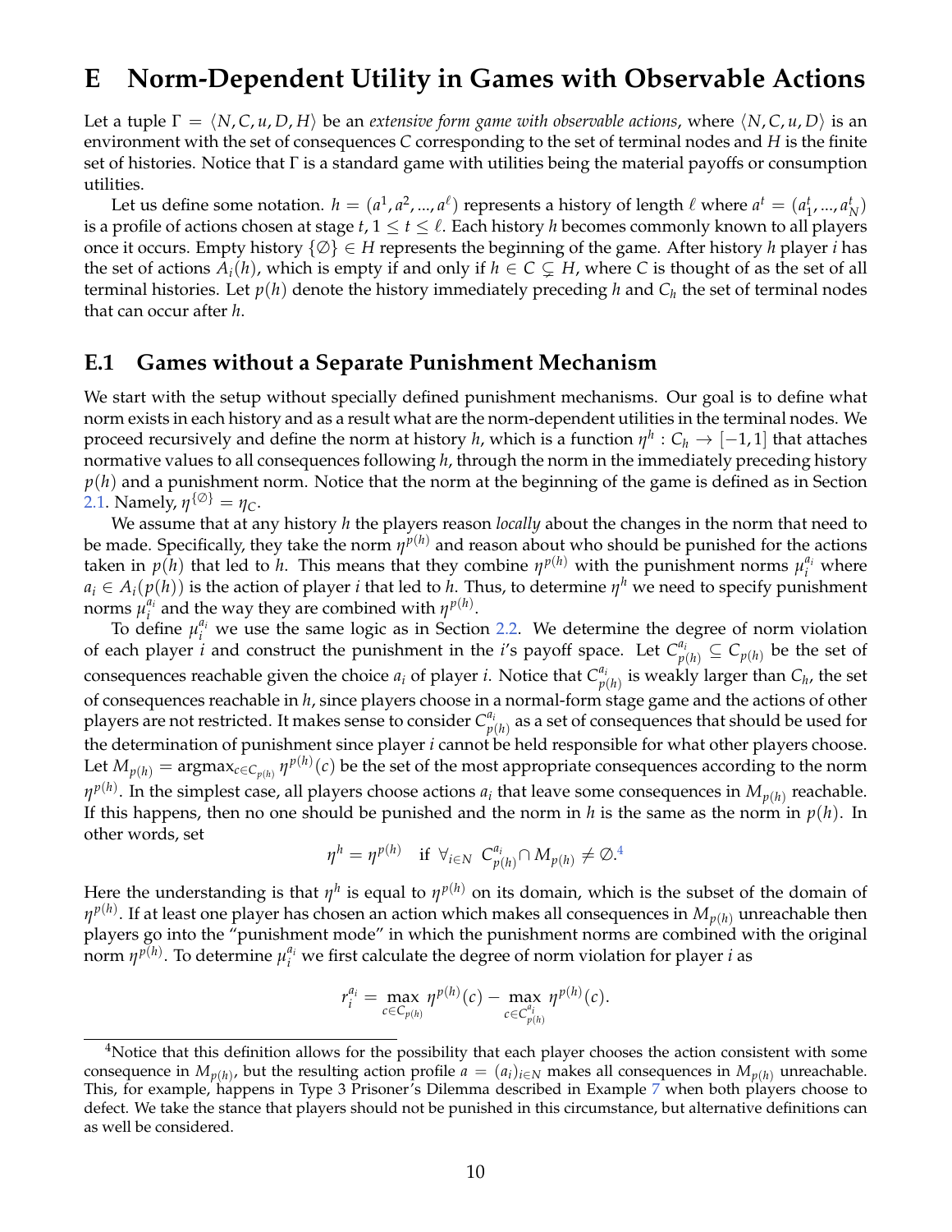# E Norm-Dependent Utility in Games with Observable Actions

Let a tuple $\Gamma = \langle N, C, u, D, H\rangle$ be an *extensive form game with observable actions*, where $\langle N, C, u, D\rangle$ is an environment with the set of consequences $C$ corresponding to the set of terminal nodes and $H$ is the finite set of histories. Notice that $\Gamma$ is a standard game with utilities being the material payoffs or consumption utilities.

Let us define some notation. $h = (a^1, a^2, ..., a^\ell)$ represents a history of length $\ell$ where $a^t = (a^t_1, ..., a^t_N)$ is a profile of actions chosen at stage $t$, $1 \leq t \leq \ell$. Each history $h$ becomes commonly known to all players once it occurs. Empty history $\{\emptyset\} \in H$ represents the beginning of the game. After history $h$ player $i$ has the set of actions $A_i(h)$, which is empty if and only if $h \in C \subsetneq H$, where $C$ is thought of as the set of all terminal histories. Let $p(h)$ denote the history immediately preceding $h$ and $C_h$ the set of terminal nodes that can occur after $h$.

## E.1 Games without a Separate Punishment Mechanism

We start with the setup without specially defined punishment mechanisms. Our goal is to define what norm exists in each history and as a result what are the norm-dependent utilities in the terminal nodes. We proceed recursively and define the norm at history $h$, which is a function $\eta^h : C_h \to [-1, 1]$ that attaches normative values to all consequences following $h$, through the norm in the immediately preceding history $p(h)$ and a punishment norm. Notice that the norm at the beginning of the game is defined as in Section 2.1. Namely, $\eta^{\{\emptyset\}} = \eta_C$.

We assume that at any history $h$ the players reason *locally* about the changes in the norm that need to be made. Specifically, they take the norm $\eta^{p(h)}$ and reason about who should be punished for the actions taken in $p(h)$ that led to $h$. This means that they combine $\eta^{p(h)}$ with the punishment norms $\mu_i^{a_i}$ where $a_i \in A_i(p(h))$ is the action of player $i$ that led to $h$. Thus, to determine $\eta^h$ we need to specify punishment norms $\mu_i^{a_i}$ and the way they are combined with $\eta^{p(h)}$.

To define $\mu_i^{a_i}$ we use the same logic as in Section 2.2. We determine the degree of norm violation of each player $i$ and construct the punishment in the $i$'s payoff space. Let $C^{a_i}_{p(h)} \subseteq C_{p(h)}$ be the set of consequences reachable given the choice $a_i$ of player $i$. Notice that $C^{a_i}_{p(h)}$ is weakly larger than $C_h$, the set of consequences reachable in $h$, since players choose in a normal-form stage game and the actions of other players are not restricted. It makes sense to consider $C^{a_i}_{p(h)}$ as a set of consequences that should be used for the determination of punishment since player $i$ cannot be held responsible for what other players choose. Let $M_{p(h)} = \operatorname{argmax}_{c \in C_{p(h)}} \eta^{p(h)}(c)$ be the set of the most appropriate consequences according to the norm $\eta^{p(h)}$. In the simplest case, all players choose actions $a_i$ that leave some consequences in $M_{p(h)}$ reachable. If this happens, then no one should be punished and the norm in $h$ is the same as the norm in $p(h)$. In other words, set

$$\eta^h = \eta^{p(h)} \quad \text{if } \forall_{i \in N} \;\; C^{a_i}_{p(h)} \cap M_{p(h)} \neq \emptyset.^{4}$$

Here the understanding is that $\eta^h$ is equal to $\eta^{p(h)}$ on its domain, which is the subset of the domain of $\eta^{p(h)}$. If at least one player has chosen an action which makes all consequences in $M_{p(h)}$ unreachable then players go into the "punishment mode" in which the punishment norms are combined with the original norm $\eta^{p(h)}$. To determine $\mu_i^{a_i}$ we first calculate the degree of norm violation for player $i$ as

$$r_i^{a_i} = \max_{c \in C_{p(h)}} \eta^{p(h)}(c) - \max_{c \in C^{a_i}_{p(h)}} \eta^{p(h)}(c).$$

[4] Notice that this definition allows for the possibility that each player chooses the action consistent with some consequence in $M_{p(h)}$, but the resulting action profile $a = (a_i)_{i \in N}$ makes all consequences in $M_{p(h)}$ unreachable. This, for example, happens in Type 3 Prisoner's Dilemma described in Example 7 when both players choose to defect. We take the stance that players should not be punished in this circumstance, but alternative definitions can as well be considered.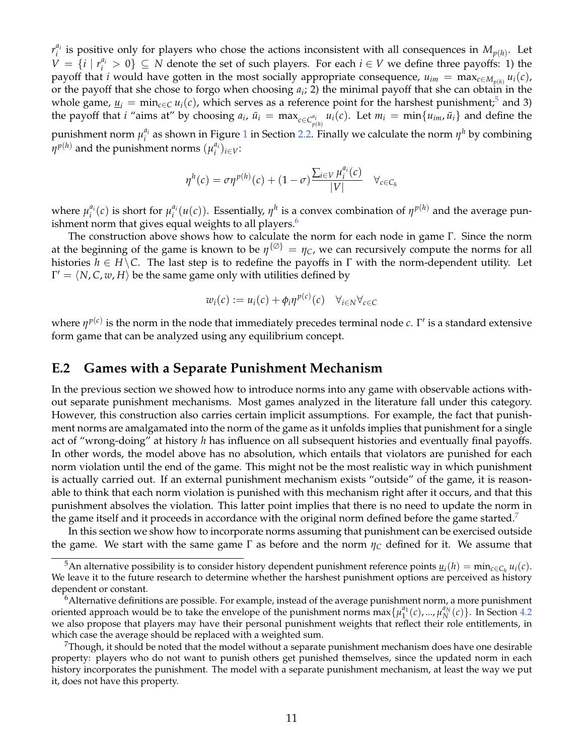$r_i^{a_i}$ is positive only for players who chose the actions inconsistent with all consequences in $M_{p(h)}$. Let $V = \{i \mid r_i^{a_i} > 0\} \subseteq N$ denote the set of such players. For each $i \in V$ we define three payoffs: 1) the payoff that $i$ would have gotten in the most socially appropriate consequence, $u_{im} = \max_{c \in M_{p(h)}} u_i(c)$, or the payoff that she chose to forgo when choosing $a_i$; 2) the minimal payoff that she can obtain in the whole game, $\underline{u}_i = \min_{c \in C} u_i(c)$, which serves as a reference point for the harshest punishment;[5] and 3) the payoff that $i$ "aims at" by choosing $a_i$, $\bar{u}_i = \max_{c \in C^{a_i}_{p(h)}} u_i(c)$. Let $m_i = \min\{u_{im}, \bar{u}_i\}$ and define the punishment norm $\mu_i^{a_i}$ as shown in Figure 1 in Section 2.2. Finally we calculate the norm $\eta^h$ by combining $\eta^{p(h)}$ and the punishment norms $(\mu_i^{a_i})_{i \in V}$:

$$\eta^h(c) = \sigma \eta^{p(h)}(c) + (1 - \sigma) \frac{\sum_{i \in V} \mu_i^{a_i}(c)}{|V|} \quad \forall_{c \in C_h}$$

where $\mu_i^{a_i}(c)$ is short for $\mu_i^{a_i}(u(c))$. Essentially, $\eta^h$ is a convex combination of $\eta^{p(h)}$ and the average punishment norm that gives equal weights to all players.[6]

The construction above shows how to calculate the norm for each node in game $\Gamma$. Since the norm at the beginning of the game is known to be $\eta^{\{\emptyset\}} = \eta_C$, we can recursively compute the norms for all histories $h \in H \backslash C$. The last step is to redefine the payoffs in $\Gamma$ with the norm-dependent utility. Let $\Gamma' = \langle N, C, w, H \rangle$ be the same game only with utilities defined by

$$w_i(c) := u_i(c) + \phi_i \eta^{p(c)}(c) \quad \forall_{i \in N} \forall_{c \in C}$$

where $\eta^{p(c)}$ is the norm in the node that immediately precedes terminal node $c$. $\Gamma'$ is a standard extensive form game that can be analyzed using any equilibrium concept.

## E.2 Games with a Separate Punishment Mechanism

In the previous section we showed how to introduce norms into any game with observable actions without separate punishment mechanisms. Most games analyzed in the literature fall under this category. However, this construction also carries certain implicit assumptions. For example, the fact that punishment norms are amalgamated into the norm of the game as it unfolds implies that punishment for a single act of "wrong-doing" at history $h$ has influence on all subsequent histories and eventually final payoffs. In other words, the model above has no absolution, which entails that violators are punished for each norm violation until the end of the game. This might not be the most realistic way in which punishment is actually carried out. If an external punishment mechanism exists "outside" of the game, it is reasonable to think that each norm violation is punished with this mechanism right after it occurs, and that this punishment absolves the violation. This latter point implies that there is no need to update the norm in the game itself and it proceeds in accordance with the original norm defined before the game started.[7]

In this section we show how to incorporate norms assuming that punishment can be exercised outside the game. We start with the same game $\Gamma$ as before and the norm $\eta_C$ defined for it. We assume that

[5] An alternative possibility is to consider history dependent punishment reference points $\underline{u}_i(h) = \min_{c \in C_h} u_i(c)$. We leave it to the future research to determine whether the harshest punishment options are perceived as history dependent or constant.

[6] Alternative definitions are possible. For example, instead of the average punishment norm, a more punishment oriented approach would be to take the envelope of the punishment norms $\max\{\mu_1^{a_1}(c), ..., \mu_N^{a_N}(c)\}$. In Section 4.2 we also propose that players may have their personal punishment weights that reflect their role entitlements, in which case the average should be replaced with a weighted sum.

[7] Though, it should be noted that the model without a separate punishment mechanism does have one desirable property: players who do not want to punish others get punished themselves, since the updated norm in each history incorporates the punishment. The model with a separate punishment mechanism, at least the way we put it, does not have this property.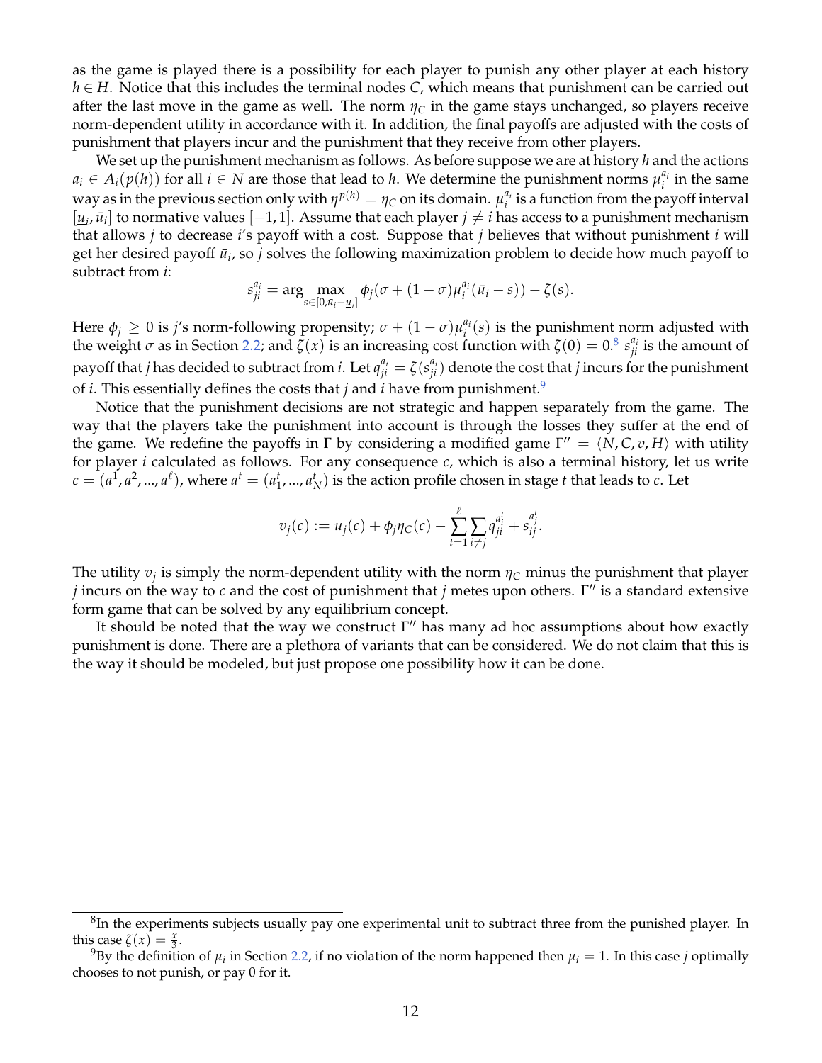as the game is played there is a possibility for each player to punish any other player at each history $h \in H$. Notice that this includes the terminal nodes $C$, which means that punishment can be carried out after the last move in the game as well. The norm $\eta_C$ in the game stays unchanged, so players receive norm-dependent utility in accordance with it. In addition, the final payoffs are adjusted with the costs of punishment that players incur and the punishment that they receive from other players.

We set up the punishment mechanism as follows. As before suppose we are at history $h$ and the actions $a_i \in A_i(p(h))$ for all $i \in N$ are those that lead to $h$. We determine the punishment norms $\mu_i^{a_i}$ in the same way as in the previous section only with $\eta^{p(h)} = \eta_C$ on its domain. $\mu_i^{a_i}$ is a function from the payoff interval $[\underline{u}_i, \bar{u}_i]$ to normative values $[-1, 1]$. Assume that each player $j \neq i$ has access to a punishment mechanism that allows $j$ to decrease $i$'s payoff with a cost. Suppose that $j$ believes that without punishment $i$ will get her desired payoff $\bar{u}_i$, so $j$ solves the following maximization problem to decide how much payoff to subtract from $i$:

$$s_{ji}^{a_i} = \arg\max_{s \in [0, \bar{u}_i - \underline{u}_i]} \phi_j(\sigma + (1-\sigma)\mu_i^{a_i}(\bar{u}_i - s)) - \zeta(s).$$

Here $\phi_j \geq 0$ is $j$'s norm-following propensity; $\sigma + (1-\sigma)\mu_i^{a_i}(s)$ is the punishment norm adjusted with the weight $\sigma$ as in Section 2.2; and $\zeta(x)$ is an increasing cost function with $\zeta(0) = 0$.[8] $s_{ji}^{a_i}$ is the amount of payoff that $j$ has decided to subtract from $i$. Let $q_{ji}^{a_i} = \zeta(s_{ji}^{a_i})$ denote the cost that $j$ incurs for the punishment of $i$. This essentially defines the costs that $j$ and $i$ have from punishment.[9]

Notice that the punishment decisions are not strategic and happen separately from the game. The way that the players take the punishment into account is through the losses they suffer at the end of the game. We redefine the payoffs in $\Gamma$ by considering a modified game $\Gamma'' = \langle N, C, v, H \rangle$ with utility for player $i$ calculated as follows. For any consequence $c$, which is also a terminal history, let us write $c = (a^1, a^2, ..., a^\ell)$, where $a^t = (a_1^t, ..., a_N^t)$ is the action profile chosen in stage $t$ that leads to $c$. Let

$$v_j(c) := u_j(c) + \phi_j \eta_C(c) - \sum_{t=1}^{\ell} \sum_{i \neq j} q_{ji}^{a_i^t} + s_{ij}^{a_j^t}.$$

The utility $v_j$ is simply the norm-dependent utility with the norm $\eta_C$ minus the punishment that player $j$ incurs on the way to $c$ and the cost of punishment that $j$ metes upon others. $\Gamma''$ is a standard extensive form game that can be solved by any equilibrium concept.

It should be noted that the way we construct $\Gamma''$ has many ad hoc assumptions about how exactly punishment is done. There are a plethora of variants that can be considered. We do not claim that this is the way it should be modeled, but just propose one possibility how it can be done.

---

[8] In the experiments subjects usually pay one experimental unit to subtract three from the punished player. In this case $\zeta(x) = \frac{x}{3}$.

[9] By the definition of $\mu_i$ in Section 2.2, if no violation of the norm happened then $\mu_i = 1$. In this case $j$ optimally chooses to not punish, or pay 0 for it.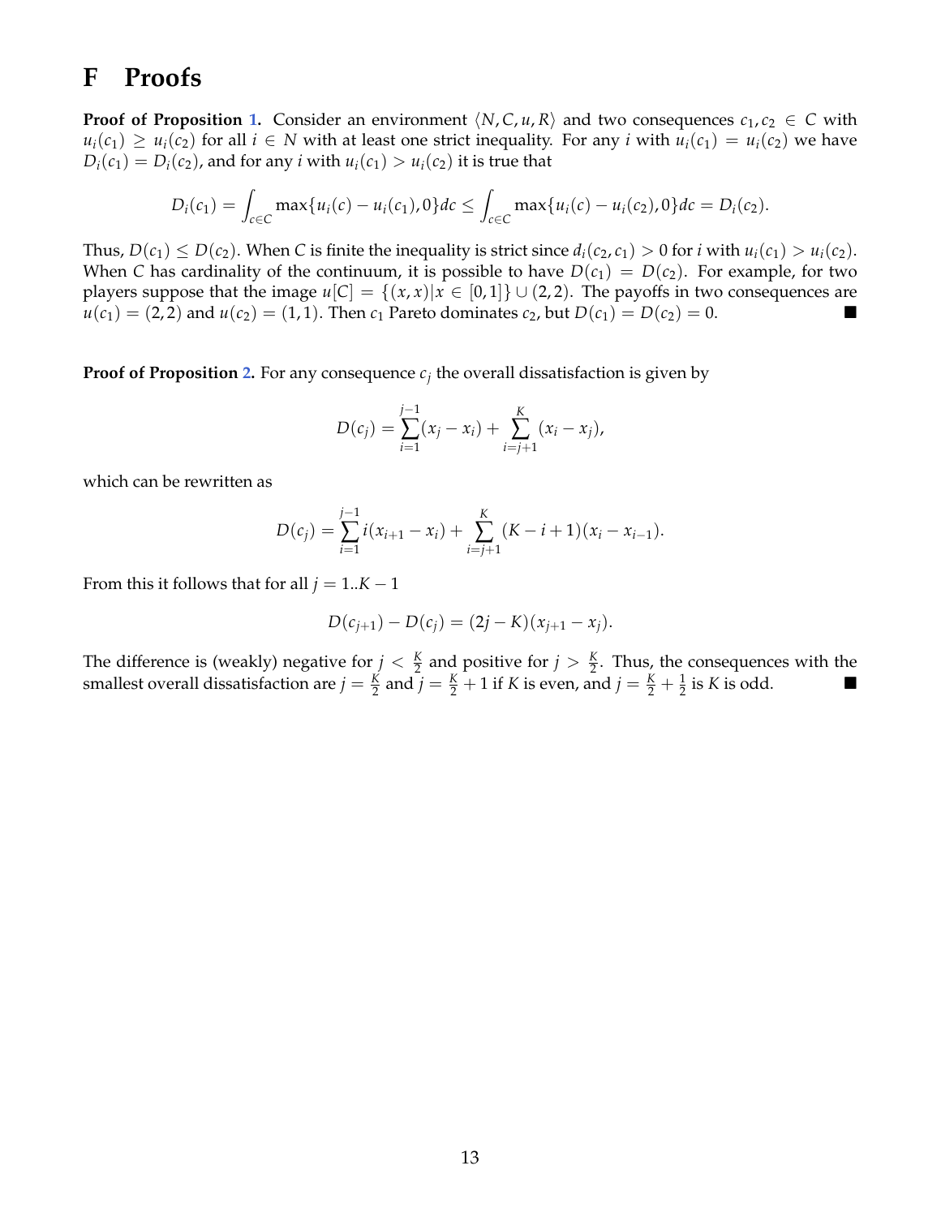# F Proofs

**Proof of Proposition 1.** Consider an environment $\langle N, C, u, R\rangle$ and two consequences $c_1, c_2 \in C$ with $u_i(c_1) \geq u_i(c_2)$ for all $i \in N$ with at least one strict inequality. For any $i$ with $u_i(c_1) = u_i(c_2)$ we have $D_i(c_1) = D_i(c_2)$, and for any $i$ with $u_i(c_1) > u_i(c_2)$ it is true that

$$D_i(c_1) = \int_{c \in C} \max\{u_i(c) - u_i(c_1), 0\} dc \leq \int_{c \in C} \max\{u_i(c) - u_i(c_2), 0\} dc = D_i(c_2).$$

Thus, $D(c_1) \leq D(c_2)$. When $C$ is finite the inequality is strict since $d_i(c_2, c_1) > 0$ for $i$ with $u_i(c_1) > u_i(c_2)$. When $C$ has cardinality of the continuum, it is possible to have $D(c_1) = D(c_2)$. For example, for two players suppose that the image $u[C] = \{(x, x) | x \in [0, 1]\} \cup (2, 2)$. The payoffs in two consequences are $u(c_1) = (2, 2)$ and $u(c_2) = (1, 1)$. Then $c_1$ Pareto dominates $c_2$, but $D(c_1) = D(c_2) = 0$. ■

**Proof of Proposition 2.** For any consequence $c_j$ the overall dissatisfaction is given by

$$D(c_j) = \sum_{i=1}^{j-1} (x_j - x_i) + \sum_{i=j+1}^{K} (x_i - x_j),$$

which can be rewritten as

$$D(c_j) = \sum_{i=1}^{j-1} i(x_{i+1} - x_i) + \sum_{i=j+1}^{K} (K - i + 1)(x_i - x_{i-1}).$$

From this it follows that for all $j = 1..K-1$

$$D(c_{j+1}) - D(c_j) = (2j - K)(x_{j+1} - x_j).$$

The difference is (weakly) negative for $j < \frac{K}{2}$ and positive for $j > \frac{K}{2}$. Thus, the consequences with the smallest overall dissatisfaction are $j = \frac{K}{2}$ and $j = \frac{K}{2} + 1$ if $K$ is even, and $j = \frac{K}{2} + \frac{1}{2}$ is $K$ is odd. ■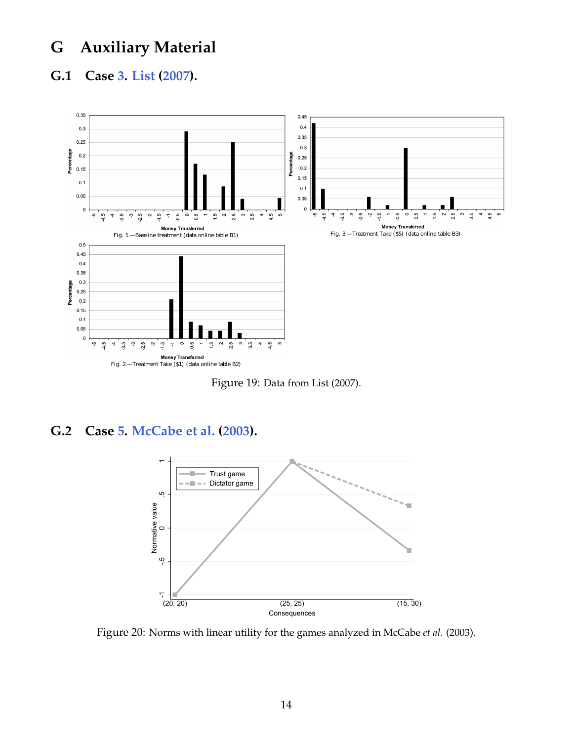# G Auxiliary Material

## G.1 Case 3. List (2007).

Figure 19: Data from List (2007).

## G.2 Case 5. McCabe et al. (2003).

Figure 20: Norms with linear utility for the games analyzed in McCabe *et al.* (2003).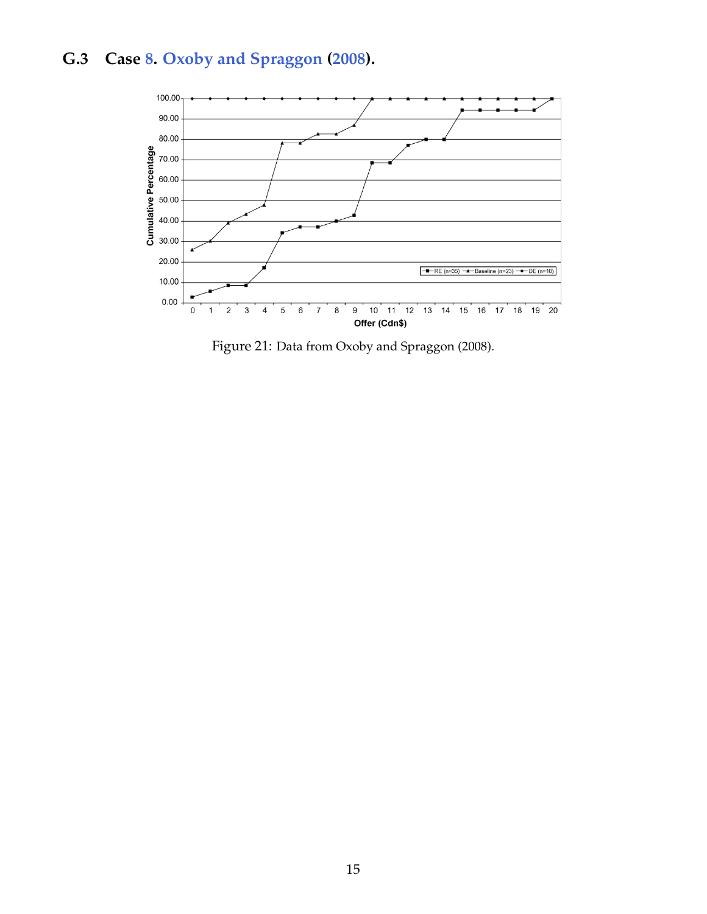### G.3 Case 8. Oxoby and Spraggon (2008).

Figure 21: Data from Oxoby and Spraggon (2008).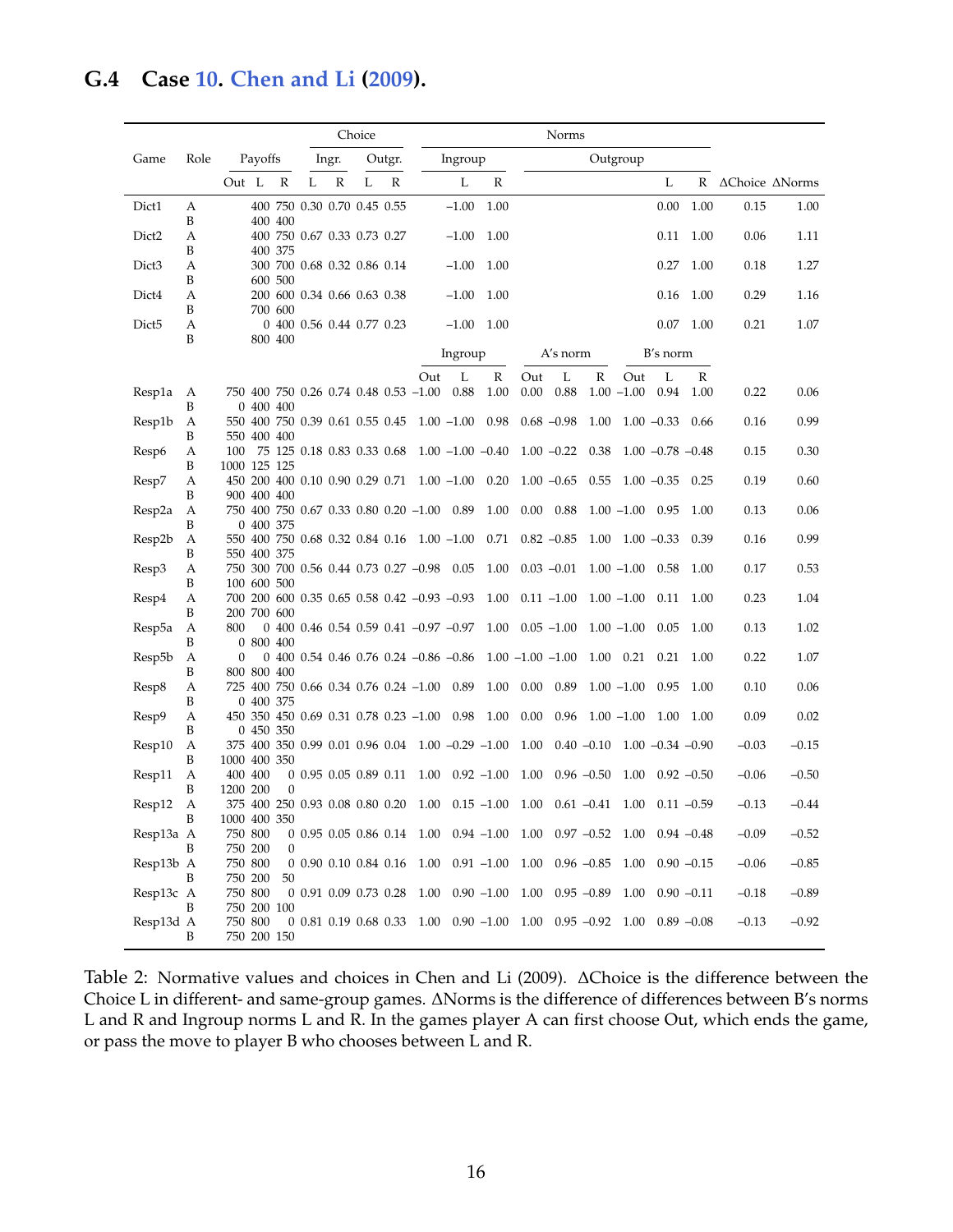## G.4 Case 10. Chen and Li (2009).

| Game | Role | Payoffs | | | Choice | | | | Norms | | | | | | | | | | |
|---|---|---|---|---|---|---|---|---|---|---|---|---|---|---|---|---|---|---|---|
| | | | | | Ingr. | | Outgr. | | Ingroup | | | Outgroup | | | | | | | |
| | | Out | L | R | L | R | L | R | | L | R | | | | | L | R | ΔChoice | ΔNorms |
| Dict1 | A | | 400 | 750 | 0.30 | 0.70 | 0.45 | 0.55 | | −1.00 | 1.00 | | | | | 0.00 | 1.00 | 0.15 | 1.00 |
| | B | | 400 | 400 | | | | | | | | | | | | | | | |
| Dict2 | A | | 400 | 750 | 0.67 | 0.33 | 0.73 | 0.27 | | −1.00 | 1.00 | | | | | 0.11 | 1.00 | 0.06 | 1.11 |
| | B | | 400 | 375 | | | | | | | | | | | | | | | |
| Dict3 | A | | 300 | 700 | 0.68 | 0.32 | 0.86 | 0.14 | | −1.00 | 1.00 | | | | | 0.27 | 1.00 | 0.18 | 1.27 |
| | B | | 600 | 500 | | | | | | | | | | | | | | | |
| Dict4 | A | | 200 | 600 | 0.34 | 0.66 | 0.63 | 0.38 | | −1.00 | 1.00 | | | | | 0.16 | 1.00 | 0.29 | 1.16 |
| | B | | 700 | 600 | | | | | | | | | | | | | | | |
| Dict5 | A | | 0 | 400 | 0.56 | 0.44 | 0.77 | 0.23 | | −1.00 | 1.00 | | | | | 0.07 | 1.00 | 0.21 | 1.07 |
| | B | | 800 | 400 | | | | | | | | | | | | | | | |
| | | | | | | | | | Ingroup | | | A's norm | | | B's norm | | | | |
| | | | | | | | | | Out | L | R | Out | L | R | Out | L | R | | |
| Resp1a | A | 750 | 400 | 750 | 0.26 | 0.74 | 0.48 | 0.53 | −1.00 | 0.88 | 1.00 | 0.00 | 0.88 | 1.00 | −1.00 | 0.94 | 1.00 | 0.22 | 0.06 |
| | B | 0 | 400 | 400 | | | | | | | | | | | | | | | |
| Resp1b | A | 550 | 400 | 750 | 0.39 | 0.61 | 0.55 | 0.45 | 1.00 | −1.00 | 0.98 | 0.68 | −0.98 | 1.00 | 1.00 | −0.33 | 0.66 | 0.16 | 0.99 |
| | B | 550 | 400 | 400 | | | | | | | | | | | | | | | |
| Resp6 | A | 100 | 75 | 125 | 0.18 | 0.83 | 0.33 | 0.68 | 1.00 | −1.00 | −0.40 | 1.00 | −0.22 | 0.38 | 1.00 | −0.78 | −0.48 | 0.15 | 0.30 |
| | B | 1000 | 125 | 125 | | | | | | | | | | | | | | | |
| Resp7 | A | 450 | 200 | 400 | 0.10 | 0.90 | 0.29 | 0.71 | 1.00 | −1.00 | 0.20 | 1.00 | −0.65 | 0.55 | 1.00 | −0.35 | 0.25 | 0.19 | 0.60 |
| | B | 900 | 400 | 400 | | | | | | | | | | | | | | | |
| Resp2a | A | 750 | 400 | 750 | 0.67 | 0.33 | 0.80 | 0.20 | −1.00 | 0.89 | 1.00 | 0.00 | 0.88 | 1.00 | −1.00 | 0.95 | 1.00 | 0.13 | 0.06 |
| | B | 0 | 400 | 375 | | | | | | | | | | | | | | | |
| Resp2b | A | 550 | 400 | 750 | 0.68 | 0.32 | 0.84 | 0.16 | 1.00 | −1.00 | 0.71 | 0.82 | −0.85 | 1.00 | 1.00 | −0.33 | 0.39 | 0.16 | 0.99 |
| | B | 550 | 400 | 375 | | | | | | | | | | | | | | | |
| Resp3 | A | 750 | 300 | 700 | 0.56 | 0.44 | 0.73 | 0.27 | −0.98 | 0.05 | 1.00 | 0.03 | −0.01 | 1.00 | −1.00 | 0.58 | 1.00 | 0.17 | 0.53 |
| | B | 100 | 600 | 500 | | | | | | | | | | | | | | | |
| Resp4 | A | 700 | 200 | 600 | 0.35 | 0.65 | 0.58 | 0.42 | −0.93 | −0.93 | 1.00 | 0.11 | −1.00 | 1.00 | −1.00 | 0.11 | 1.00 | 0.23 | 1.04 |
| | B | 200 | 700 | 600 | | | | | | | | | | | | | | | |
| Resp5a | A | 800 | 0 | 400 | 0.46 | 0.54 | 0.59 | 0.41 | −0.97 | −0.97 | 1.00 | 0.05 | −1.00 | 1.00 | −1.00 | 0.05 | 1.00 | 0.13 | 1.02 |
| | B | 0 | 800 | 400 | | | | | | | | | | | | | | | |
| Resp5b | A | 0 | 0 | 400 | 0.54 | 0.46 | 0.76 | 0.24 | −0.86 | −0.86 | 1.00 | −1.00 | −1.00 | 1.00 | 0.21 | 0.21 | 1.00 | 0.22 | 1.07 |
| | B | 800 | 800 | 400 | | | | | | | | | | | | | | | |
| Resp8 | A | 725 | 400 | 750 | 0.66 | 0.34 | 0.76 | 0.24 | −1.00 | 0.89 | 1.00 | 0.00 | 0.89 | 1.00 | −1.00 | 0.95 | 1.00 | 0.10 | 0.06 |
| | B | 0 | 400 | 375 | | | | | | | | | | | | | | | |
| Resp9 | A | 450 | 350 | 450 | 0.69 | 0.31 | 0.78 | 0.23 | −1.00 | 0.98 | 1.00 | 0.00 | 0.96 | 1.00 | −1.00 | 1.00 | 1.00 | 0.09 | 0.02 |
| | B | 0 | 450 | 350 | | | | | | | | | | | | | | | |
| Resp10 | A | 375 | 400 | 350 | 0.99 | 0.01 | 0.96 | 0.04 | 1.00 | −0.29 | −1.00 | 1.00 | 0.40 | −0.10 | 1.00 | −0.34 | −0.90 | −0.03 | −0.15 |
| | B | 1000 | 400 | 350 | | | | | | | | | | | | | | | |
| Resp11 | A | 400 | 400 | 0 | 0.95 | 0.05 | 0.89 | 0.11 | 1.00 | 0.92 | −1.00 | 1.00 | 0.96 | −0.50 | 1.00 | 0.92 | −0.50 | −0.06 | −0.50 |
| | B | 1200 | 200 | 0 | | | | | | | | | | | | | | | |
| Resp12 | A | 375 | 400 | 250 | 0.93 | 0.08 | 0.80 | 0.20 | 1.00 | 0.15 | −1.00 | 1.00 | 0.61 | −0.41 | 1.00 | 0.11 | −0.59 | −0.13 | −0.44 |
| | B | 1000 | 400 | 350 | | | | | | | | | | | | | | | |
| Resp13a | A | 750 | 800 | 0 | 0.95 | 0.05 | 0.86 | 0.14 | 1.00 | 0.94 | −1.00 | 1.00 | 0.97 | −0.52 | 1.00 | 0.94 | −0.48 | −0.09 | −0.52 |
| | B | 750 | 200 | 0 | | | | | | | | | | | | | | | |
| Resp13b | A | 750 | 800 | 0 | 0.90 | 0.10 | 0.84 | 0.16 | 1.00 | 0.91 | −1.00 | 1.00 | 0.96 | −0.85 | 1.00 | 0.90 | −0.15 | −0.06 | −0.85 |
| | B | 750 | 200 | 50 | | | | | | | | | | | | | | | |
| Resp13c | A | 750 | 800 | 0 | 0.91 | 0.09 | 0.73 | 0.28 | 1.00 | 0.90 | −1.00 | 1.00 | 0.95 | −0.89 | 1.00 | 0.90 | −0.11 | −0.18 | −0.89 |
| | B | 750 | 200 | 100 | | | | | | | | | | | | | | | |
| Resp13d | A | 750 | 800 | 0 | 0.81 | 0.19 | 0.68 | 0.33 | 1.00 | 0.90 | −1.00 | 1.00 | 0.95 | −0.92 | 1.00 | 0.89 | −0.08 | −0.13 | −0.92 |
| | B | 750 | 200 | 150 | | | | | | | | | | | | | | | |

Table 2: Normative values and choices in Chen and Li (2009). ΔChoice is the difference between the Choice L in different- and same-group games. ΔNorms is the difference of differences between B's norms L and R and Ingroup norms L and R. In the games player A can first choose Out, which ends the game, or pass the move to player B who chooses between L and R.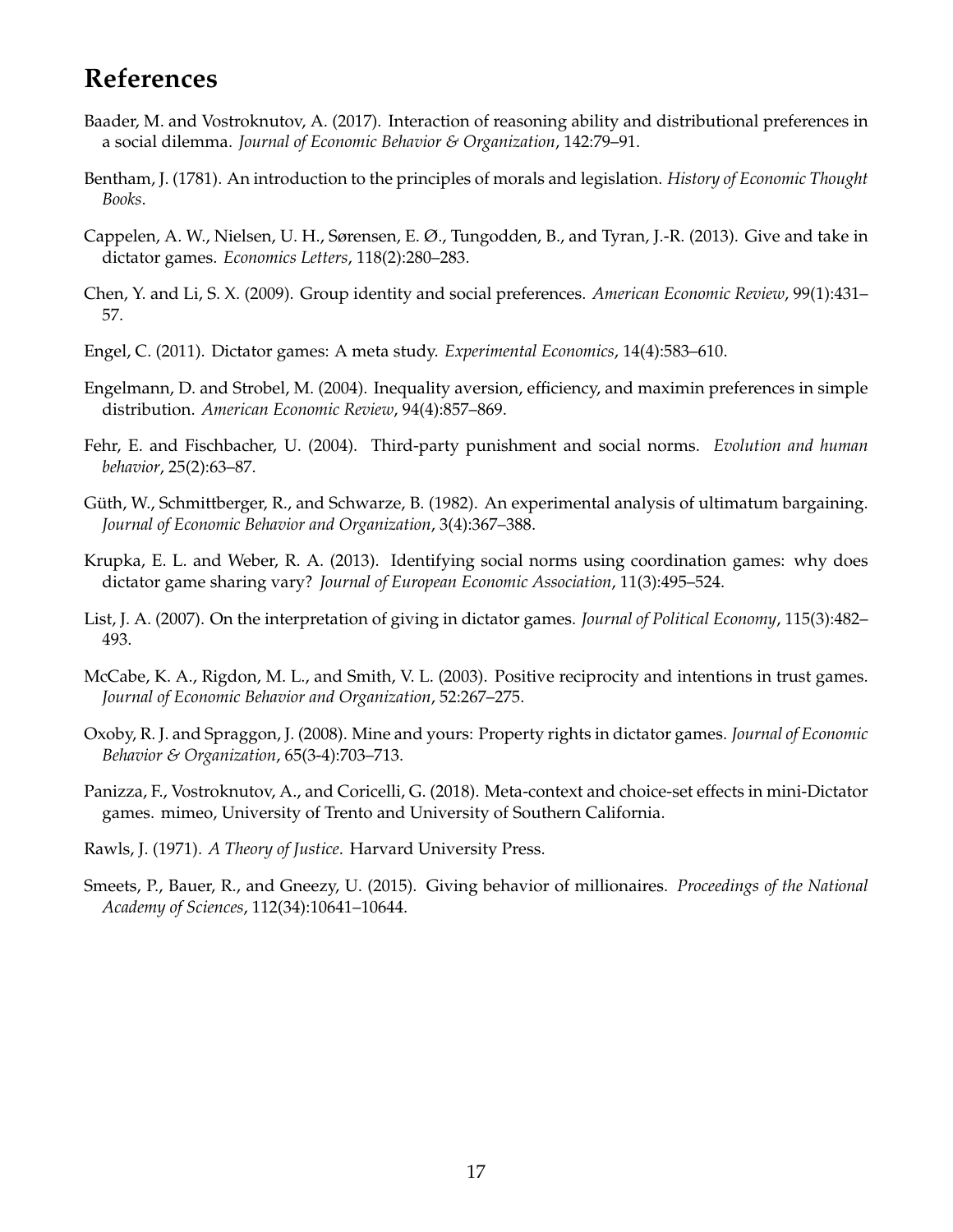# References

Baader, M. and Vostroknutov, A. (2017). Interaction of reasoning ability and distributional preferences in a social dilemma. *Journal of Economic Behavior & Organization*, 142:79–91.

Bentham, J. (1781). An introduction to the principles of morals and legislation. *History of Economic Thought Books*.

Cappelen, A. W., Nielsen, U. H., Sørensen, E. Ø., Tungodden, B., and Tyran, J.-R. (2013). Give and take in dictator games. *Economics Letters*, 118(2):280–283.

Chen, Y. and Li, S. X. (2009). Group identity and social preferences. *American Economic Review*, 99(1):431–57.

Engel, C. (2011). Dictator games: A meta study. *Experimental Economics*, 14(4):583–610.

Engelmann, D. and Strobel, M. (2004). Inequality aversion, efficiency, and maximin preferences in simple distribution. *American Economic Review*, 94(4):857–869.

Fehr, E. and Fischbacher, U. (2004). Third-party punishment and social norms. *Evolution and human behavior*, 25(2):63–87.

Güth, W., Schmittberger, R., and Schwarze, B. (1982). An experimental analysis of ultimatum bargaining. *Journal of Economic Behavior and Organization*, 3(4):367–388.

Krupka, E. L. and Weber, R. A. (2013). Identifying social norms using coordination games: why does dictator game sharing vary? *Journal of European Economic Association*, 11(3):495–524.

List, J. A. (2007). On the interpretation of giving in dictator games. *Journal of Political Economy*, 115(3):482–493.

McCabe, K. A., Rigdon, M. L., and Smith, V. L. (2003). Positive reciprocity and intentions in trust games. *Journal of Economic Behavior and Organization*, 52:267–275.

Oxoby, R. J. and Spraggon, J. (2008). Mine and yours: Property rights in dictator games. *Journal of Economic Behavior & Organization*, 65(3-4):703–713.

Panizza, F., Vostroknutov, A., and Coricelli, G. (2018). Meta-context and choice-set effects in mini-Dictator games. mimeo, University of Trento and University of Southern California.

Rawls, J. (1971). *A Theory of Justice*. Harvard University Press.

Smeets, P., Bauer, R., and Gneezy, U. (2015). Giving behavior of millionaires. *Proceedings of the National Academy of Sciences*, 112(34):10641–10644.